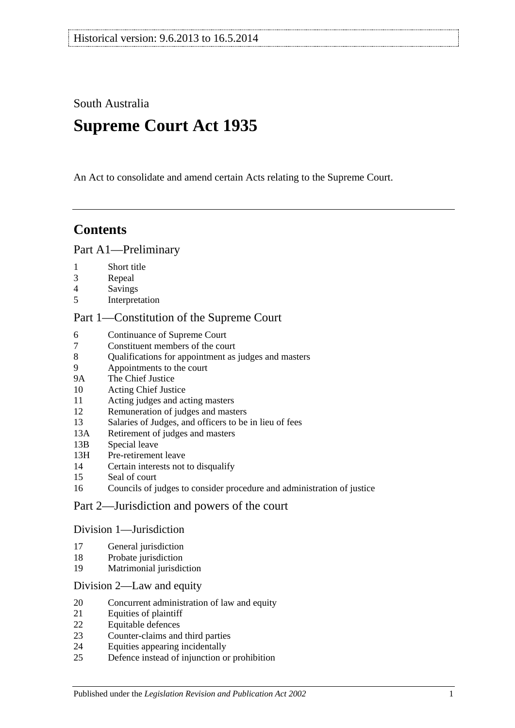Historical version: 9.6.2013 to 16.5.2014

South Australia

# Supreme Court Act 1935

An Act to consolidate and amend certain Acts relating to the Supreme Court.

## Contents

### Part A1—Preliminary

- 1 Short title
- 3 Repeal
- 4 Savings
- 5 Interpretation

### Part 1—Constitution of the Supreme Court

- 6 Continuance of Supreme Court
- 7 Constituent members of the court
- 8 Qualifications for appointment as judges and masters
- 9 Appointments to the court
- 9A The Chief Justice
- 10 Acting Chief Justice
- 11 Acting judges and acting masters
- 12 Remuneration of judges and masters
- 13 Salaries of Judges, and officers to be in lieu of fees
- 13A Retirement of judges and masters
- 13B Special leave
- 13H Pre-retirement leave
- 14 Certain interests not to disqualify
- 15 Seal of court
- 16 Councils of judges to consider procedure and administration of justice

### Part 2—Jurisdiction and powers of the court

#### Division 1—Jurisdiction

- 17 General jurisdiction
- 18 Probate jurisdiction
- 19 Matrimonial jurisdiction

#### Division 2—Law and equity

- 20 Concurrent administration of law and equity
- 21 Equities of plaintiff
- 22 Equitable defences
- 23 Counter-claims and third parties
- 24 Equities appearing incidentally
- 25 Defence instead of injunction or prohibition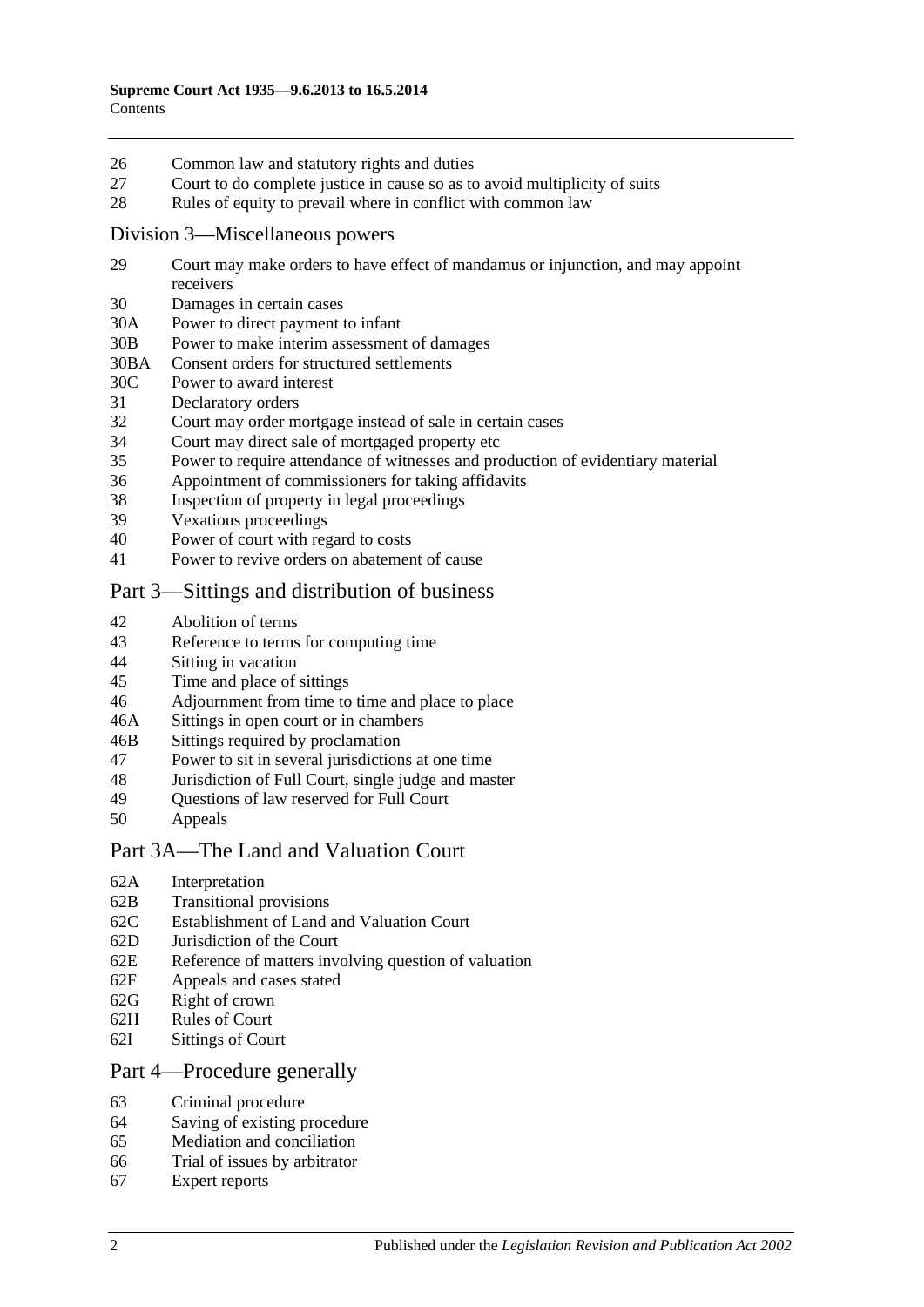26 Common law and statutory rights and duties
27 Court to do complete justice in cause so as to avoid multiplicity of suits
28 Rules of equity to prevail where in conflict with common law

## Division 3—Miscellaneous powers

29 Court may make orders to have effect of mandamus or injunction, and may appoint receivers
30 Damages in certain cases
30A Power to direct payment to infant
30B Power to make interim assessment of damages
30BA Consent orders for structured settlements
30C Power to award interest
31 Declaratory orders
32 Court may order mortgage instead of sale in certain cases
34 Court may direct sale of mortgaged property etc
35 Power to require attendance of witnesses and production of evidentiary material
36 Appointment of commissioners for taking affidavits
38 Inspection of property in legal proceedings
39 Vexatious proceedings
40 Power of court with regard to costs
41 Power to revive orders on abatement of cause

## Part 3—Sittings and distribution of business

42 Abolition of terms
43 Reference to terms for computing time
44 Sitting in vacation
45 Time and place of sittings
46 Adjournment from time to time and place to place
46A Sittings in open court or in chambers
46B Sittings required by proclamation
47 Power to sit in several jurisdictions at one time
48 Jurisdiction of Full Court, single judge and master
49 Questions of law reserved for Full Court
50 Appeals

## Part 3A—The Land and Valuation Court

62A Interpretation
62B Transitional provisions
62C Establishment of Land and Valuation Court
62D Jurisdiction of the Court
62E Reference of matters involving question of valuation
62F Appeals and cases stated
62G Right of crown
62H Rules of Court
62I Sittings of Court

## Part 4—Procedure generally

63 Criminal procedure
64 Saving of existing procedure
65 Mediation and conciliation
66 Trial of issues by arbitrator
67 Expert reports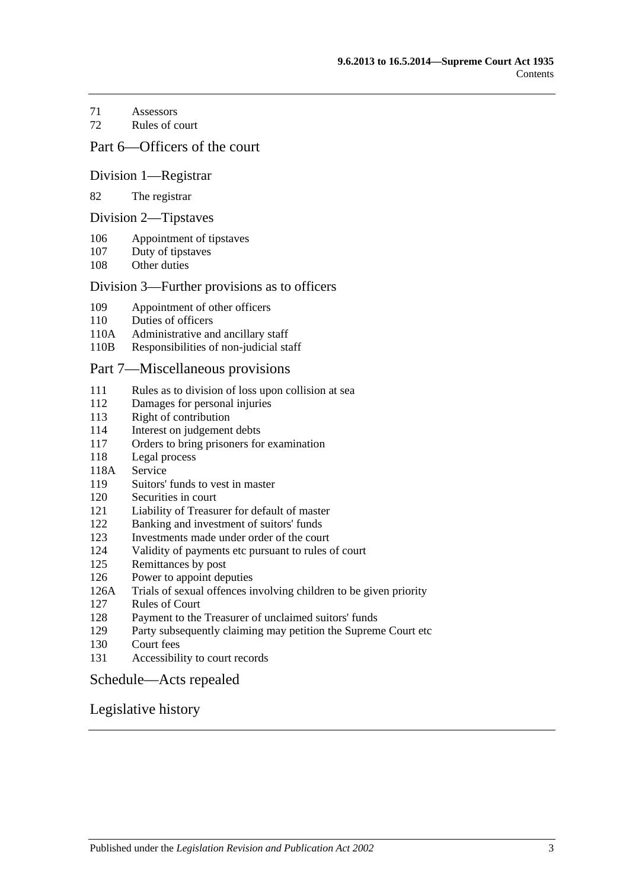71 Assessors
72 Rules of court

## Part 6—Officers of the court

### Division 1—Registrar

82 The registrar

### Division 2—Tipstaves

106 Appointment of tipstaves
107 Duty of tipstaves
108 Other duties

### Division 3—Further provisions as to officers

109 Appointment of other officers
110 Duties of officers
110A Administrative and ancillary staff
110B Responsibilities of non-judicial staff

## Part 7—Miscellaneous provisions

111 Rules as to division of loss upon collision at sea
112 Damages for personal injuries
113 Right of contribution
114 Interest on judgement debts
117 Orders to bring prisoners for examination
118 Legal process
118A Service
119 Suitors' funds to vest in master
120 Securities in court
121 Liability of Treasurer for default of master
122 Banking and investment of suitors' funds
123 Investments made under order of the court
124 Validity of payments etc pursuant to rules of court
125 Remittances by post
126 Power to appoint deputies
126A Trials of sexual offences involving children to be given priority
127 Rules of Court
128 Payment to the Treasurer of unclaimed suitors' funds
129 Party subsequently claiming may petition the Supreme Court etc
130 Court fees
131 Accessibility to court records

## Schedule—Acts repealed

## Legislative history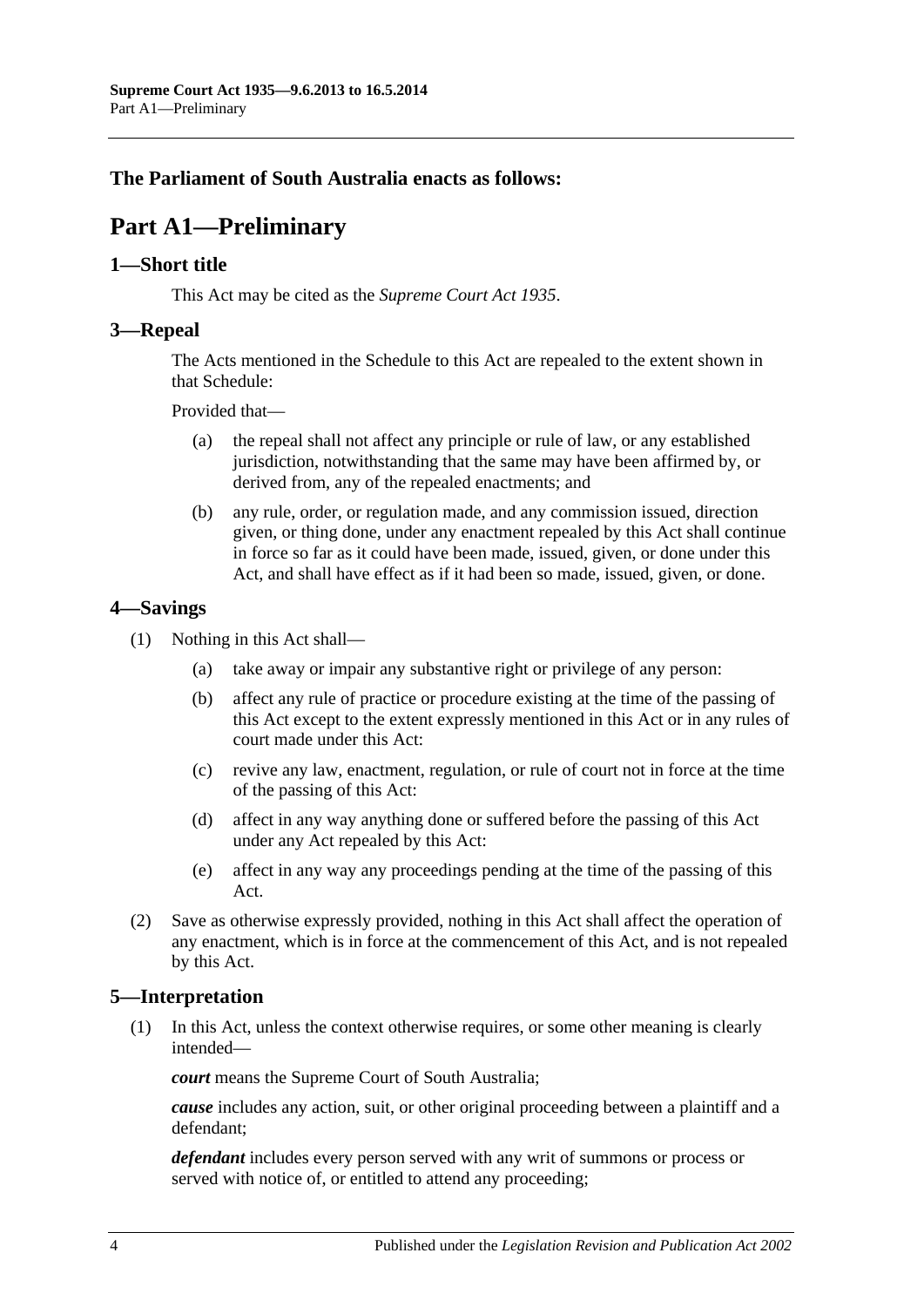**The Parliament of South Australia enacts as follows:**

# Part A1—Preliminary

## 1—Short title

This Act may be cited as the *Supreme Court Act 1935*.

## 3—Repeal

The Acts mentioned in the Schedule to this Act are repealed to the extent shown in that Schedule:

Provided that—

(a) the repeal shall not affect any principle or rule of law, or any established jurisdiction, notwithstanding that the same may have been affirmed by, or derived from, any of the repealed enactments; and

(b) any rule, order, or regulation made, and any commission issued, direction given, or thing done, under any enactment repealed by this Act shall continue in force so far as it could have been made, issued, given, or done under this Act, and shall have effect as if it had been so made, issued, given, or done.

## 4—Savings

(1) Nothing in this Act shall—

(a) take away or impair any substantive right or privilege of any person:

(b) affect any rule of practice or procedure existing at the time of the passing of this Act except to the extent expressly mentioned in this Act or in any rules of court made under this Act:

(c) revive any law, enactment, regulation, or rule of court not in force at the time of the passing of this Act:

(d) affect in any way anything done or suffered before the passing of this Act under any Act repealed by this Act:

(e) affect in any way any proceedings pending at the time of the passing of this Act.

(2) Save as otherwise expressly provided, nothing in this Act shall affect the operation of any enactment, which is in force at the commencement of this Act, and is not repealed by this Act.

## 5—Interpretation

(1) In this Act, unless the context otherwise requires, or some other meaning is clearly intended—

***court*** means the Supreme Court of South Australia;

***cause*** includes any action, suit, or other original proceeding between a plaintiff and a defendant;

***defendant*** includes every person served with any writ of summons or process or served with notice of, or entitled to attend any proceeding;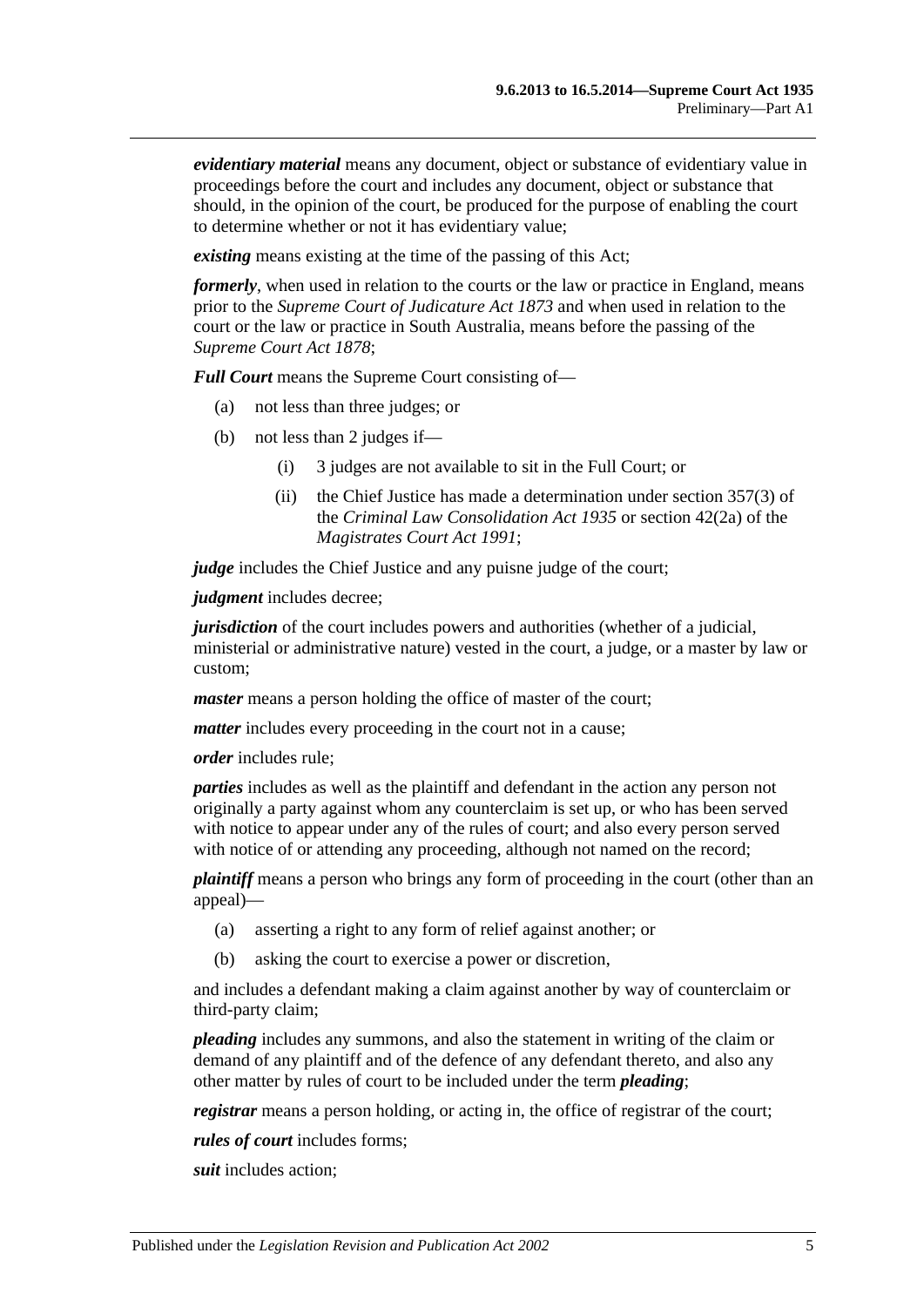***evidentiary material*** means any document, object or substance of evidentiary value in proceedings before the court and includes any document, object or substance that should, in the opinion of the court, be produced for the purpose of enabling the court to determine whether or not it has evidentiary value;

***existing*** means existing at the time of the passing of this Act;

***formerly***, when used in relation to the courts or the law or practice in England, means prior to the *Supreme Court of Judicature Act 1873* and when used in relation to the court or the law or practice in South Australia, means before the passing of the *Supreme Court Act 1878*;

***Full Court*** means the Supreme Court consisting of—

- (a) not less than three judges; or
- (b) not less than 2 judges if—
  - (i) 3 judges are not available to sit in the Full Court; or
  - (ii) the Chief Justice has made a determination under section 357(3) of the *Criminal Law Consolidation Act 1935* or section 42(2a) of the *Magistrates Court Act 1991*;

***judge*** includes the Chief Justice and any puisne judge of the court;

***judgment*** includes decree;

***jurisdiction*** of the court includes powers and authorities (whether of a judicial, ministerial or administrative nature) vested in the court, a judge, or a master by law or custom;

***master*** means a person holding the office of master of the court;

***matter*** includes every proceeding in the court not in a cause;

***order*** includes rule;

***parties*** includes as well as the plaintiff and defendant in the action any person not originally a party against whom any counterclaim is set up, or who has been served with notice to appear under any of the rules of court; and also every person served with notice of or attending any proceeding, although not named on the record;

***plaintiff*** means a person who brings any form of proceeding in the court (other than an appeal)—

- (a) asserting a right to any form of relief against another; or
- (b) asking the court to exercise a power or discretion,

and includes a defendant making a claim against another by way of counterclaim or third-party claim;

***pleading*** includes any summons, and also the statement in writing of the claim or demand of any plaintiff and of the defence of any defendant thereto, and also any other matter by rules of court to be included under the term ***pleading***;

***registrar*** means a person holding, or acting in, the office of registrar of the court;

***rules of court*** includes forms;

***suit*** includes action;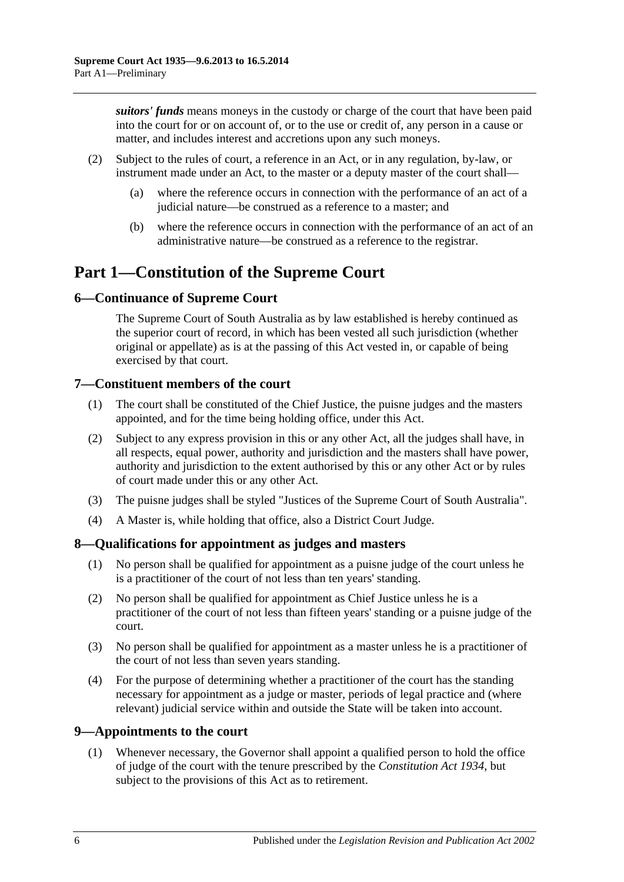***suitors' funds*** means moneys in the custody or charge of the court that have been paid into the court for or on account of, or to the use or credit of, any person in a cause or matter, and includes interest and accretions upon any such moneys.

(2) Subject to the rules of court, a reference in an Act, or in any regulation, by-law, or instrument made under an Act, to the master or a deputy master of the court shall—

(a) where the reference occurs in connection with the performance of an act of a judicial nature—be construed as a reference to a master; and

(b) where the reference occurs in connection with the performance of an act of an administrative nature—be construed as a reference to the registrar.

# Part 1—Constitution of the Supreme Court

## 6—Continuance of Supreme Court

The Supreme Court of South Australia as by law established is hereby continued as the superior court of record, in which has been vested all such jurisdiction (whether original or appellate) as is at the passing of this Act vested in, or capable of being exercised by that court.

## 7—Constituent members of the court

(1) The court shall be constituted of the Chief Justice, the puisne judges and the masters appointed, and for the time being holding office, under this Act.

(2) Subject to any express provision in this or any other Act, all the judges shall have, in all respects, equal power, authority and jurisdiction and the masters shall have power, authority and jurisdiction to the extent authorised by this or any other Act or by rules of court made under this or any other Act.

(3) The puisne judges shall be styled "Justices of the Supreme Court of South Australia".

(4) A Master is, while holding that office, also a District Court Judge.

## 8—Qualifications for appointment as judges and masters

(1) No person shall be qualified for appointment as a puisne judge of the court unless he is a practitioner of the court of not less than ten years' standing.

(2) No person shall be qualified for appointment as Chief Justice unless he is a practitioner of the court of not less than fifteen years' standing or a puisne judge of the court.

(3) No person shall be qualified for appointment as a master unless he is a practitioner of the court of not less than seven years standing.

(4) For the purpose of determining whether a practitioner of the court has the standing necessary for appointment as a judge or master, periods of legal practice and (where relevant) judicial service within and outside the State will be taken into account.

## 9—Appointments to the court

(1) Whenever necessary, the Governor shall appoint a qualified person to hold the office of judge of the court with the tenure prescribed by the *Constitution Act 1934*, but subject to the provisions of this Act as to retirement.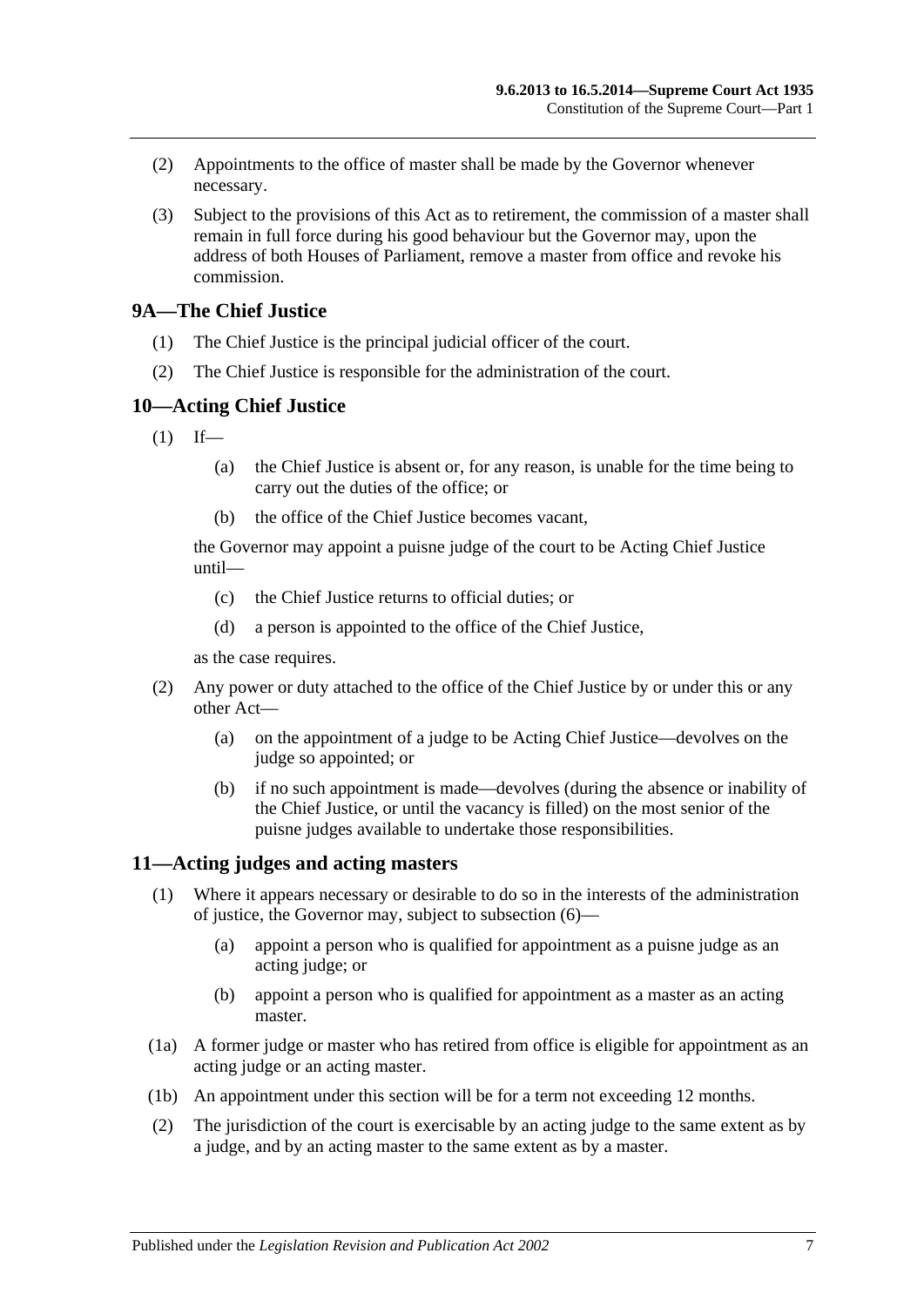(2) Appointments to the office of master shall be made by the Governor whenever necessary.

(3) Subject to the provisions of this Act as to retirement, the commission of a master shall remain in full force during his good behaviour but the Governor may, upon the address of both Houses of Parliament, remove a master from office and revoke his commission.

## 9A—The Chief Justice

(1) The Chief Justice is the principal judicial officer of the court.

(2) The Chief Justice is responsible for the administration of the court.

## 10—Acting Chief Justice

(1) If—

(a) the Chief Justice is absent or, for any reason, is unable for the time being to carry out the duties of the office; or

(b) the office of the Chief Justice becomes vacant,

the Governor may appoint a puisne judge of the court to be Acting Chief Justice until—

(c) the Chief Justice returns to official duties; or

(d) a person is appointed to the office of the Chief Justice,

as the case requires.

(2) Any power or duty attached to the office of the Chief Justice by or under this or any other Act—

(a) on the appointment of a judge to be Acting Chief Justice—devolves on the judge so appointed; or

(b) if no such appointment is made—devolves (during the absence or inability of the Chief Justice, or until the vacancy is filled) on the most senior of the puisne judges available to undertake those responsibilities.

## 11—Acting judges and acting masters

(1) Where it appears necessary or desirable to do so in the interests of the administration of justice, the Governor may, subject to subsection (6)—

(a) appoint a person who is qualified for appointment as a puisne judge as an acting judge; or

(b) appoint a person who is qualified for appointment as a master as an acting master.

(1a) A former judge or master who has retired from office is eligible for appointment as an acting judge or an acting master.

(1b) An appointment under this section will be for a term not exceeding 12 months.

(2) The jurisdiction of the court is exercisable by an acting judge to the same extent as by a judge, and by an acting master to the same extent as by a master.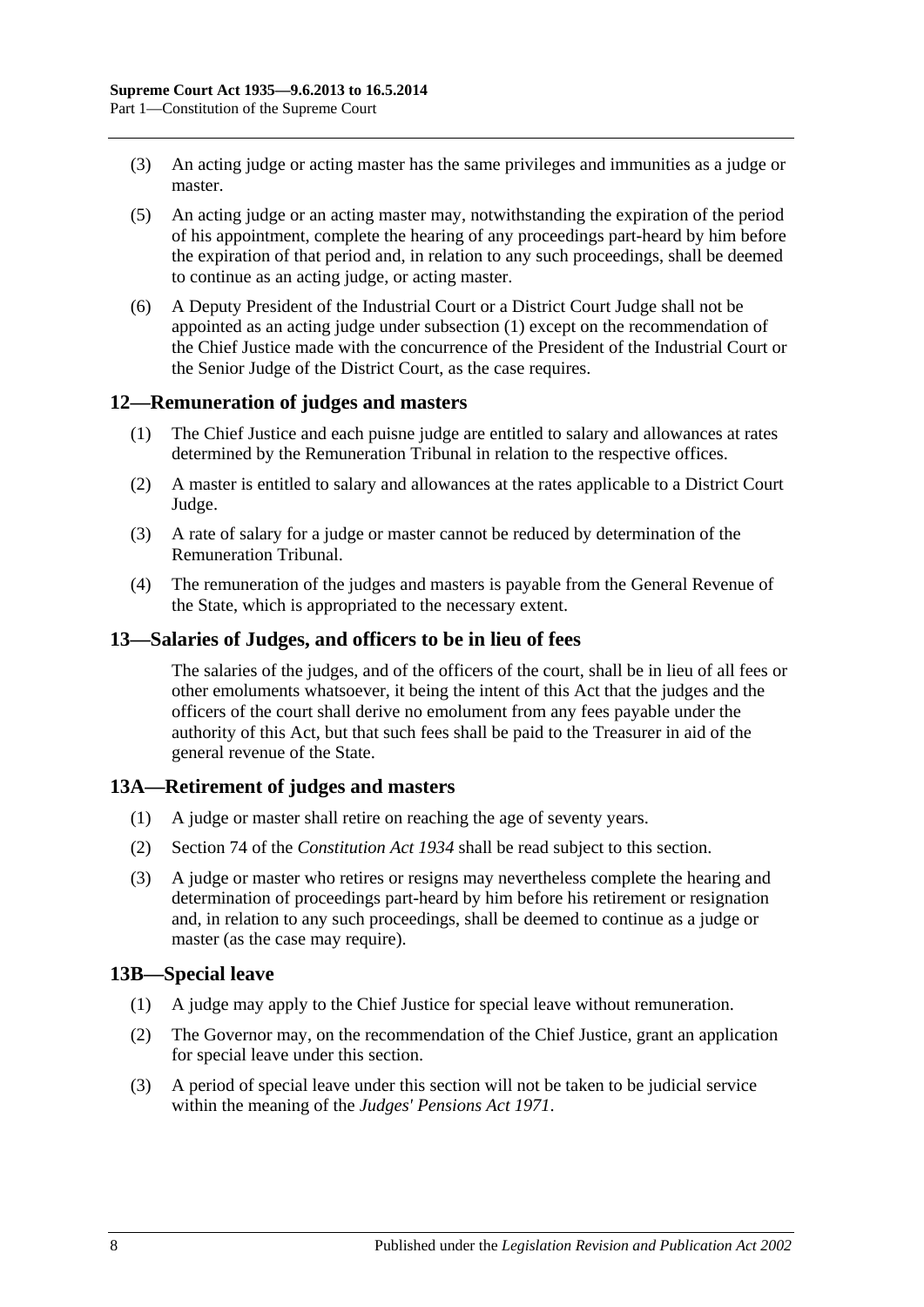(3) An acting judge or acting master has the same privileges and immunities as a judge or master.

(5) An acting judge or an acting master may, notwithstanding the expiration of the period of his appointment, complete the hearing of any proceedings part-heard by him before the expiration of that period and, in relation to any such proceedings, shall be deemed to continue as an acting judge, or acting master.

(6) A Deputy President of the Industrial Court or a District Court Judge shall not be appointed as an acting judge under subsection (1) except on the recommendation of the Chief Justice made with the concurrence of the President of the Industrial Court or the Senior Judge of the District Court, as the case requires.

## 12—Remuneration of judges and masters

(1) The Chief Justice and each puisne judge are entitled to salary and allowances at rates determined by the Remuneration Tribunal in relation to the respective offices.

(2) A master is entitled to salary and allowances at the rates applicable to a District Court Judge.

(3) A rate of salary for a judge or master cannot be reduced by determination of the Remuneration Tribunal.

(4) The remuneration of the judges and masters is payable from the General Revenue of the State, which is appropriated to the necessary extent.

## 13—Salaries of Judges, and officers to be in lieu of fees

The salaries of the judges, and of the officers of the court, shall be in lieu of all fees or other emoluments whatsoever, it being the intent of this Act that the judges and the officers of the court shall derive no emolument from any fees payable under the authority of this Act, but that such fees shall be paid to the Treasurer in aid of the general revenue of the State.

## 13A—Retirement of judges and masters

(1) A judge or master shall retire on reaching the age of seventy years.

(2) Section 74 of the *Constitution Act 1934* shall be read subject to this section.

(3) A judge or master who retires or resigns may nevertheless complete the hearing and determination of proceedings part-heard by him before his retirement or resignation and, in relation to any such proceedings, shall be deemed to continue as a judge or master (as the case may require).

## 13B—Special leave

(1) A judge may apply to the Chief Justice for special leave without remuneration.

(2) The Governor may, on the recommendation of the Chief Justice, grant an application for special leave under this section.

(3) A period of special leave under this section will not be taken to be judicial service within the meaning of the *Judges' Pensions Act 1971*.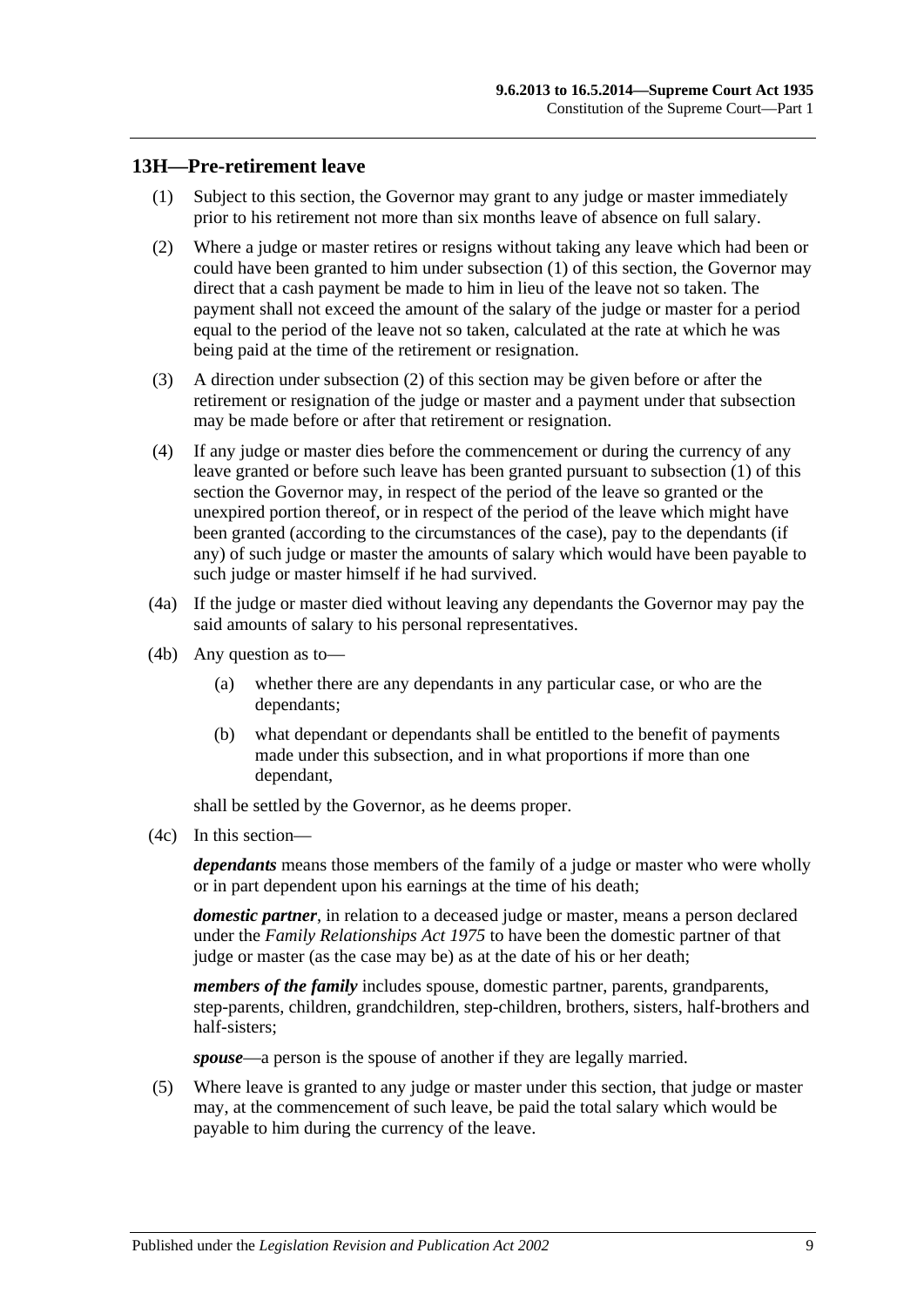## 13H—Pre-retirement leave

(1) Subject to this section, the Governor may grant to any judge or master immediately prior to his retirement not more than six months leave of absence on full salary.

(2) Where a judge or master retires or resigns without taking any leave which had been or could have been granted to him under subsection (1) of this section, the Governor may direct that a cash payment be made to him in lieu of the leave not so taken. The payment shall not exceed the amount of the salary of the judge or master for a period equal to the period of the leave not so taken, calculated at the rate at which he was being paid at the time of the retirement or resignation.

(3) A direction under subsection (2) of this section may be given before or after the retirement or resignation of the judge or master and a payment under that subsection may be made before or after that retirement or resignation.

(4) If any judge or master dies before the commencement or during the currency of any leave granted or before such leave has been granted pursuant to subsection (1) of this section the Governor may, in respect of the period of the leave so granted or the unexpired portion thereof, or in respect of the period of the leave which might have been granted (according to the circumstances of the case), pay to the dependants (if any) of such judge or master the amounts of salary which would have been payable to such judge or master himself if he had survived.

(4a) If the judge or master died without leaving any dependants the Governor may pay the said amounts of salary to his personal representatives.

(4b) Any question as to—

(a) whether there are any dependants in any particular case, or who are the dependants;

(b) what dependant or dependants shall be entitled to the benefit of payments made under this subsection, and in what proportions if more than one dependant,

shall be settled by the Governor, as he deems proper.

(4c) In this section—

***dependants*** means those members of the family of a judge or master who were wholly or in part dependent upon his earnings at the time of his death;

***domestic partner***, in relation to a deceased judge or master, means a person declared under the *Family Relationships Act 1975* to have been the domestic partner of that judge or master (as the case may be) as at the date of his or her death;

***members of the family*** includes spouse, domestic partner, parents, grandparents, step-parents, children, grandchildren, step-children, brothers, sisters, half-brothers and half-sisters;

***spouse***—a person is the spouse of another if they are legally married.

(5) Where leave is granted to any judge or master under this section, that judge or master may, at the commencement of such leave, be paid the total salary which would be payable to him during the currency of the leave.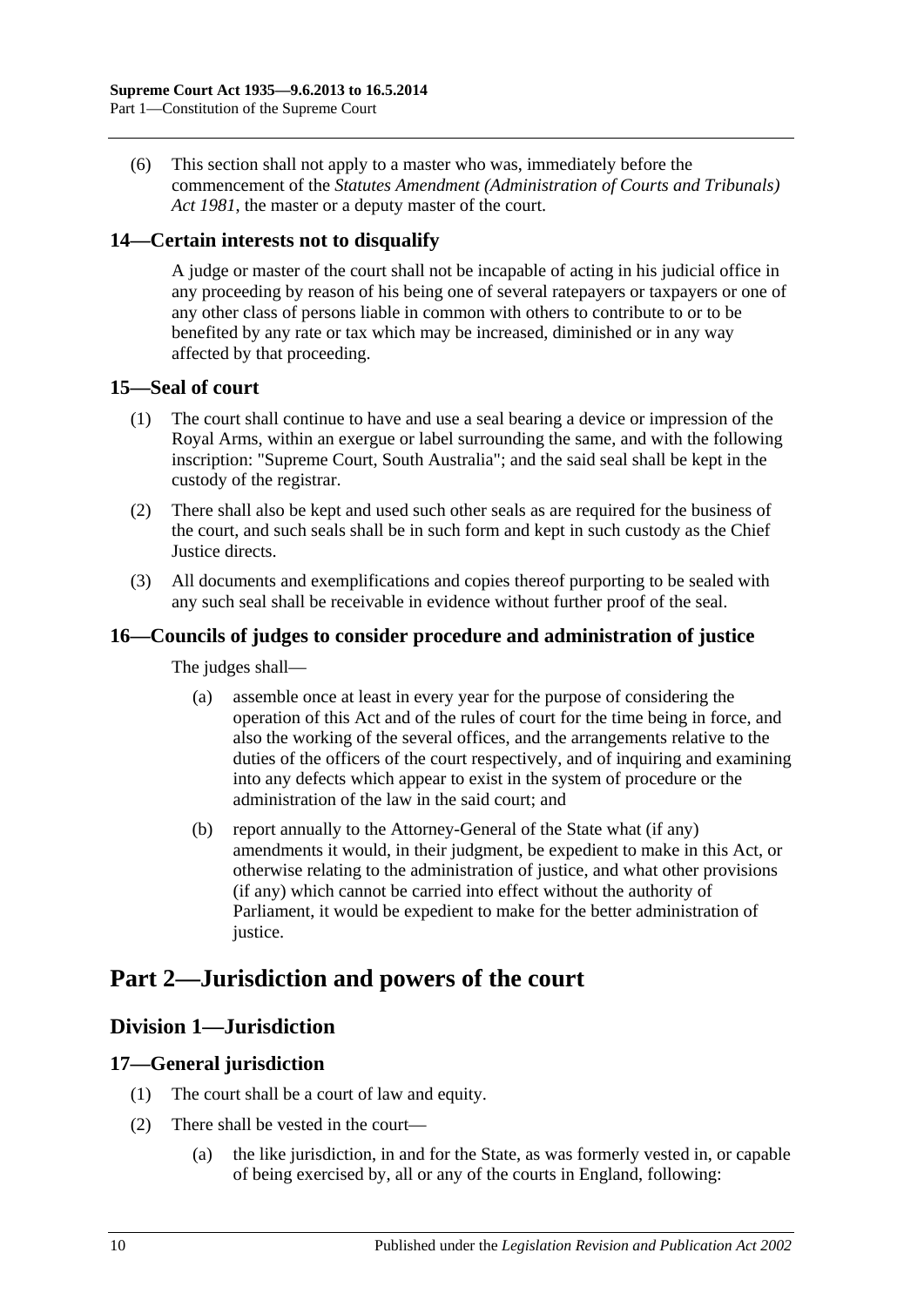(6) This section shall not apply to a master who was, immediately before the commencement of the *Statutes Amendment (Administration of Courts and Tribunals) Act 1981*, the master or a deputy master of the court.

## 14—Certain interests not to disqualify

A judge or master of the court shall not be incapable of acting in his judicial office in any proceeding by reason of his being one of several ratepayers or taxpayers or one of any other class of persons liable in common with others to contribute to or to be benefited by any rate or tax which may be increased, diminished or in any way affected by that proceeding.

## 15—Seal of court

(1) The court shall continue to have and use a seal bearing a device or impression of the Royal Arms, within an exergue or label surrounding the same, and with the following inscription: "Supreme Court, South Australia"; and the said seal shall be kept in the custody of the registrar.

(2) There shall also be kept and used such other seals as are required for the business of the court, and such seals shall be in such form and kept in such custody as the Chief Justice directs.

(3) All documents and exemplifications and copies thereof purporting to be sealed with any such seal shall be receivable in evidence without further proof of the seal.

## 16—Councils of judges to consider procedure and administration of justice

The judges shall—

(a) assemble once at least in every year for the purpose of considering the operation of this Act and of the rules of court for the time being in force, and also the working of the several offices, and the arrangements relative to the duties of the officers of the court respectively, and of inquiring and examining into any defects which appear to exist in the system of procedure or the administration of the law in the said court; and

(b) report annually to the Attorney-General of the State what (if any) amendments it would, in their judgment, be expedient to make in this Act, or otherwise relating to the administration of justice, and what other provisions (if any) which cannot be carried into effect without the authority of Parliament, it would be expedient to make for the better administration of justice.

# Part 2—Jurisdiction and powers of the court

## Division 1—Jurisdiction

## 17—General jurisdiction

(1) The court shall be a court of law and equity.

(2) There shall be vested in the court—

(a) the like jurisdiction, in and for the State, as was formerly vested in, or capable of being exercised by, all or any of the courts in England, following: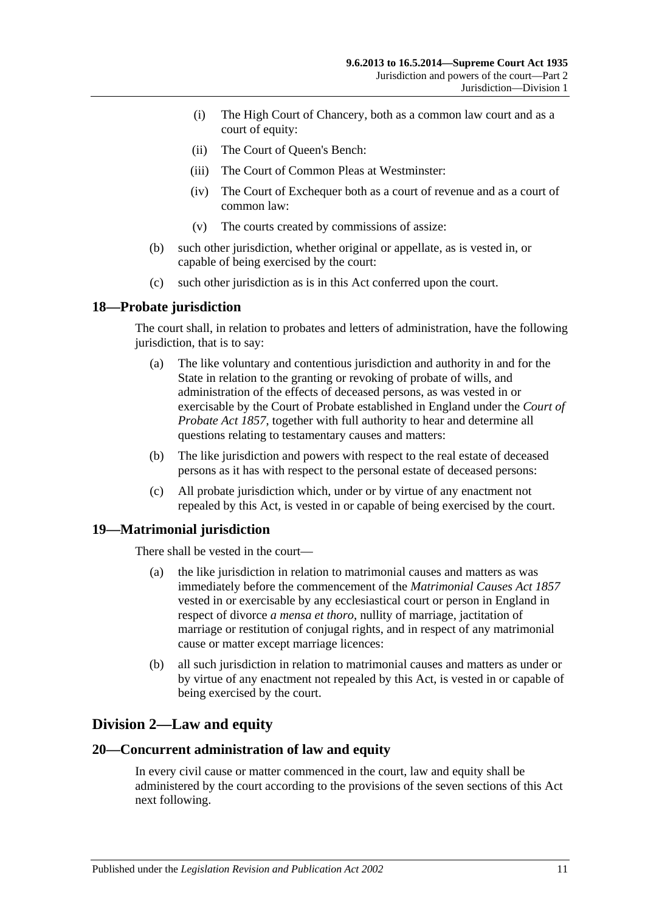(i) The High Court of Chancery, both as a common law court and as a court of equity:

(ii) The Court of Queen's Bench:

(iii) The Court of Common Pleas at Westminster:

(iv) The Court of Exchequer both as a court of revenue and as a court of common law:

(v) The courts created by commissions of assize:

(b) such other jurisdiction, whether original or appellate, as is vested in, or capable of being exercised by the court:

(c) such other jurisdiction as is in this Act conferred upon the court.

## 18—Probate jurisdiction

The court shall, in relation to probates and letters of administration, have the following jurisdiction, that is to say:

(a) The like voluntary and contentious jurisdiction and authority in and for the State in relation to the granting or revoking of probate of wills, and administration of the effects of deceased persons, as was vested in or exercisable by the Court of Probate established in England under the *Court of Probate Act 1857*, together with full authority to hear and determine all questions relating to testamentary causes and matters:

(b) The like jurisdiction and powers with respect to the real estate of deceased persons as it has with respect to the personal estate of deceased persons:

(c) All probate jurisdiction which, under or by virtue of any enactment not repealed by this Act, is vested in or capable of being exercised by the court.

## 19—Matrimonial jurisdiction

There shall be vested in the court—

(a) the like jurisdiction in relation to matrimonial causes and matters as was immediately before the commencement of the *Matrimonial Causes Act 1857* vested in or exercisable by any ecclesiastical court or person in England in respect of divorce *a mensa et thoro*, nullity of marriage, jactitation of marriage or restitution of conjugal rights, and in respect of any matrimonial cause or matter except marriage licences:

(b) all such jurisdiction in relation to matrimonial causes and matters as under or by virtue of any enactment not repealed by this Act, is vested in or capable of being exercised by the court.

# Division 2—Law and equity

## 20—Concurrent administration of law and equity

In every civil cause or matter commenced in the court, law and equity shall be administered by the court according to the provisions of the seven sections of this Act next following.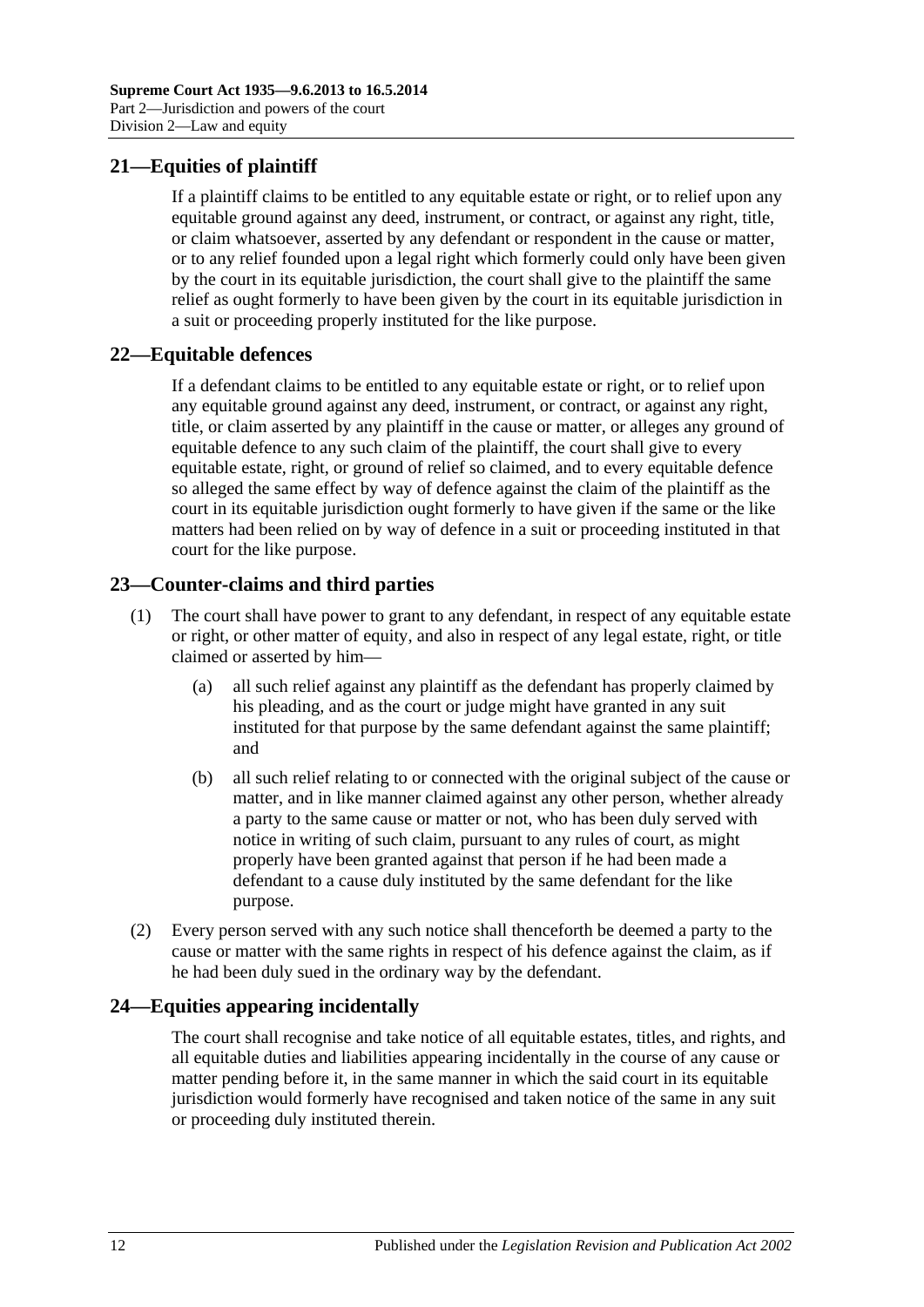## 21—Equities of plaintiff

If a plaintiff claims to be entitled to any equitable estate or right, or to relief upon any equitable ground against any deed, instrument, or contract, or against any right, title, or claim whatsoever, asserted by any defendant or respondent in the cause or matter, or to any relief founded upon a legal right which formerly could only have been given by the court in its equitable jurisdiction, the court shall give to the plaintiff the same relief as ought formerly to have been given by the court in its equitable jurisdiction in a suit or proceeding properly instituted for the like purpose.

## 22—Equitable defences

If a defendant claims to be entitled to any equitable estate or right, or to relief upon any equitable ground against any deed, instrument, or contract, or against any right, title, or claim asserted by any plaintiff in the cause or matter, or alleges any ground of equitable defence to any such claim of the plaintiff, the court shall give to every equitable estate, right, or ground of relief so claimed, and to every equitable defence so alleged the same effect by way of defence against the claim of the plaintiff as the court in its equitable jurisdiction ought formerly to have given if the same or the like matters had been relied on by way of defence in a suit or proceeding instituted in that court for the like purpose.

## 23—Counter-claims and third parties

(1) The court shall have power to grant to any defendant, in respect of any equitable estate or right, or other matter of equity, and also in respect of any legal estate, right, or title claimed or asserted by him—

(a) all such relief against any plaintiff as the defendant has properly claimed by his pleading, and as the court or judge might have granted in any suit instituted for that purpose by the same defendant against the same plaintiff; and

(b) all such relief relating to or connected with the original subject of the cause or matter, and in like manner claimed against any other person, whether already a party to the same cause or matter or not, who has been duly served with notice in writing of such claim, pursuant to any rules of court, as might properly have been granted against that person if he had been made a defendant to a cause duly instituted by the same defendant for the like purpose.

(2) Every person served with any such notice shall thenceforth be deemed a party to the cause or matter with the same rights in respect of his defence against the claim, as if he had been duly sued in the ordinary way by the defendant.

## 24—Equities appearing incidentally

The court shall recognise and take notice of all equitable estates, titles, and rights, and all equitable duties and liabilities appearing incidentally in the course of any cause or matter pending before it, in the same manner in which the said court in its equitable jurisdiction would formerly have recognised and taken notice of the same in any suit or proceeding duly instituted therein.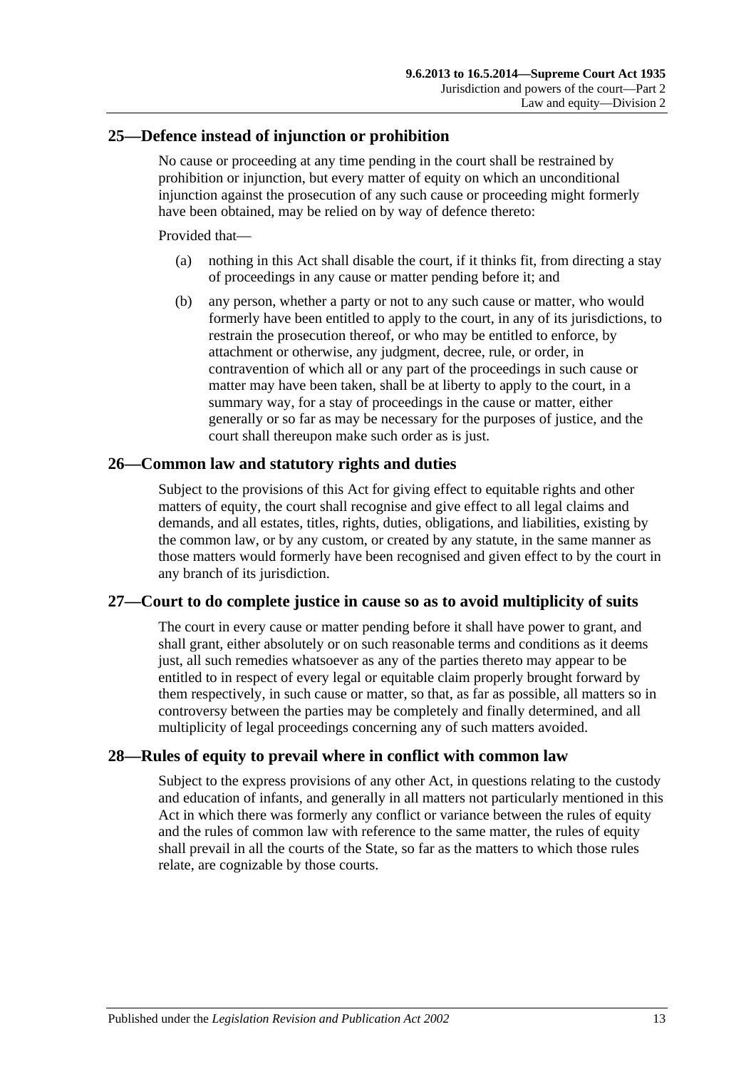## 25—Defence instead of injunction or prohibition

No cause or proceeding at any time pending in the court shall be restrained by prohibition or injunction, but every matter of equity on which an unconditional injunction against the prosecution of any such cause or proceeding might formerly have been obtained, may be relied on by way of defence thereto:

Provided that—

(a) nothing in this Act shall disable the court, if it thinks fit, from directing a stay of proceedings in any cause or matter pending before it; and

(b) any person, whether a party or not to any such cause or matter, who would formerly have been entitled to apply to the court, in any of its jurisdictions, to restrain the prosecution thereof, or who may be entitled to enforce, by attachment or otherwise, any judgment, decree, rule, or order, in contravention of which all or any part of the proceedings in such cause or matter may have been taken, shall be at liberty to apply to the court, in a summary way, for a stay of proceedings in the cause or matter, either generally or so far as may be necessary for the purposes of justice, and the court shall thereupon make such order as is just.

## 26—Common law and statutory rights and duties

Subject to the provisions of this Act for giving effect to equitable rights and other matters of equity, the court shall recognise and give effect to all legal claims and demands, and all estates, titles, rights, duties, obligations, and liabilities, existing by the common law, or by any custom, or created by any statute, in the same manner as those matters would formerly have been recognised and given effect to by the court in any branch of its jurisdiction.

## 27—Court to do complete justice in cause so as to avoid multiplicity of suits

The court in every cause or matter pending before it shall have power to grant, and shall grant, either absolutely or on such reasonable terms and conditions as it deems just, all such remedies whatsoever as any of the parties thereto may appear to be entitled to in respect of every legal or equitable claim properly brought forward by them respectively, in such cause or matter, so that, as far as possible, all matters so in controversy between the parties may be completely and finally determined, and all multiplicity of legal proceedings concerning any of such matters avoided.

## 28—Rules of equity to prevail where in conflict with common law

Subject to the express provisions of any other Act, in questions relating to the custody and education of infants, and generally in all matters not particularly mentioned in this Act in which there was formerly any conflict or variance between the rules of equity and the rules of common law with reference to the same matter, the rules of equity shall prevail in all the courts of the State, so far as the matters to which those rules relate, are cognizable by those courts.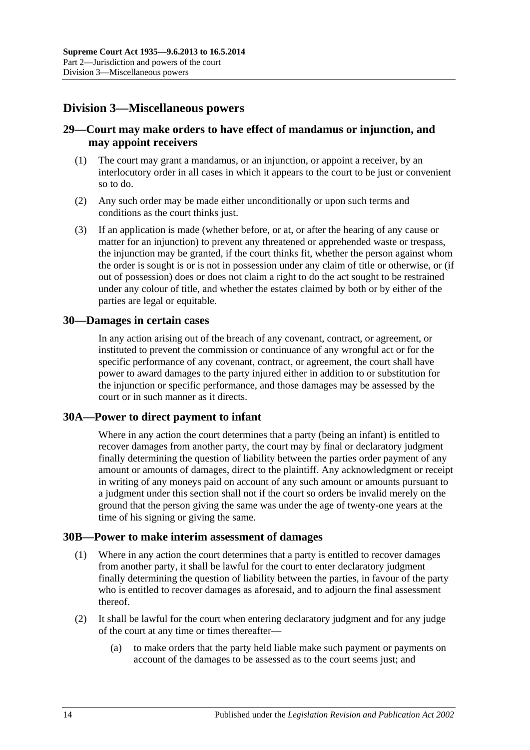## Division 3—Miscellaneous powers

### 29—Court may make orders to have effect of mandamus or injunction, and may appoint receivers

(1) The court may grant a mandamus, or an injunction, or appoint a receiver, by an interlocutory order in all cases in which it appears to the court to be just or convenient so to do.

(2) Any such order may be made either unconditionally or upon such terms and conditions as the court thinks just.

(3) If an application is made (whether before, or at, or after the hearing of any cause or matter for an injunction) to prevent any threatened or apprehended waste or trespass, the injunction may be granted, if the court thinks fit, whether the person against whom the order is sought is or is not in possession under any claim of title or otherwise, or (if out of possession) does or does not claim a right to do the act sought to be restrained under any colour of title, and whether the estates claimed by both or by either of the parties are legal or equitable.

### 30—Damages in certain cases

In any action arising out of the breach of any covenant, contract, or agreement, or instituted to prevent the commission or continuance of any wrongful act or for the specific performance of any covenant, contract, or agreement, the court shall have power to award damages to the party injured either in addition to or substitution for the injunction or specific performance, and those damages may be assessed by the court or in such manner as it directs.

### 30A—Power to direct payment to infant

Where in any action the court determines that a party (being an infant) is entitled to recover damages from another party, the court may by final or declaratory judgment finally determining the question of liability between the parties order payment of any amount or amounts of damages, direct to the plaintiff. Any acknowledgment or receipt in writing of any moneys paid on account of any such amount or amounts pursuant to a judgment under this section shall not if the court so orders be invalid merely on the ground that the person giving the same was under the age of twenty-one years at the time of his signing or giving the same.

### 30B—Power to make interim assessment of damages

(1) Where in any action the court determines that a party is entitled to recover damages from another party, it shall be lawful for the court to enter declaratory judgment finally determining the question of liability between the parties, in favour of the party who is entitled to recover damages as aforesaid, and to adjourn the final assessment thereof.

(2) It shall be lawful for the court when entering declaratory judgment and for any judge of the court at any time or times thereafter—

(a) to make orders that the party held liable make such payment or payments on account of the damages to be assessed as to the court seems just; and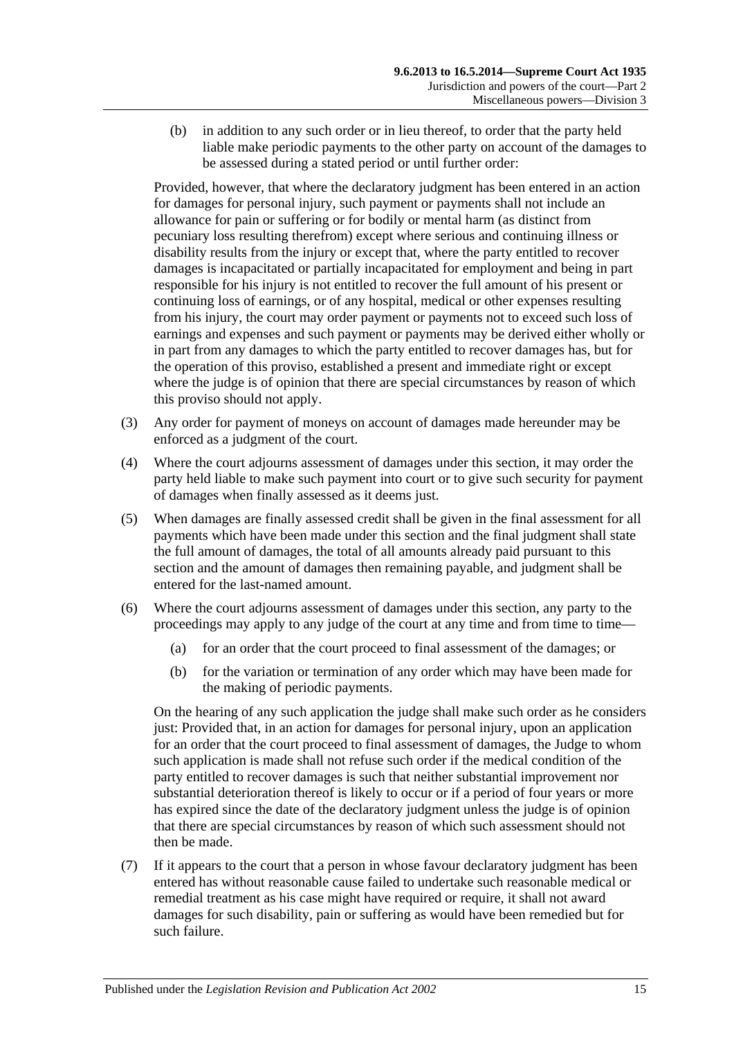(b) in addition to any such order or in lieu thereof, to order that the party held liable make periodic payments to the other party on account of the damages to be assessed during a stated period or until further order:

Provided, however, that where the declaratory judgment has been entered in an action for damages for personal injury, such payment or payments shall not include an allowance for pain or suffering or for bodily or mental harm (as distinct from pecuniary loss resulting therefrom) except where serious and continuing illness or disability results from the injury or except that, where the party entitled to recover damages is incapacitated or partially incapacitated for employment and being in part responsible for his injury is not entitled to recover the full amount of his present or continuing loss of earnings, or of any hospital, medical or other expenses resulting from his injury, the court may order payment or payments not to exceed such loss of earnings and expenses and such payment or payments may be derived either wholly or in part from any damages to which the party entitled to recover damages has, but for the operation of this proviso, established a present and immediate right or except where the judge is of opinion that there are special circumstances by reason of which this proviso should not apply.

(3) Any order for payment of moneys on account of damages made hereunder may be enforced as a judgment of the court.

(4) Where the court adjourns assessment of damages under this section, it may order the party held liable to make such payment into court or to give such security for payment of damages when finally assessed as it deems just.

(5) When damages are finally assessed credit shall be given in the final assessment for all payments which have been made under this section and the final judgment shall state the full amount of damages, the total of all amounts already paid pursuant to this section and the amount of damages then remaining payable, and judgment shall be entered for the last-named amount.

(6) Where the court adjourns assessment of damages under this section, any party to the proceedings may apply to any judge of the court at any time and from time to time—

(a) for an order that the court proceed to final assessment of the damages; or

(b) for the variation or termination of any order which may have been made for the making of periodic payments.

On the hearing of any such application the judge shall make such order as he considers just: Provided that, in an action for damages for personal injury, upon an application for an order that the court proceed to final assessment of damages, the Judge to whom such application is made shall not refuse such order if the medical condition of the party entitled to recover damages is such that neither substantial improvement nor substantial deterioration thereof is likely to occur or if a period of four years or more has expired since the date of the declaratory judgment unless the judge is of opinion that there are special circumstances by reason of which such assessment should not then be made.

(7) If it appears to the court that a person in whose favour declaratory judgment has been entered has without reasonable cause failed to undertake such reasonable medical or remedial treatment as his case might have required or require, it shall not award damages for such disability, pain or suffering as would have been remedied but for such failure.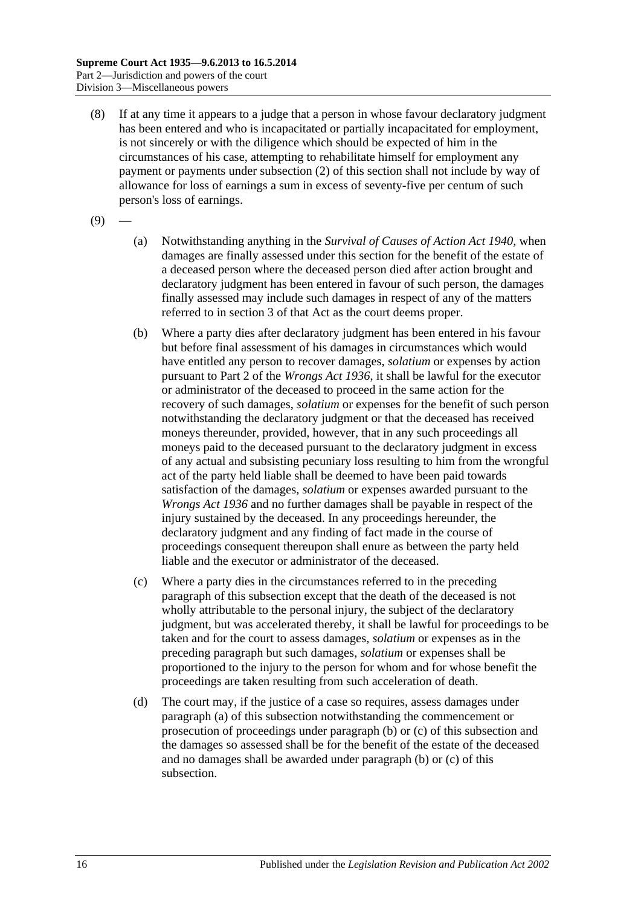(8) If at any time it appears to a judge that a person in whose favour declaratory judgment has been entered and who is incapacitated or partially incapacitated for employment, is not sincerely or with the diligence which should be expected of him in the circumstances of his case, attempting to rehabilitate himself for employment any payment or payments under subsection (2) of this section shall not include by way of allowance for loss of earnings a sum in excess of seventy-five per centum of such person's loss of earnings.

(9) —

(a) Notwithstanding anything in the *Survival of Causes of Action Act 1940*, when damages are finally assessed under this section for the benefit of the estate of a deceased person where the deceased person died after action brought and declaratory judgment has been entered in favour of such person, the damages finally assessed may include such damages in respect of any of the matters referred to in section 3 of that Act as the court deems proper.

(b) Where a party dies after declaratory judgment has been entered in his favour but before final assessment of his damages in circumstances which would have entitled any person to recover damages, *solatium* or expenses by action pursuant to Part 2 of the *Wrongs Act 1936*, it shall be lawful for the executor or administrator of the deceased to proceed in the same action for the recovery of such damages, *solatium* or expenses for the benefit of such person notwithstanding the declaratory judgment or that the deceased has received moneys thereunder, provided, however, that in any such proceedings all moneys paid to the deceased pursuant to the declaratory judgment in excess of any actual and subsisting pecuniary loss resulting to him from the wrongful act of the party held liable shall be deemed to have been paid towards satisfaction of the damages, *solatium* or expenses awarded pursuant to the *Wrongs Act 1936* and no further damages shall be payable in respect of the injury sustained by the deceased. In any proceedings hereunder, the declaratory judgment and any finding of fact made in the course of proceedings consequent thereupon shall enure as between the party held liable and the executor or administrator of the deceased.

(c) Where a party dies in the circumstances referred to in the preceding paragraph of this subsection except that the death of the deceased is not wholly attributable to the personal injury, the subject of the declaratory judgment, but was accelerated thereby, it shall be lawful for proceedings to be taken and for the court to assess damages, *solatium* or expenses as in the preceding paragraph but such damages, *solatium* or expenses shall be proportioned to the injury to the person for whom and for whose benefit the proceedings are taken resulting from such acceleration of death.

(d) The court may, if the justice of a case so requires, assess damages under paragraph (a) of this subsection notwithstanding the commencement or prosecution of proceedings under paragraph (b) or (c) of this subsection and the damages so assessed shall be for the benefit of the estate of the deceased and no damages shall be awarded under paragraph (b) or (c) of this subsection.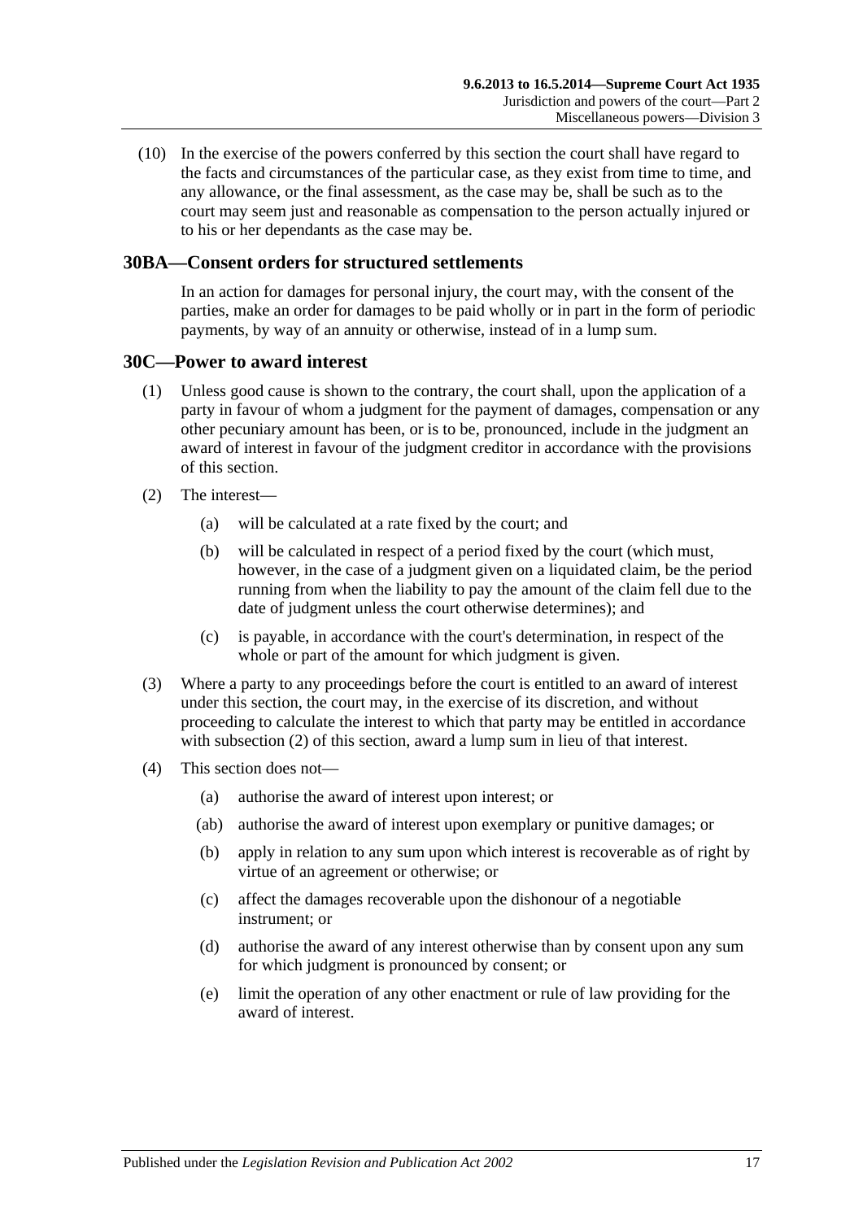(10) In the exercise of the powers conferred by this section the court shall have regard to the facts and circumstances of the particular case, as they exist from time to time, and any allowance, or the final assessment, as the case may be, shall be such as to the court may seem just and reasonable as compensation to the person actually injured or to his or her dependants as the case may be.

## 30BA—Consent orders for structured settlements

In an action for damages for personal injury, the court may, with the consent of the parties, make an order for damages to be paid wholly or in part in the form of periodic payments, by way of an annuity or otherwise, instead of in a lump sum.

## 30C—Power to award interest

(1) Unless good cause is shown to the contrary, the court shall, upon the application of a party in favour of whom a judgment for the payment of damages, compensation or any other pecuniary amount has been, or is to be, pronounced, include in the judgment an award of interest in favour of the judgment creditor in accordance with the provisions of this section.

(2) The interest—

(a) will be calculated at a rate fixed by the court; and

(b) will be calculated in respect of a period fixed by the court (which must, however, in the case of a judgment given on a liquidated claim, be the period running from when the liability to pay the amount of the claim fell due to the date of judgment unless the court otherwise determines); and

(c) is payable, in accordance with the court's determination, in respect of the whole or part of the amount for which judgment is given.

(3) Where a party to any proceedings before the court is entitled to an award of interest under this section, the court may, in the exercise of its discretion, and without proceeding to calculate the interest to which that party may be entitled in accordance with subsection (2) of this section, award a lump sum in lieu of that interest.

(4) This section does not—

(a) authorise the award of interest upon interest; or

(ab) authorise the award of interest upon exemplary or punitive damages; or

(b) apply in relation to any sum upon which interest is recoverable as of right by virtue of an agreement or otherwise; or

(c) affect the damages recoverable upon the dishonour of a negotiable instrument; or

(d) authorise the award of any interest otherwise than by consent upon any sum for which judgment is pronounced by consent; or

(e) limit the operation of any other enactment or rule of law providing for the award of interest.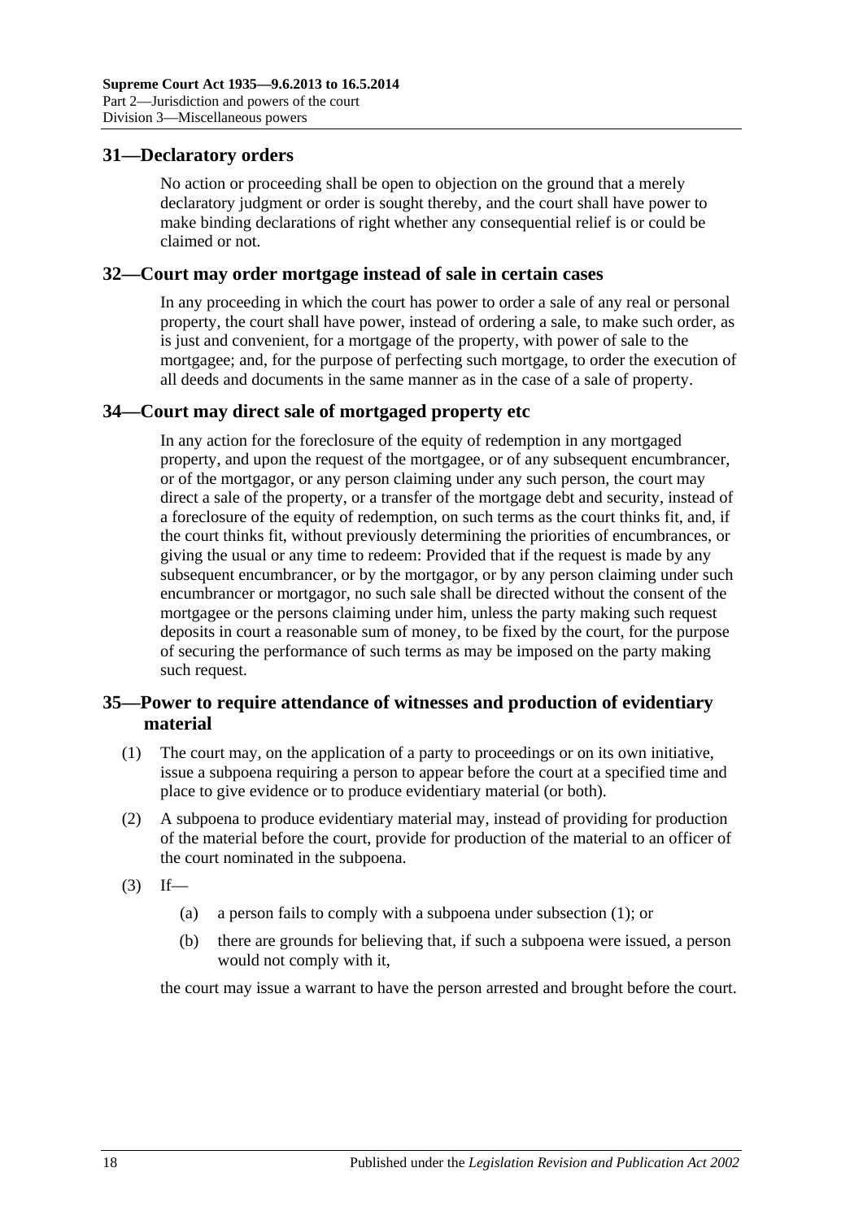## 31—Declaratory orders

No action or proceeding shall be open to objection on the ground that a merely declaratory judgment or order is sought thereby, and the court shall have power to make binding declarations of right whether any consequential relief is or could be claimed or not.

## 32—Court may order mortgage instead of sale in certain cases

In any proceeding in which the court has power to order a sale of any real or personal property, the court shall have power, instead of ordering a sale, to make such order, as is just and convenient, for a mortgage of the property, with power of sale to the mortgagee; and, for the purpose of perfecting such mortgage, to order the execution of all deeds and documents in the same manner as in the case of a sale of property.

## 34—Court may direct sale of mortgaged property etc

In any action for the foreclosure of the equity of redemption in any mortgaged property, and upon the request of the mortgagee, or of any subsequent encumbrancer, or of the mortgagor, or any person claiming under any such person, the court may direct a sale of the property, or a transfer of the mortgage debt and security, instead of a foreclosure of the equity of redemption, on such terms as the court thinks fit, and, if the court thinks fit, without previously determining the priorities of encumbrances, or giving the usual or any time to redeem: Provided that if the request is made by any subsequent encumbrancer, or by the mortgagor, or by any person claiming under such encumbrancer or mortgagor, no such sale shall be directed without the consent of the mortgagee or the persons claiming under him, unless the party making such request deposits in court a reasonable sum of money, to be fixed by the court, for the purpose of securing the performance of such terms as may be imposed on the party making such request.

## 35—Power to require attendance of witnesses and production of evidentiary material

(1) The court may, on the application of a party to proceedings or on its own initiative, issue a subpoena requiring a person to appear before the court at a specified time and place to give evidence or to produce evidentiary material (or both).

(2) A subpoena to produce evidentiary material may, instead of providing for production of the material before the court, provide for production of the material to an officer of the court nominated in the subpoena.

(3) If—

(a) a person fails to comply with a subpoena under subsection (1); or

(b) there are grounds for believing that, if such a subpoena were issued, a person would not comply with it,

the court may issue a warrant to have the person arrested and brought before the court.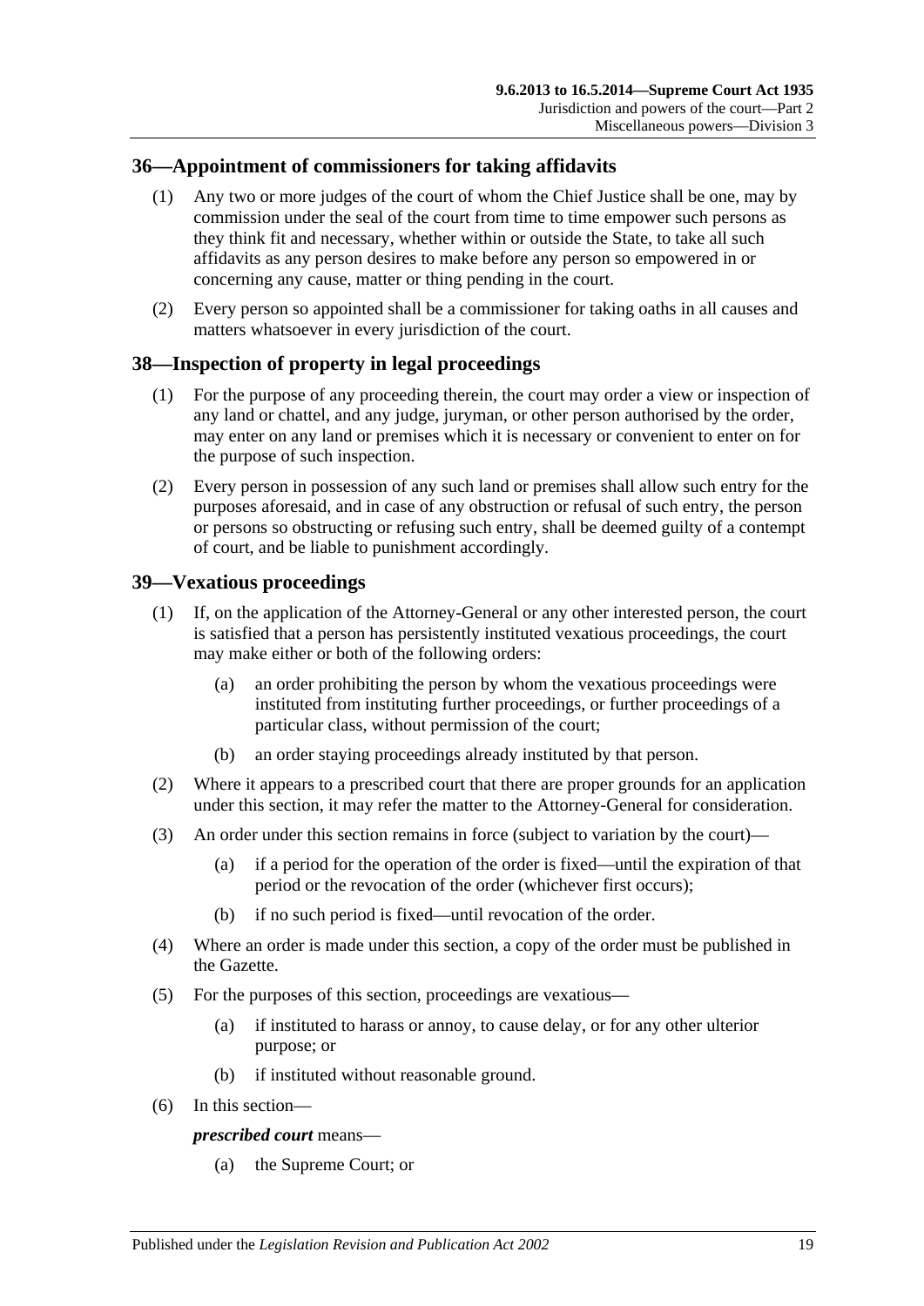## 36—Appointment of commissioners for taking affidavits

(1) Any two or more judges of the court of whom the Chief Justice shall be one, may by commission under the seal of the court from time to time empower such persons as they think fit and necessary, whether within or outside the State, to take all such affidavits as any person desires to make before any person so empowered in or concerning any cause, matter or thing pending in the court.

(2) Every person so appointed shall be a commissioner for taking oaths in all causes and matters whatsoever in every jurisdiction of the court.

## 38—Inspection of property in legal proceedings

(1) For the purpose of any proceeding therein, the court may order a view or inspection of any land or chattel, and any judge, juryman, or other person authorised by the order, may enter on any land or premises which it is necessary or convenient to enter on for the purpose of such inspection.

(2) Every person in possession of any such land or premises shall allow such entry for the purposes aforesaid, and in case of any obstruction or refusal of such entry, the person or persons so obstructing or refusing such entry, shall be deemed guilty of a contempt of court, and be liable to punishment accordingly.

## 39—Vexatious proceedings

(1) If, on the application of the Attorney-General or any other interested person, the court is satisfied that a person has persistently instituted vexatious proceedings, the court may make either or both of the following orders:

- (a) an order prohibiting the person by whom the vexatious proceedings were instituted from instituting further proceedings, or further proceedings of a particular class, without permission of the court;
- (b) an order staying proceedings already instituted by that person.

(2) Where it appears to a prescribed court that there are proper grounds for an application under this section, it may refer the matter to the Attorney-General for consideration.

(3) An order under this section remains in force (subject to variation by the court)—

- (a) if a period for the operation of the order is fixed—until the expiration of that period or the revocation of the order (whichever first occurs);
- (b) if no such period is fixed—until revocation of the order.

(4) Where an order is made under this section, a copy of the order must be published in the Gazette.

(5) For the purposes of this section, proceedings are vexatious—

- (a) if instituted to harass or annoy, to cause delay, or for any other ulterior purpose; or
- (b) if instituted without reasonable ground.

(6) In this section—

***prescribed court*** means—

- (a) the Supreme Court; or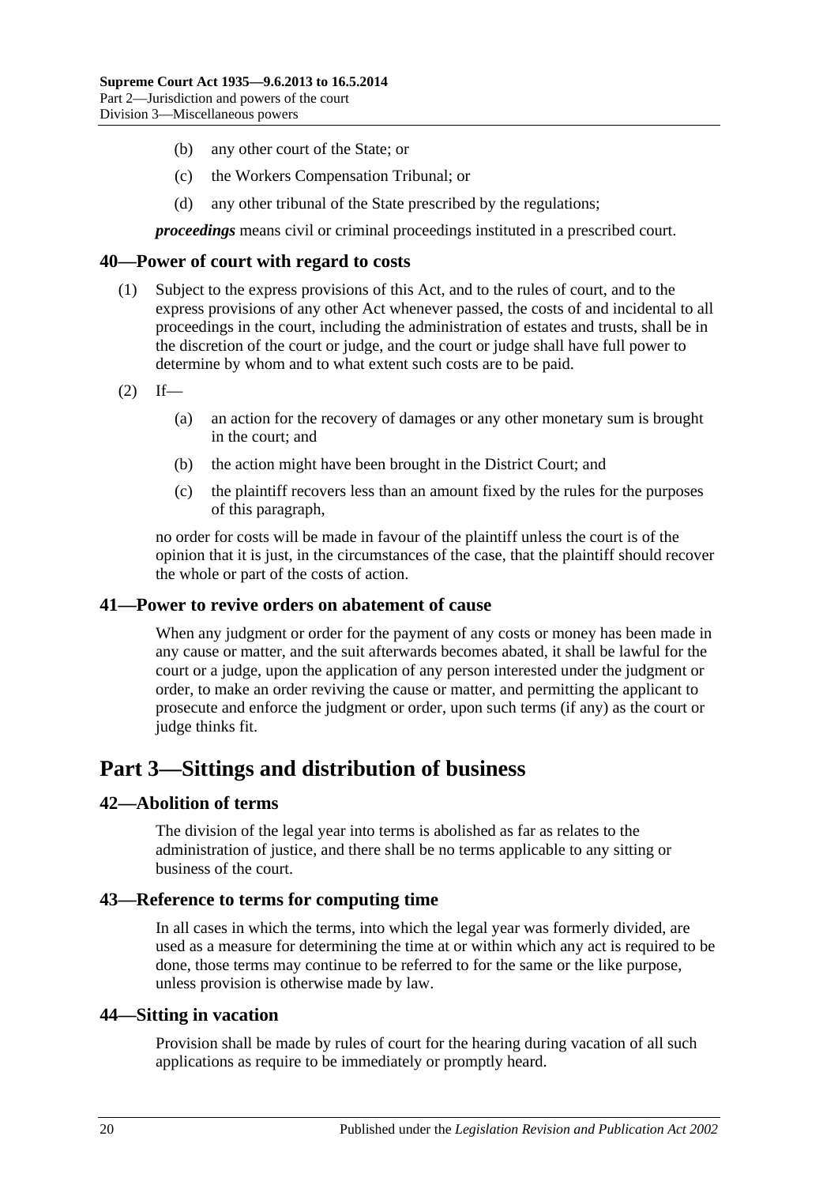(b) any other court of the State; or

(c) the Workers Compensation Tribunal; or

(d) any other tribunal of the State prescribed by the regulations;

***proceedings*** means civil or criminal proceedings instituted in a prescribed court.

### 40—Power of court with regard to costs

(1) Subject to the express provisions of this Act, and to the rules of court, and to the express provisions of any other Act whenever passed, the costs of and incidental to all proceedings in the court, including the administration of estates and trusts, shall be in the discretion of the court or judge, and the court or judge shall have full power to determine by whom and to what extent such costs are to be paid.

(2) If—

(a) an action for the recovery of damages or any other monetary sum is brought in the court; and

(b) the action might have been brought in the District Court; and

(c) the plaintiff recovers less than an amount fixed by the rules for the purposes of this paragraph,

no order for costs will be made in favour of the plaintiff unless the court is of the opinion that it is just, in the circumstances of the case, that the plaintiff should recover the whole or part of the costs of action.

### 41—Power to revive orders on abatement of cause

When any judgment or order for the payment of any costs or money has been made in any cause or matter, and the suit afterwards becomes abated, it shall be lawful for the court or a judge, upon the application of any person interested under the judgment or order, to make an order reviving the cause or matter, and permitting the applicant to prosecute and enforce the judgment or order, upon such terms (if any) as the court or judge thinks fit.

## Part 3—Sittings and distribution of business

### 42—Abolition of terms

The division of the legal year into terms is abolished as far as relates to the administration of justice, and there shall be no terms applicable to any sitting or business of the court.

### 43—Reference to terms for computing time

In all cases in which the terms, into which the legal year was formerly divided, are used as a measure for determining the time at or within which any act is required to be done, those terms may continue to be referred to for the same or the like purpose, unless provision is otherwise made by law.

### 44—Sitting in vacation

Provision shall be made by rules of court for the hearing during vacation of all such applications as require to be immediately or promptly heard.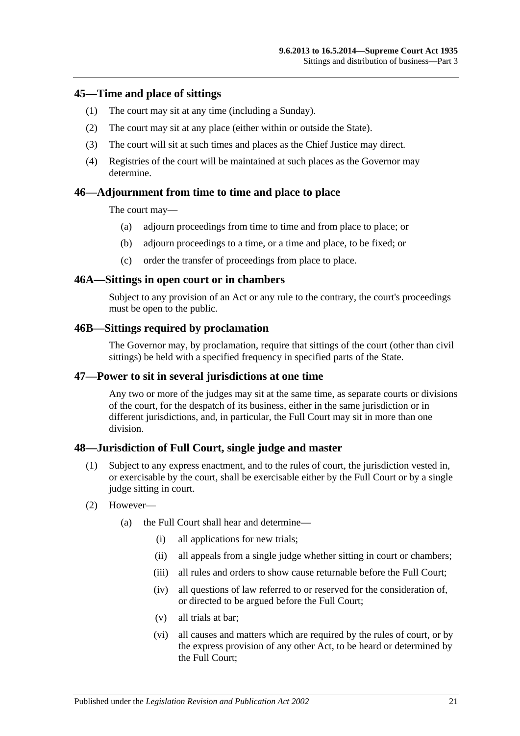## 45—Time and place of sittings

(1) The court may sit at any time (including a Sunday).

(2) The court may sit at any place (either within or outside the State).

(3) The court will sit at such times and places as the Chief Justice may direct.

(4) Registries of the court will be maintained at such places as the Governor may determine.

## 46—Adjournment from time to time and place to place

The court may—

(a) adjourn proceedings from time to time and from place to place; or

(b) adjourn proceedings to a time, or a time and place, to be fixed; or

(c) order the transfer of proceedings from place to place.

## 46A—Sittings in open court or in chambers

Subject to any provision of an Act or any rule to the contrary, the court's proceedings must be open to the public.

## 46B—Sittings required by proclamation

The Governor may, by proclamation, require that sittings of the court (other than civil sittings) be held with a specified frequency in specified parts of the State.

## 47—Power to sit in several jurisdictions at one time

Any two or more of the judges may sit at the same time, as separate courts or divisions of the court, for the despatch of its business, either in the same jurisdiction or in different jurisdictions, and, in particular, the Full Court may sit in more than one division.

## 48—Jurisdiction of Full Court, single judge and master

(1) Subject to any express enactment, and to the rules of court, the jurisdiction vested in, or exercisable by the court, shall be exercisable either by the Full Court or by a single judge sitting in court.

(2) However—

(a) the Full Court shall hear and determine—

(i) all applications for new trials;

(ii) all appeals from a single judge whether sitting in court or chambers;

(iii) all rules and orders to show cause returnable before the Full Court;

(iv) all questions of law referred to or reserved for the consideration of, or directed to be argued before the Full Court;

(v) all trials at bar;

(vi) all causes and matters which are required by the rules of court, or by the express provision of any other Act, to be heard or determined by the Full Court;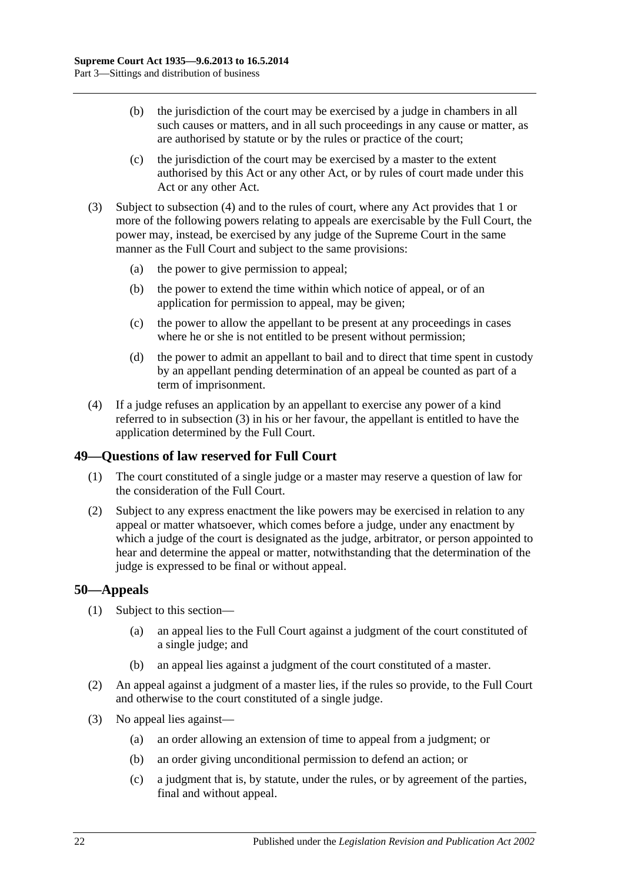(b) the jurisdiction of the court may be exercised by a judge in chambers in all such causes or matters, and in all such proceedings in any cause or matter, as are authorised by statute or by the rules or practice of the court;

(c) the jurisdiction of the court may be exercised by a master to the extent authorised by this Act or any other Act, or by rules of court made under this Act or any other Act.

(3) Subject to subsection (4) and to the rules of court, where any Act provides that 1 or more of the following powers relating to appeals are exercisable by the Full Court, the power may, instead, be exercised by any judge of the Supreme Court in the same manner as the Full Court and subject to the same provisions:

(a) the power to give permission to appeal;

(b) the power to extend the time within which notice of appeal, or of an application for permission to appeal, may be given;

(c) the power to allow the appellant to be present at any proceedings in cases where he or she is not entitled to be present without permission;

(d) the power to admit an appellant to bail and to direct that time spent in custody by an appellant pending determination of an appeal be counted as part of a term of imprisonment.

(4) If a judge refuses an application by an appellant to exercise any power of a kind referred to in subsection (3) in his or her favour, the appellant is entitled to have the application determined by the Full Court.

## 49—Questions of law reserved for Full Court

(1) The court constituted of a single judge or a master may reserve a question of law for the consideration of the Full Court.

(2) Subject to any express enactment the like powers may be exercised in relation to any appeal or matter whatsoever, which comes before a judge, under any enactment by which a judge of the court is designated as the judge, arbitrator, or person appointed to hear and determine the appeal or matter, notwithstanding that the determination of the judge is expressed to be final or without appeal.

## 50—Appeals

(1) Subject to this section—

(a) an appeal lies to the Full Court against a judgment of the court constituted of a single judge; and

(b) an appeal lies against a judgment of the court constituted of a master.

(2) An appeal against a judgment of a master lies, if the rules so provide, to the Full Court and otherwise to the court constituted of a single judge.

(3) No appeal lies against—

(a) an order allowing an extension of time to appeal from a judgment; or

(b) an order giving unconditional permission to defend an action; or

(c) a judgment that is, by statute, under the rules, or by agreement of the parties, final and without appeal.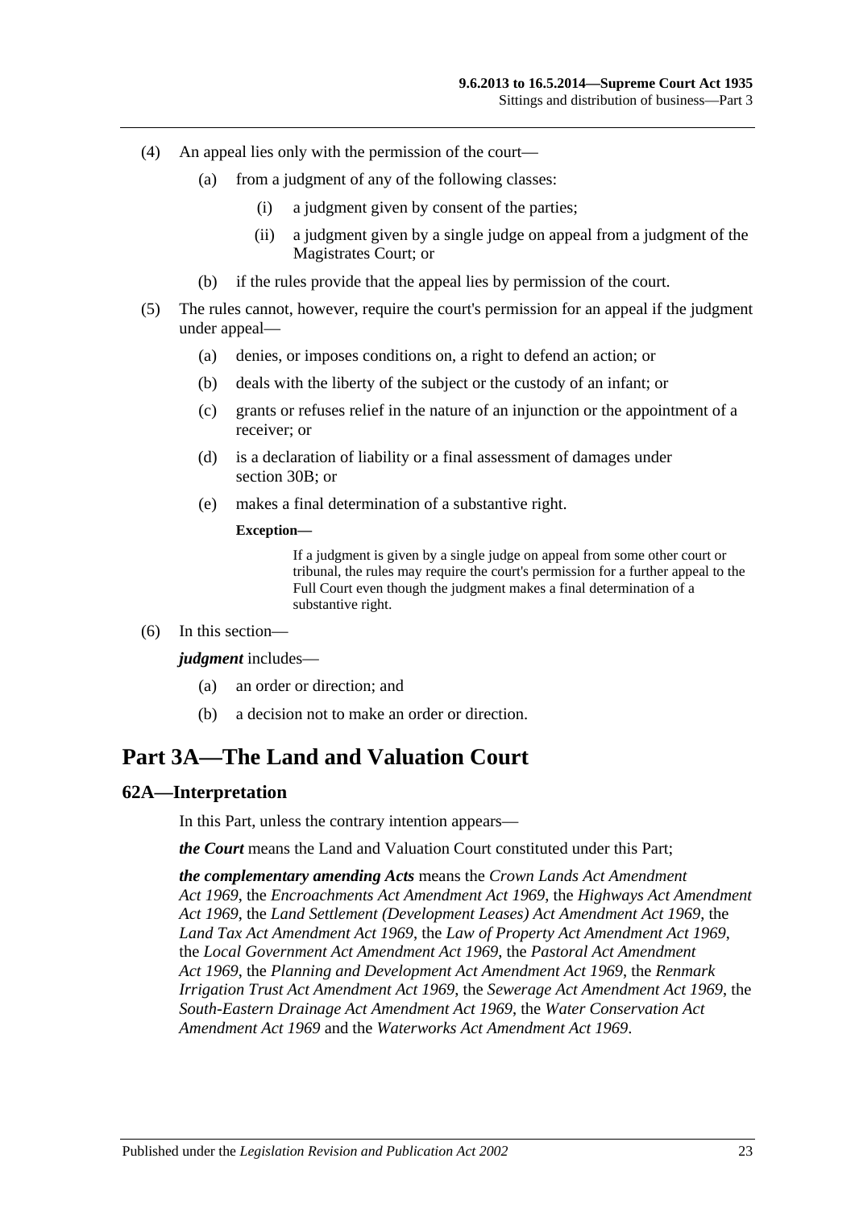(4) An appeal lies only with the permission of the court—

(a) from a judgment of any of the following classes:

(i) a judgment given by consent of the parties;

(ii) a judgment given by a single judge on appeal from a judgment of the Magistrates Court; or

(b) if the rules provide that the appeal lies by permission of the court.

(5) The rules cannot, however, require the court's permission for an appeal if the judgment under appeal—

(a) denies, or imposes conditions on, a right to defend an action; or

(b) deals with the liberty of the subject or the custody of an infant; or

(c) grants or refuses relief in the nature of an injunction or the appointment of a receiver; or

(d) is a declaration of liability or a final assessment of damages under section 30B; or

(e) makes a final determination of a substantive right.

**Exception—**

If a judgment is given by a single judge on appeal from some other court or tribunal, the rules may require the court's permission for a further appeal to the Full Court even though the judgment makes a final determination of a substantive right.

(6) In this section—

***judgment*** includes—

(a) an order or direction; and

(b) a decision not to make an order or direction.

# Part 3A—The Land and Valuation Court

## 62A—Interpretation

In this Part, unless the contrary intention appears—

***the Court*** means the Land and Valuation Court constituted under this Part;

***the complementary amending Acts*** means the *Crown Lands Act Amendment Act 1969*, the *Encroachments Act Amendment Act 1969*, the *Highways Act Amendment Act 1969*, the *Land Settlement (Development Leases) Act Amendment Act 1969*, the *Land Tax Act Amendment Act 1969*, the *Law of Property Act Amendment Act 1969*, the *Local Government Act Amendment Act 1969*, the *Pastoral Act Amendment Act 1969*, the *Planning and Development Act Amendment Act 1969*, the *Renmark Irrigation Trust Act Amendment Act 1969*, the *Sewerage Act Amendment Act 1969*, the *South-Eastern Drainage Act Amendment Act 1969*, the *Water Conservation Act Amendment Act 1969* and the *Waterworks Act Amendment Act 1969*.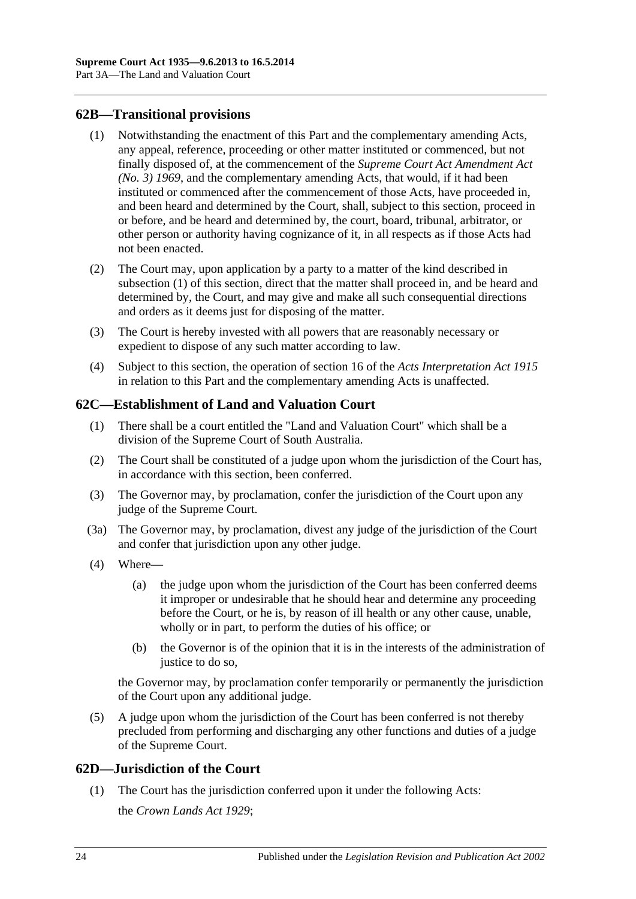## 62B—Transitional provisions

(1) Notwithstanding the enactment of this Part and the complementary amending Acts, any appeal, reference, proceeding or other matter instituted or commenced, but not finally disposed of, at the commencement of the *Supreme Court Act Amendment Act (No. 3) 1969*, and the complementary amending Acts, that would, if it had been instituted or commenced after the commencement of those Acts, have proceeded in, and been heard and determined by the Court, shall, subject to this section, proceed in or before, and be heard and determined by, the court, board, tribunal, arbitrator, or other person or authority having cognizance of it, in all respects as if those Acts had not been enacted.

(2) The Court may, upon application by a party to a matter of the kind described in subsection (1) of this section, direct that the matter shall proceed in, and be heard and determined by, the Court, and may give and make all such consequential directions and orders as it deems just for disposing of the matter.

(3) The Court is hereby invested with all powers that are reasonably necessary or expedient to dispose of any such matter according to law.

(4) Subject to this section, the operation of section 16 of the *Acts Interpretation Act 1915* in relation to this Part and the complementary amending Acts is unaffected.

## 62C—Establishment of Land and Valuation Court

(1) There shall be a court entitled the "Land and Valuation Court" which shall be a division of the Supreme Court of South Australia.

(2) The Court shall be constituted of a judge upon whom the jurisdiction of the Court has, in accordance with this section, been conferred.

(3) The Governor may, by proclamation, confer the jurisdiction of the Court upon any judge of the Supreme Court.

(3a) The Governor may, by proclamation, divest any judge of the jurisdiction of the Court and confer that jurisdiction upon any other judge.

(4) Where—

(a) the judge upon whom the jurisdiction of the Court has been conferred deems it improper or undesirable that he should hear and determine any proceeding before the Court, or he is, by reason of ill health or any other cause, unable, wholly or in part, to perform the duties of his office; or

(b) the Governor is of the opinion that it is in the interests of the administration of justice to do so,

the Governor may, by proclamation confer temporarily or permanently the jurisdiction of the Court upon any additional judge.

(5) A judge upon whom the jurisdiction of the Court has been conferred is not thereby precluded from performing and discharging any other functions and duties of a judge of the Supreme Court.

## 62D—Jurisdiction of the Court

(1) The Court has the jurisdiction conferred upon it under the following Acts:

the *Crown Lands Act 1929*;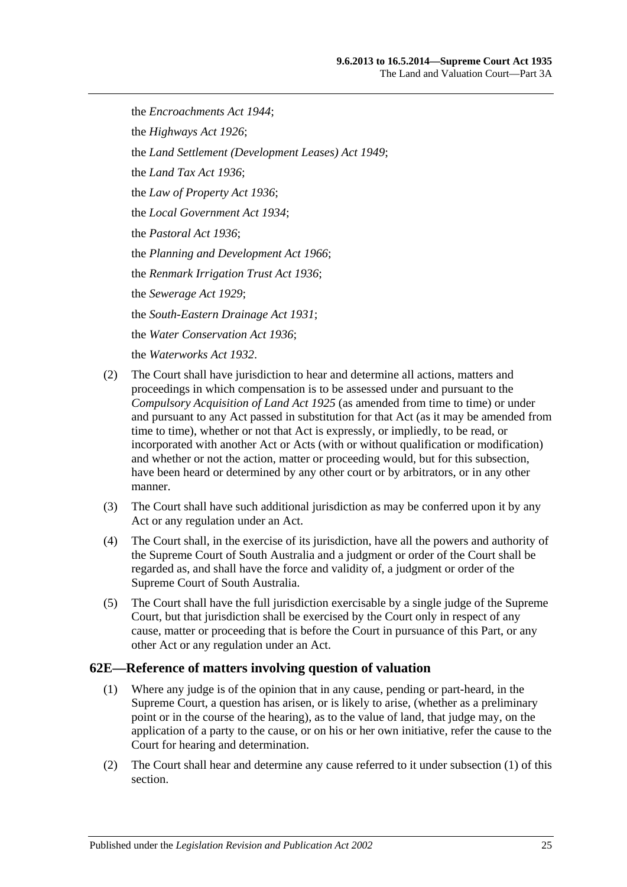the *Encroachments Act 1944*;

the *Highways Act 1926*;

the *Land Settlement (Development Leases) Act 1949*;

the *Land Tax Act 1936*;

the *Law of Property Act 1936*;

the *Local Government Act 1934*;

the *Pastoral Act 1936*;

the *Planning and Development Act 1966*;

the *Renmark Irrigation Trust Act 1936*;

the *Sewerage Act 1929*;

the *South-Eastern Drainage Act 1931*;

the *Water Conservation Act 1936*;

the *Waterworks Act 1932*.

(2) The Court shall have jurisdiction to hear and determine all actions, matters and proceedings in which compensation is to be assessed under and pursuant to the *Compulsory Acquisition of Land Act 1925* (as amended from time to time) or under and pursuant to any Act passed in substitution for that Act (as it may be amended from time to time), whether or not that Act is expressly, or impliedly, to be read, or incorporated with another Act or Acts (with or without qualification or modification) and whether or not the action, matter or proceeding would, but for this subsection, have been heard or determined by any other court or by arbitrators, or in any other manner.

(3) The Court shall have such additional jurisdiction as may be conferred upon it by any Act or any regulation under an Act.

(4) The Court shall, in the exercise of its jurisdiction, have all the powers and authority of the Supreme Court of South Australia and a judgment or order of the Court shall be regarded as, and shall have the force and validity of, a judgment or order of the Supreme Court of South Australia.

(5) The Court shall have the full jurisdiction exercisable by a single judge of the Supreme Court, but that jurisdiction shall be exercised by the Court only in respect of any cause, matter or proceeding that is before the Court in pursuance of this Part, or any other Act or any regulation under an Act.

## 62E—Reference of matters involving question of valuation

(1) Where any judge is of the opinion that in any cause, pending or part-heard, in the Supreme Court, a question has arisen, or is likely to arise, (whether as a preliminary point or in the course of the hearing), as to the value of land, that judge may, on the application of a party to the cause, or on his or her own initiative, refer the cause to the Court for hearing and determination.

(2) The Court shall hear and determine any cause referred to it under subsection (1) of this section.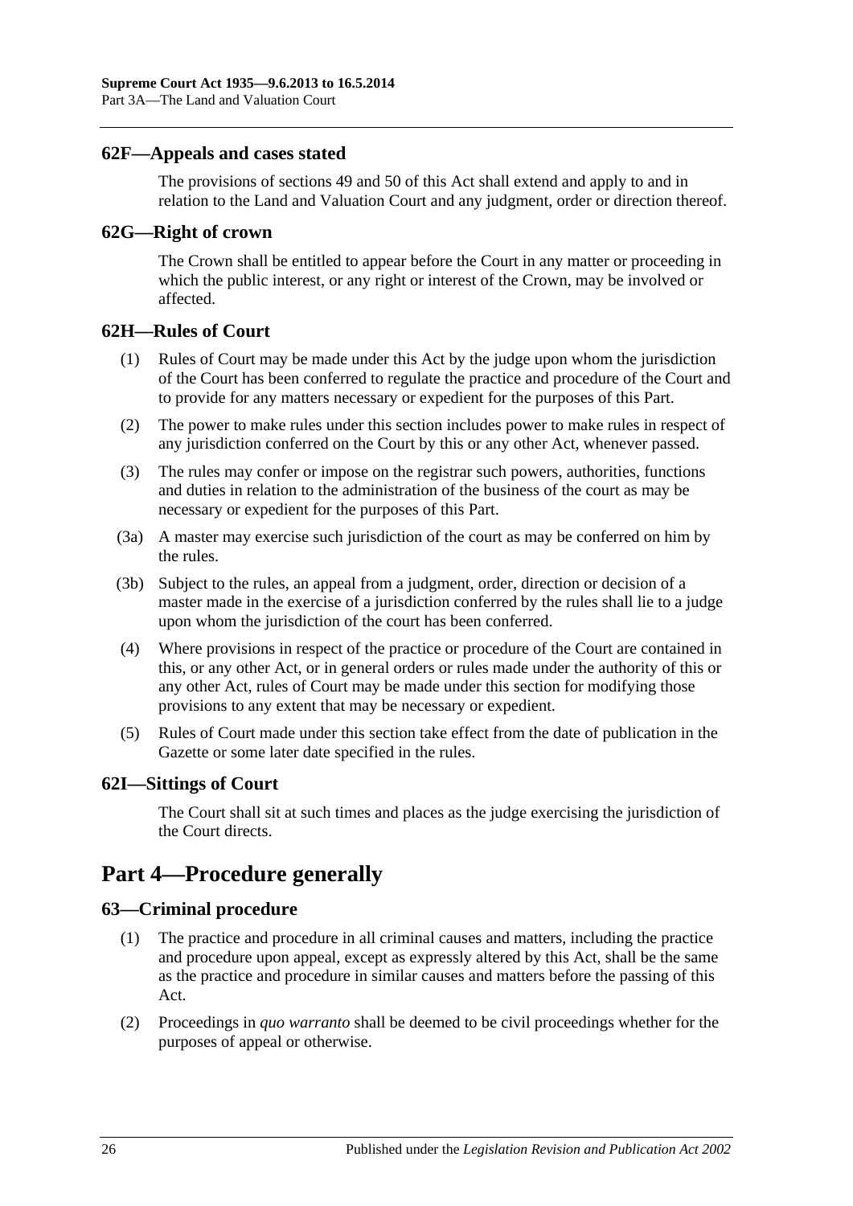### 62F—Appeals and cases stated

The provisions of sections 49 and 50 of this Act shall extend and apply to and in relation to the Land and Valuation Court and any judgment, order or direction thereof.

### 62G—Right of crown

The Crown shall be entitled to appear before the Court in any matter or proceeding in which the public interest, or any right or interest of the Crown, may be involved or affected.

### 62H—Rules of Court

(1) Rules of Court may be made under this Act by the judge upon whom the jurisdiction of the Court has been conferred to regulate the practice and procedure of the Court and to provide for any matters necessary or expedient for the purposes of this Part.

(2) The power to make rules under this section includes power to make rules in respect of any jurisdiction conferred on the Court by this or any other Act, whenever passed.

(3) The rules may confer or impose on the registrar such powers, authorities, functions and duties in relation to the administration of the business of the court as may be necessary or expedient for the purposes of this Part.

(3a) A master may exercise such jurisdiction of the court as may be conferred on him by the rules.

(3b) Subject to the rules, an appeal from a judgment, order, direction or decision of a master made in the exercise of a jurisdiction conferred by the rules shall lie to a judge upon whom the jurisdiction of the court has been conferred.

(4) Where provisions in respect of the practice or procedure of the Court are contained in this, or any other Act, or in general orders or rules made under the authority of this or any other Act, rules of Court may be made under this section for modifying those provisions to any extent that may be necessary or expedient.

(5) Rules of Court made under this section take effect from the date of publication in the Gazette or some later date specified in the rules.

### 62I—Sittings of Court

The Court shall sit at such times and places as the judge exercising the jurisdiction of the Court directs.

## Part 4—Procedure generally

### 63—Criminal procedure

(1) The practice and procedure in all criminal causes and matters, including the practice and procedure upon appeal, except as expressly altered by this Act, shall be the same as the practice and procedure in similar causes and matters before the passing of this Act.

(2) Proceedings in *quo warranto* shall be deemed to be civil proceedings whether for the purposes of appeal or otherwise.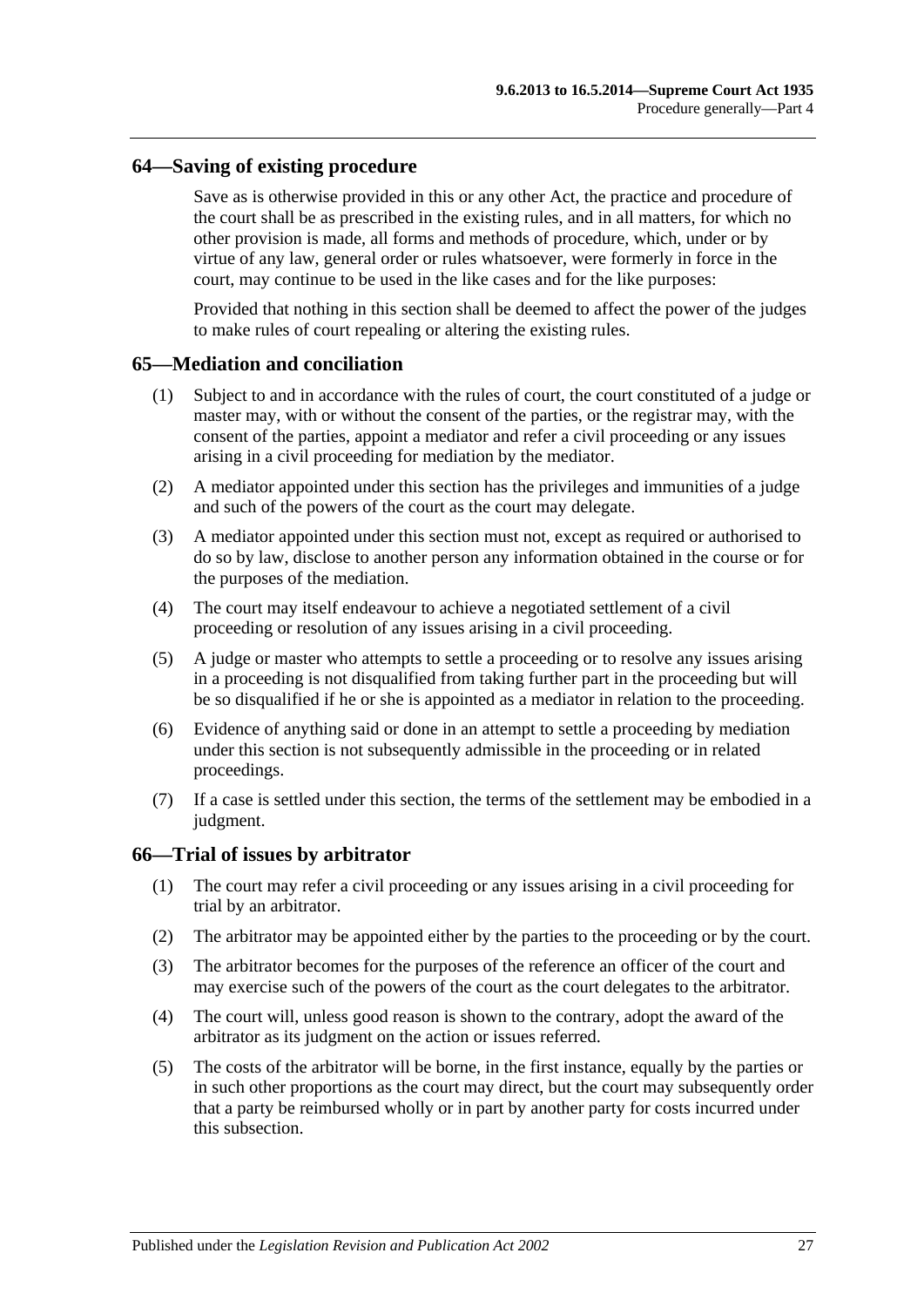## 64—Saving of existing procedure

Save as is otherwise provided in this or any other Act, the practice and procedure of the court shall be as prescribed in the existing rules, and in all matters, for which no other provision is made, all forms and methods of procedure, which, under or by virtue of any law, general order or rules whatsoever, were formerly in force in the court, may continue to be used in the like cases and for the like purposes:

Provided that nothing in this section shall be deemed to affect the power of the judges to make rules of court repealing or altering the existing rules.

## 65—Mediation and conciliation

(1) Subject to and in accordance with the rules of court, the court constituted of a judge or master may, with or without the consent of the parties, or the registrar may, with the consent of the parties, appoint a mediator and refer a civil proceeding or any issues arising in a civil proceeding for mediation by the mediator.

(2) A mediator appointed under this section has the privileges and immunities of a judge and such of the powers of the court as the court may delegate.

(3) A mediator appointed under this section must not, except as required or authorised to do so by law, disclose to another person any information obtained in the course or for the purposes of the mediation.

(4) The court may itself endeavour to achieve a negotiated settlement of a civil proceeding or resolution of any issues arising in a civil proceeding.

(5) A judge or master who attempts to settle a proceeding or to resolve any issues arising in a proceeding is not disqualified from taking further part in the proceeding but will be so disqualified if he or she is appointed as a mediator in relation to the proceeding.

(6) Evidence of anything said or done in an attempt to settle a proceeding by mediation under this section is not subsequently admissible in the proceeding or in related proceedings.

(7) If a case is settled under this section, the terms of the settlement may be embodied in a judgment.

## 66—Trial of issues by arbitrator

(1) The court may refer a civil proceeding or any issues arising in a civil proceeding for trial by an arbitrator.

(2) The arbitrator may be appointed either by the parties to the proceeding or by the court.

(3) The arbitrator becomes for the purposes of the reference an officer of the court and may exercise such of the powers of the court as the court delegates to the arbitrator.

(4) The court will, unless good reason is shown to the contrary, adopt the award of the arbitrator as its judgment on the action or issues referred.

(5) The costs of the arbitrator will be borne, in the first instance, equally by the parties or in such other proportions as the court may direct, but the court may subsequently order that a party be reimbursed wholly or in part by another party for costs incurred under this subsection.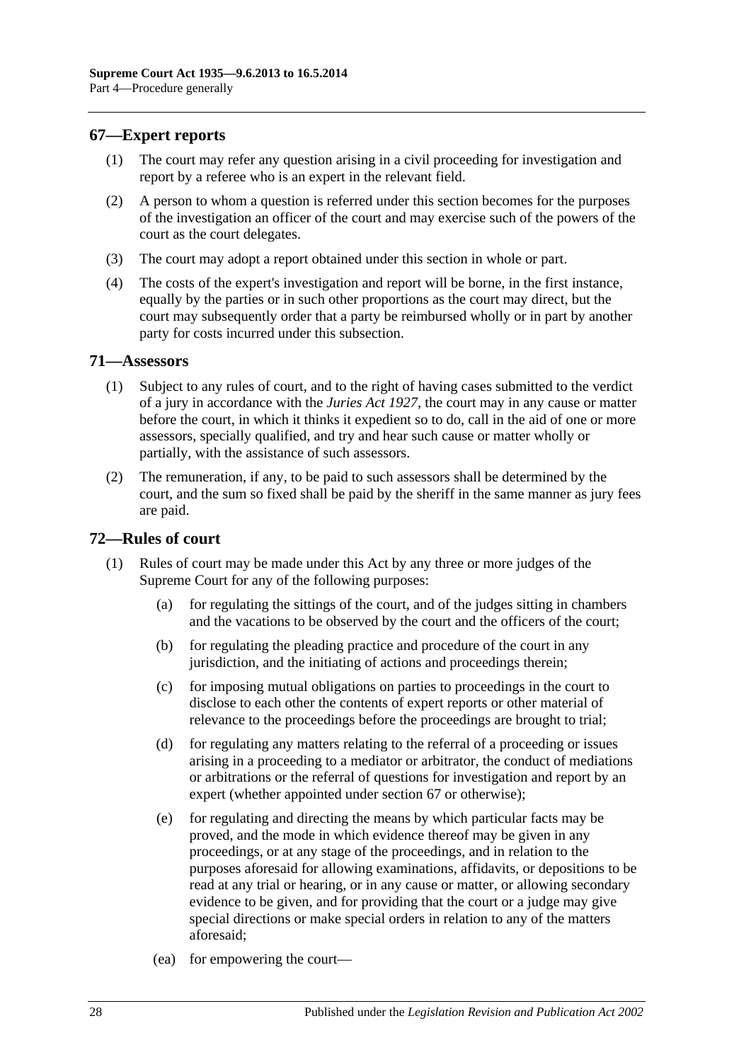## 67—Expert reports

(1) The court may refer any question arising in a civil proceeding for investigation and report by a referee who is an expert in the relevant field.

(2) A person to whom a question is referred under this section becomes for the purposes of the investigation an officer of the court and may exercise such of the powers of the court as the court delegates.

(3) The court may adopt a report obtained under this section in whole or part.

(4) The costs of the expert's investigation and report will be borne, in the first instance, equally by the parties or in such other proportions as the court may direct, but the court may subsequently order that a party be reimbursed wholly or in part by another party for costs incurred under this subsection.

## 71—Assessors

(1) Subject to any rules of court, and to the right of having cases submitted to the verdict of a jury in accordance with the *Juries Act 1927*, the court may in any cause or matter before the court, in which it thinks it expedient so to do, call in the aid of one or more assessors, specially qualified, and try and hear such cause or matter wholly or partially, with the assistance of such assessors.

(2) The remuneration, if any, to be paid to such assessors shall be determined by the court, and the sum so fixed shall be paid by the sheriff in the same manner as jury fees are paid.

## 72—Rules of court

(1) Rules of court may be made under this Act by any three or more judges of the Supreme Court for any of the following purposes:

(a) for regulating the sittings of the court, and of the judges sitting in chambers and the vacations to be observed by the court and the officers of the court;

(b) for regulating the pleading practice and procedure of the court in any jurisdiction, and the initiating of actions and proceedings therein;

(c) for imposing mutual obligations on parties to proceedings in the court to disclose to each other the contents of expert reports or other material of relevance to the proceedings before the proceedings are brought to trial;

(d) for regulating any matters relating to the referral of a proceeding or issues arising in a proceeding to a mediator or arbitrator, the conduct of mediations or arbitrations or the referral of questions for investigation and report by an expert (whether appointed under section 67 or otherwise);

(e) for regulating and directing the means by which particular facts may be proved, and the mode in which evidence thereof may be given in any proceedings, or at any stage of the proceedings, and in relation to the purposes aforesaid for allowing examinations, affidavits, or depositions to be read at any trial or hearing, or in any cause or matter, or allowing secondary evidence to be given, and for providing that the court or a judge may give special directions or make special orders in relation to any of the matters aforesaid;

(ea) for empowering the court—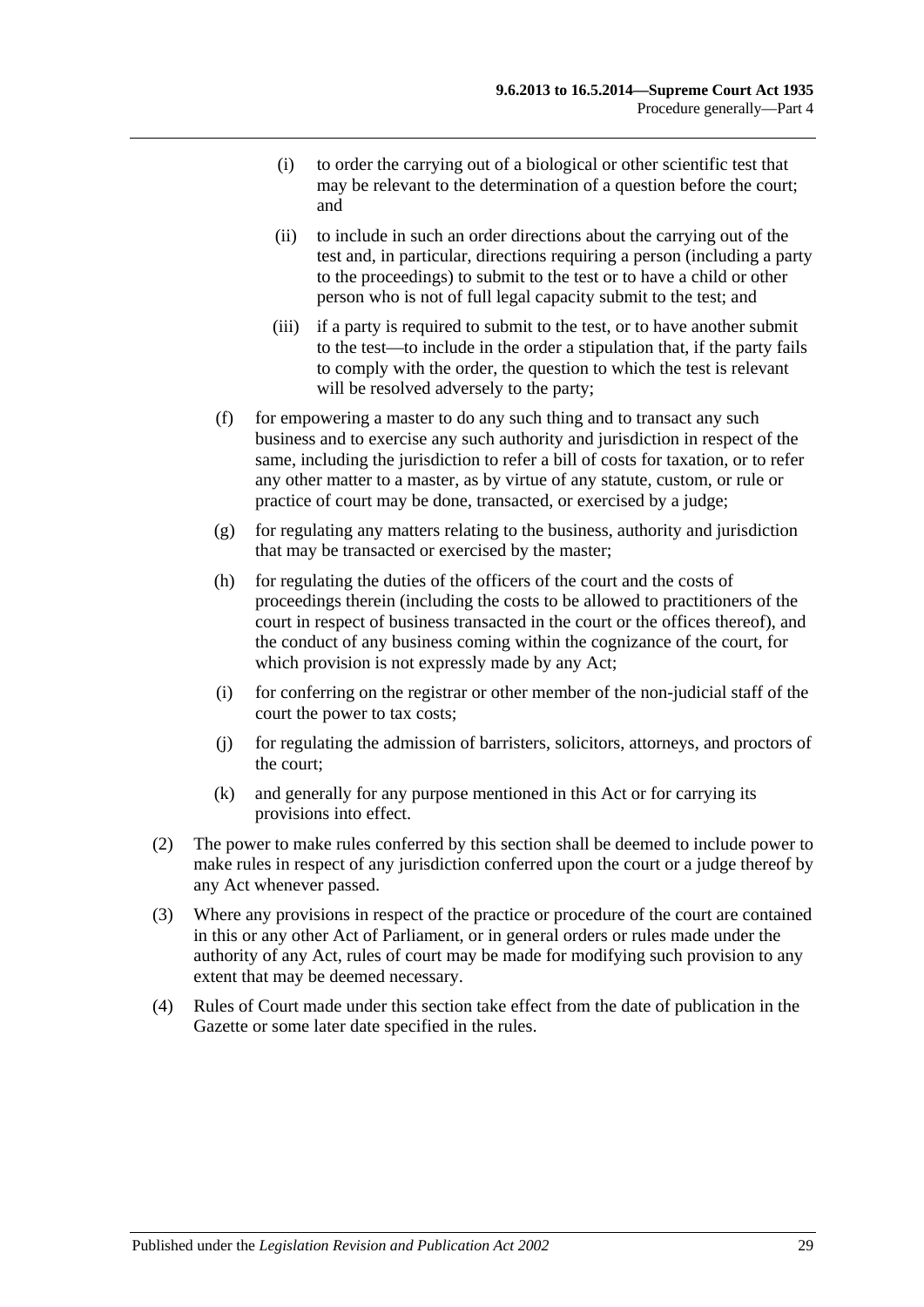(i) to order the carrying out of a biological or other scientific test that may be relevant to the determination of a question before the court; and

(ii) to include in such an order directions about the carrying out of the test and, in particular, directions requiring a person (including a party to the proceedings) to submit to the test or to have a child or other person who is not of full legal capacity submit to the test; and

(iii) if a party is required to submit to the test, or to have another submit to the test—to include in the order a stipulation that, if the party fails to comply with the order, the question to which the test is relevant will be resolved adversely to the party;

(f) for empowering a master to do any such thing and to transact any such business and to exercise any such authority and jurisdiction in respect of the same, including the jurisdiction to refer a bill of costs for taxation, or to refer any other matter to a master, as by virtue of any statute, custom, or rule or practice of court may be done, transacted, or exercised by a judge;

(g) for regulating any matters relating to the business, authority and jurisdiction that may be transacted or exercised by the master;

(h) for regulating the duties of the officers of the court and the costs of proceedings therein (including the costs to be allowed to practitioners of the court in respect of business transacted in the court or the offices thereof), and the conduct of any business coming within the cognizance of the court, for which provision is not expressly made by any Act;

(i) for conferring on the registrar or other member of the non-judicial staff of the court the power to tax costs;

(j) for regulating the admission of barristers, solicitors, attorneys, and proctors of the court;

(k) and generally for any purpose mentioned in this Act or for carrying its provisions into effect.

(2) The power to make rules conferred by this section shall be deemed to include power to make rules in respect of any jurisdiction conferred upon the court or a judge thereof by any Act whenever passed.

(3) Where any provisions in respect of the practice or procedure of the court are contained in this or any other Act of Parliament, or in general orders or rules made under the authority of any Act, rules of court may be made for modifying such provision to any extent that may be deemed necessary.

(4) Rules of Court made under this section take effect from the date of publication in the Gazette or some later date specified in the rules.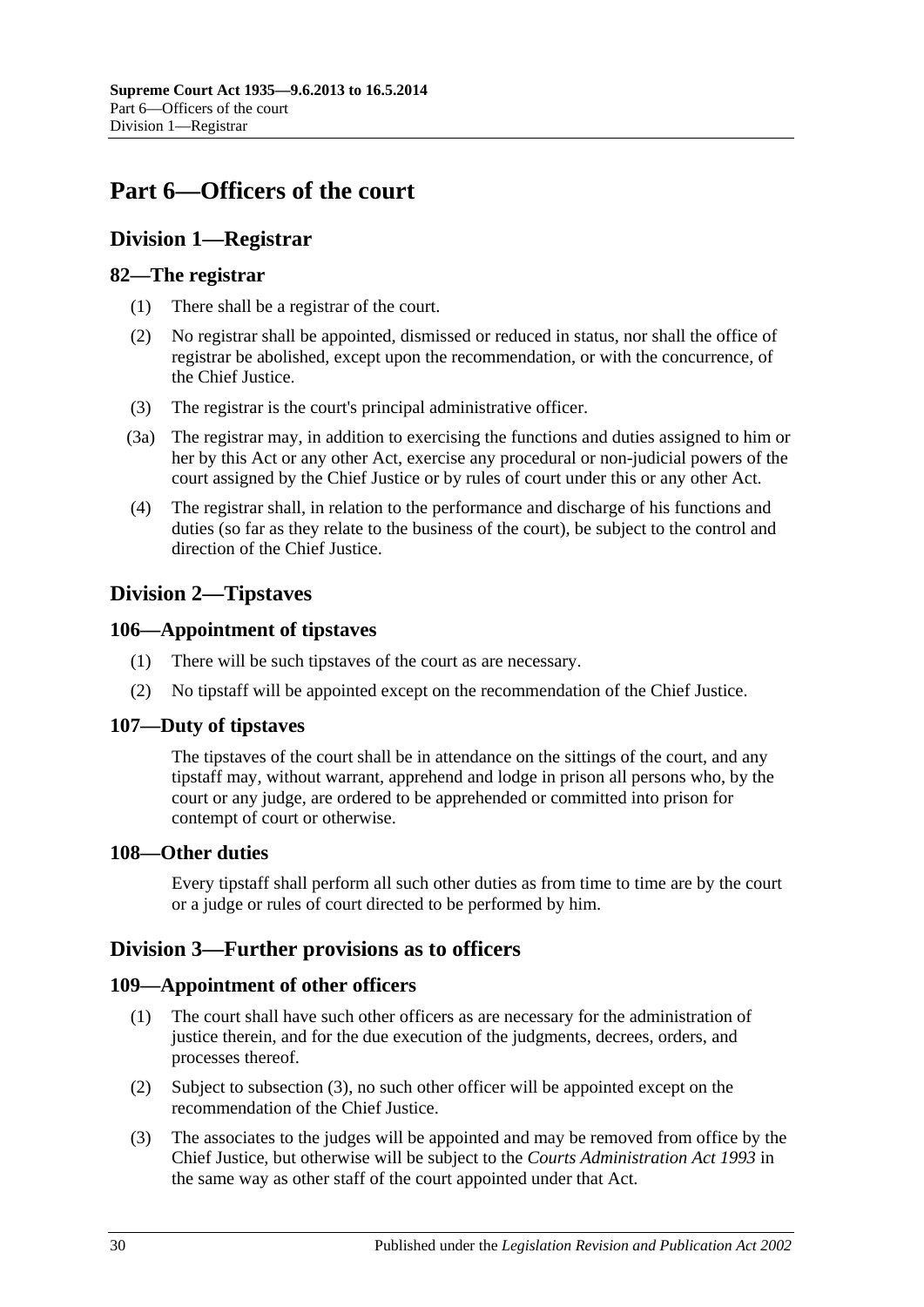# Part 6—Officers of the court

## Division 1—Registrar

### 82—The registrar

(1) There shall be a registrar of the court.

(2) No registrar shall be appointed, dismissed or reduced in status, nor shall the office of registrar be abolished, except upon the recommendation, or with the concurrence, of the Chief Justice.

(3) The registrar is the court's principal administrative officer.

(3a) The registrar may, in addition to exercising the functions and duties assigned to him or her by this Act or any other Act, exercise any procedural or non-judicial powers of the court assigned by the Chief Justice or by rules of court under this or any other Act.

(4) The registrar shall, in relation to the performance and discharge of his functions and duties (so far as they relate to the business of the court), be subject to the control and direction of the Chief Justice.

## Division 2—Tipstaves

### 106—Appointment of tipstaves

(1) There will be such tipstaves of the court as are necessary.

(2) No tipstaff will be appointed except on the recommendation of the Chief Justice.

### 107—Duty of tipstaves

The tipstaves of the court shall be in attendance on the sittings of the court, and any tipstaff may, without warrant, apprehend and lodge in prison all persons who, by the court or any judge, are ordered to be apprehended or committed into prison for contempt of court or otherwise.

### 108—Other duties

Every tipstaff shall perform all such other duties as from time to time are by the court or a judge or rules of court directed to be performed by him.

## Division 3—Further provisions as to officers

### 109—Appointment of other officers

(1) The court shall have such other officers as are necessary for the administration of justice therein, and for the due execution of the judgments, decrees, orders, and processes thereof.

(2) Subject to subsection (3), no such other officer will be appointed except on the recommendation of the Chief Justice.

(3) The associates to the judges will be appointed and may be removed from office by the Chief Justice, but otherwise will be subject to the *Courts Administration Act 1993* in the same way as other staff of the court appointed under that Act.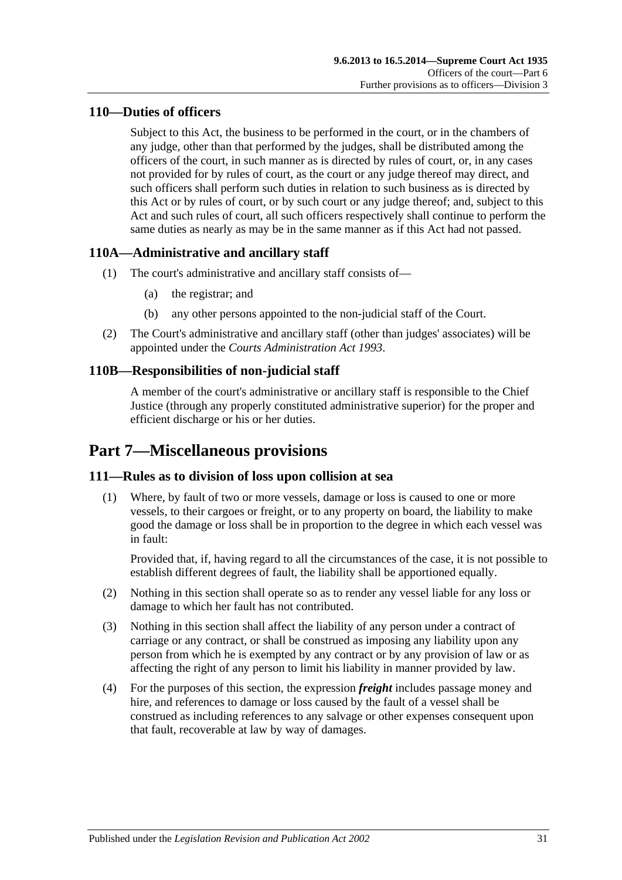## 110—Duties of officers

Subject to this Act, the business to be performed in the court, or in the chambers of any judge, other than that performed by the judges, shall be distributed among the officers of the court, in such manner as is directed by rules of court, or, in any cases not provided for by rules of court, as the court or any judge thereof may direct, and such officers shall perform such duties in relation to such business as is directed by this Act or by rules of court, or by such court or any judge thereof; and, subject to this Act and such rules of court, all such officers respectively shall continue to perform the same duties as nearly as may be in the same manner as if this Act had not passed.

## 110A—Administrative and ancillary staff

(1) The court's administrative and ancillary staff consists of—

(a) the registrar; and

(b) any other persons appointed to the non-judicial staff of the Court.

(2) The Court's administrative and ancillary staff (other than judges' associates) will be appointed under the *Courts Administration Act 1993*.

## 110B—Responsibilities of non-judicial staff

A member of the court's administrative or ancillary staff is responsible to the Chief Justice (through any properly constituted administrative superior) for the proper and efficient discharge or his or her duties.

# Part 7—Miscellaneous provisions

## 111—Rules as to division of loss upon collision at sea

(1) Where, by fault of two or more vessels, damage or loss is caused to one or more vessels, to their cargoes or freight, or to any property on board, the liability to make good the damage or loss shall be in proportion to the degree in which each vessel was in fault:

Provided that, if, having regard to all the circumstances of the case, it is not possible to establish different degrees of fault, the liability shall be apportioned equally.

(2) Nothing in this section shall operate so as to render any vessel liable for any loss or damage to which her fault has not contributed.

(3) Nothing in this section shall affect the liability of any person under a contract of carriage or any contract, or shall be construed as imposing any liability upon any person from which he is exempted by any contract or by any provision of law or as affecting the right of any person to limit his liability in manner provided by law.

(4) For the purposes of this section, the expression ***freight*** includes passage money and hire, and references to damage or loss caused by the fault of a vessel shall be construed as including references to any salvage or other expenses consequent upon that fault, recoverable at law by way of damages.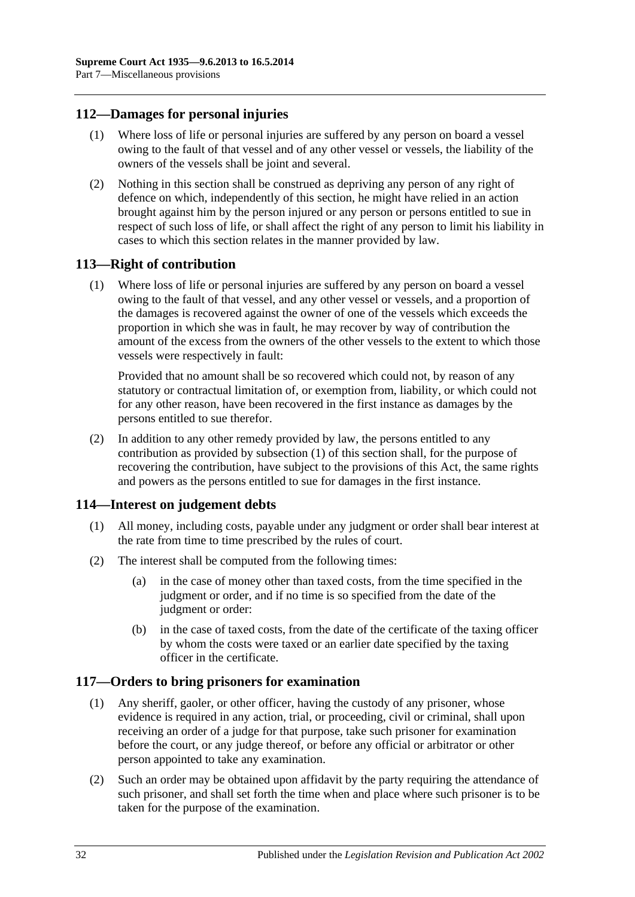## 112—Damages for personal injuries

(1) Where loss of life or personal injuries are suffered by any person on board a vessel owing to the fault of that vessel and of any other vessel or vessels, the liability of the owners of the vessels shall be joint and several.

(2) Nothing in this section shall be construed as depriving any person of any right of defence on which, independently of this section, he might have relied in an action brought against him by the person injured or any person or persons entitled to sue in respect of such loss of life, or shall affect the right of any person to limit his liability in cases to which this section relates in the manner provided by law.

## 113—Right of contribution

(1) Where loss of life or personal injuries are suffered by any person on board a vessel owing to the fault of that vessel, and any other vessel or vessels, and a proportion of the damages is recovered against the owner of one of the vessels which exceeds the proportion in which she was in fault, he may recover by way of contribution the amount of the excess from the owners of the other vessels to the extent to which those vessels were respectively in fault:

Provided that no amount shall be so recovered which could not, by reason of any statutory or contractual limitation of, or exemption from, liability, or which could not for any other reason, have been recovered in the first instance as damages by the persons entitled to sue therefor.

(2) In addition to any other remedy provided by law, the persons entitled to any contribution as provided by subsection (1) of this section shall, for the purpose of recovering the contribution, have subject to the provisions of this Act, the same rights and powers as the persons entitled to sue for damages in the first instance.

## 114—Interest on judgement debts

(1) All money, including costs, payable under any judgment or order shall bear interest at the rate from time to time prescribed by the rules of court.

(2) The interest shall be computed from the following times:

(a) in the case of money other than taxed costs, from the time specified in the judgment or order, and if no time is so specified from the date of the judgment or order:

(b) in the case of taxed costs, from the date of the certificate of the taxing officer by whom the costs were taxed or an earlier date specified by the taxing officer in the certificate.

## 117—Orders to bring prisoners for examination

(1) Any sheriff, gaoler, or other officer, having the custody of any prisoner, whose evidence is required in any action, trial, or proceeding, civil or criminal, shall upon receiving an order of a judge for that purpose, take such prisoner for examination before the court, or any judge thereof, or before any official or arbitrator or other person appointed to take any examination.

(2) Such an order may be obtained upon affidavit by the party requiring the attendance of such prisoner, and shall set forth the time when and place where such prisoner is to be taken for the purpose of the examination.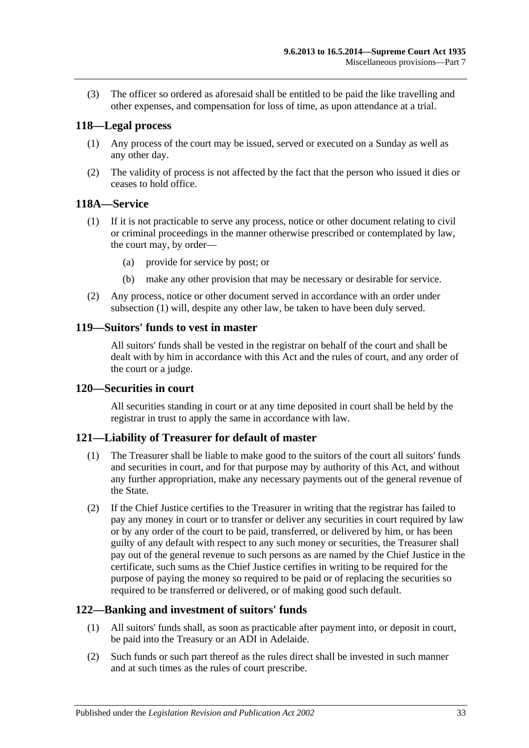(3) The officer so ordered as aforesaid shall be entitled to be paid the like travelling and other expenses, and compensation for loss of time, as upon attendance at a trial.

## 118—Legal process

(1) Any process of the court may be issued, served or executed on a Sunday as well as any other day.

(2) The validity of process is not affected by the fact that the person who issued it dies or ceases to hold office.

## 118A—Service

(1) If it is not practicable to serve any process, notice or other document relating to civil or criminal proceedings in the manner otherwise prescribed or contemplated by law, the court may, by order—

(a) provide for service by post; or

(b) make any other provision that may be necessary or desirable for service.

(2) Any process, notice or other document served in accordance with an order under subsection (1) will, despite any other law, be taken to have been duly served.

## 119—Suitors' funds to vest in master

All suitors' funds shall be vested in the registrar on behalf of the court and shall be dealt with by him in accordance with this Act and the rules of court, and any order of the court or a judge.

## 120—Securities in court

All securities standing in court or at any time deposited in court shall be held by the registrar in trust to apply the same in accordance with law.

## 121—Liability of Treasurer for default of master

(1) The Treasurer shall be liable to make good to the suitors of the court all suitors' funds and securities in court, and for that purpose may by authority of this Act, and without any further appropriation, make any necessary payments out of the general revenue of the State.

(2) If the Chief Justice certifies to the Treasurer in writing that the registrar has failed to pay any money in court or to transfer or deliver any securities in court required by law or by any order of the court to be paid, transferred, or delivered by him, or has been guilty of any default with respect to any such money or securities, the Treasurer shall pay out of the general revenue to such persons as are named by the Chief Justice in the certificate, such sums as the Chief Justice certifies in writing to be required for the purpose of paying the money so required to be paid or of replacing the securities so required to be transferred or delivered, or of making good such default.

## 122—Banking and investment of suitors' funds

(1) All suitors' funds shall, as soon as practicable after payment into, or deposit in court, be paid into the Treasury or an ADI in Adelaide.

(2) Such funds or such part thereof as the rules direct shall be invested in such manner and at such times as the rules of court prescribe.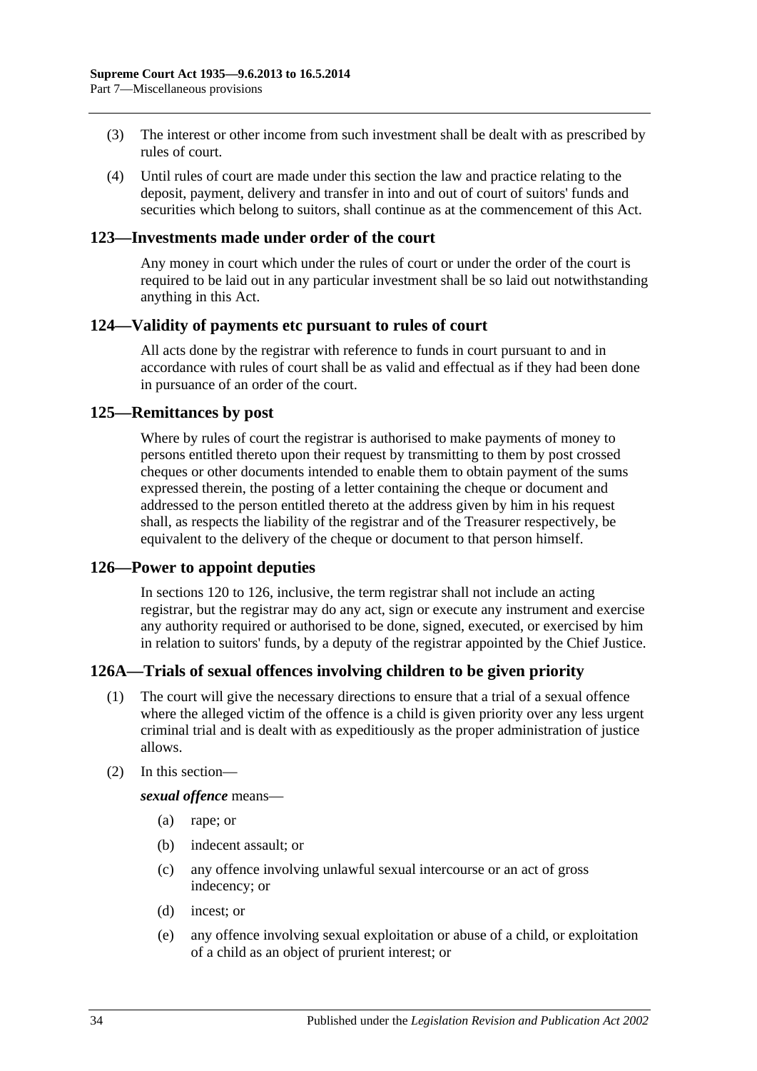(3) The interest or other income from such investment shall be dealt with as prescribed by rules of court.

(4) Until rules of court are made under this section the law and practice relating to the deposit, payment, delivery and transfer in into and out of court of suitors' funds and securities which belong to suitors, shall continue as at the commencement of this Act.

## 123—Investments made under order of the court

Any money in court which under the rules of court or under the order of the court is required to be laid out in any particular investment shall be so laid out notwithstanding anything in this Act.

## 124—Validity of payments etc pursuant to rules of court

All acts done by the registrar with reference to funds in court pursuant to and in accordance with rules of court shall be as valid and effectual as if they had been done in pursuance of an order of the court.

## 125—Remittances by post

Where by rules of court the registrar is authorised to make payments of money to persons entitled thereto upon their request by transmitting to them by post crossed cheques or other documents intended to enable them to obtain payment of the sums expressed therein, the posting of a letter containing the cheque or document and addressed to the person entitled thereto at the address given by him in his request shall, as respects the liability of the registrar and of the Treasurer respectively, be equivalent to the delivery of the cheque or document to that person himself.

## 126—Power to appoint deputies

In sections 120 to 126, inclusive, the term registrar shall not include an acting registrar, but the registrar may do any act, sign or execute any instrument and exercise any authority required or authorised to be done, signed, executed, or exercised by him in relation to suitors' funds, by a deputy of the registrar appointed by the Chief Justice.

## 126A—Trials of sexual offences involving children to be given priority

(1) The court will give the necessary directions to ensure that a trial of a sexual offence where the alleged victim of the offence is a child is given priority over any less urgent criminal trial and is dealt with as expeditiously as the proper administration of justice allows.

(2) In this section—

***sexual offence*** means—

(a) rape; or

(b) indecent assault; or

(c) any offence involving unlawful sexual intercourse or an act of gross indecency; or

(d) incest; or

(e) any offence involving sexual exploitation or abuse of a child, or exploitation of a child as an object of prurient interest; or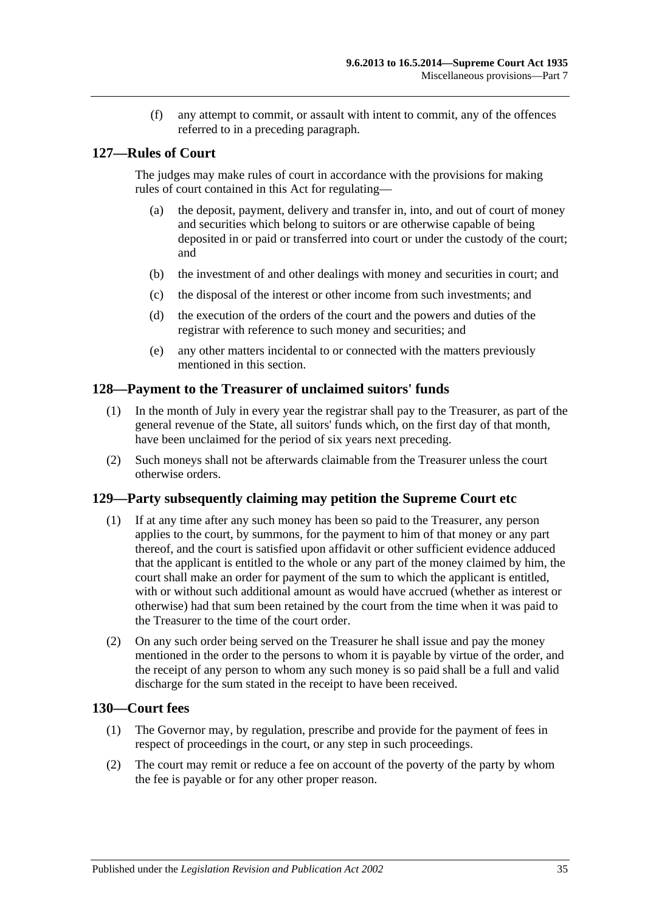(f) any attempt to commit, or assault with intent to commit, any of the offences referred to in a preceding paragraph.

## 127—Rules of Court

The judges may make rules of court in accordance with the provisions for making rules of court contained in this Act for regulating—

(a) the deposit, payment, delivery and transfer in, into, and out of court of money and securities which belong to suitors or are otherwise capable of being deposited in or paid or transferred into court or under the custody of the court; and

(b) the investment of and other dealings with money and securities in court; and

(c) the disposal of the interest or other income from such investments; and

(d) the execution of the orders of the court and the powers and duties of the registrar with reference to such money and securities; and

(e) any other matters incidental to or connected with the matters previously mentioned in this section.

## 128—Payment to the Treasurer of unclaimed suitors' funds

(1) In the month of July in every year the registrar shall pay to the Treasurer, as part of the general revenue of the State, all suitors' funds which, on the first day of that month, have been unclaimed for the period of six years next preceding.

(2) Such moneys shall not be afterwards claimable from the Treasurer unless the court otherwise orders.

## 129—Party subsequently claiming may petition the Supreme Court etc

(1) If at any time after any such money has been so paid to the Treasurer, any person applies to the court, by summons, for the payment to him of that money or any part thereof, and the court is satisfied upon affidavit or other sufficient evidence adduced that the applicant is entitled to the whole or any part of the money claimed by him, the court shall make an order for payment of the sum to which the applicant is entitled, with or without such additional amount as would have accrued (whether as interest or otherwise) had that sum been retained by the court from the time when it was paid to the Treasurer to the time of the court order.

(2) On any such order being served on the Treasurer he shall issue and pay the money mentioned in the order to the persons to whom it is payable by virtue of the order, and the receipt of any person to whom any such money is so paid shall be a full and valid discharge for the sum stated in the receipt to have been received.

## 130—Court fees

(1) The Governor may, by regulation, prescribe and provide for the payment of fees in respect of proceedings in the court, or any step in such proceedings.

(2) The court may remit or reduce a fee on account of the poverty of the party by whom the fee is payable or for any other proper reason.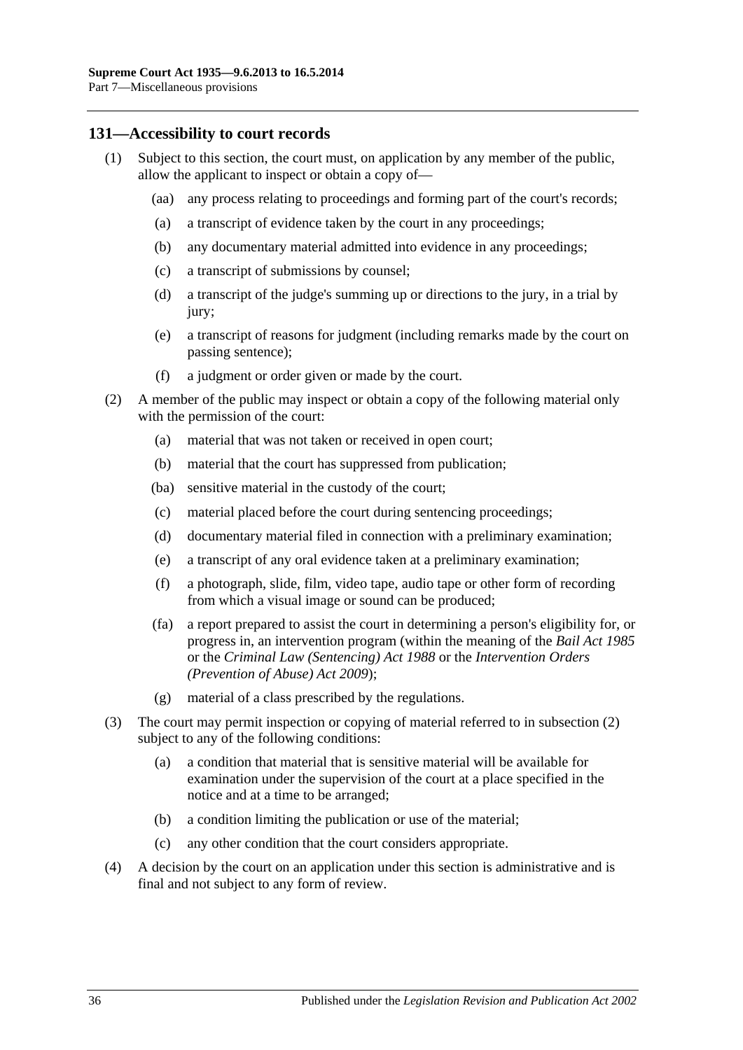## 131—Accessibility to court records

(1) Subject to this section, the court must, on application by any member of the public, allow the applicant to inspect or obtain a copy of—

- (aa) any process relating to proceedings and forming part of the court's records;
- (a) a transcript of evidence taken by the court in any proceedings;
- (b) any documentary material admitted into evidence in any proceedings;
- (c) a transcript of submissions by counsel;
- (d) a transcript of the judge's summing up or directions to the jury, in a trial by jury;
- (e) a transcript of reasons for judgment (including remarks made by the court on passing sentence);
- (f) a judgment or order given or made by the court.

(2) A member of the public may inspect or obtain a copy of the following material only with the permission of the court:

- (a) material that was not taken or received in open court;
- (b) material that the court has suppressed from publication;
- (ba) sensitive material in the custody of the court;
- (c) material placed before the court during sentencing proceedings;
- (d) documentary material filed in connection with a preliminary examination;
- (e) a transcript of any oral evidence taken at a preliminary examination;
- (f) a photograph, slide, film, video tape, audio tape or other form of recording from which a visual image or sound can be produced;
- (fa) a report prepared to assist the court in determining a person's eligibility for, or progress in, an intervention program (within the meaning of the *Bail Act 1985* or the *Criminal Law (Sentencing) Act 1988* or the *Intervention Orders (Prevention of Abuse) Act 2009*);
- (g) material of a class prescribed by the regulations.

(3) The court may permit inspection or copying of material referred to in subsection (2) subject to any of the following conditions:

- (a) a condition that material that is sensitive material will be available for examination under the supervision of the court at a place specified in the notice and at a time to be arranged;
- (b) a condition limiting the publication or use of the material;
- (c) any other condition that the court considers appropriate.

(4) A decision by the court on an application under this section is administrative and is final and not subject to any form of review.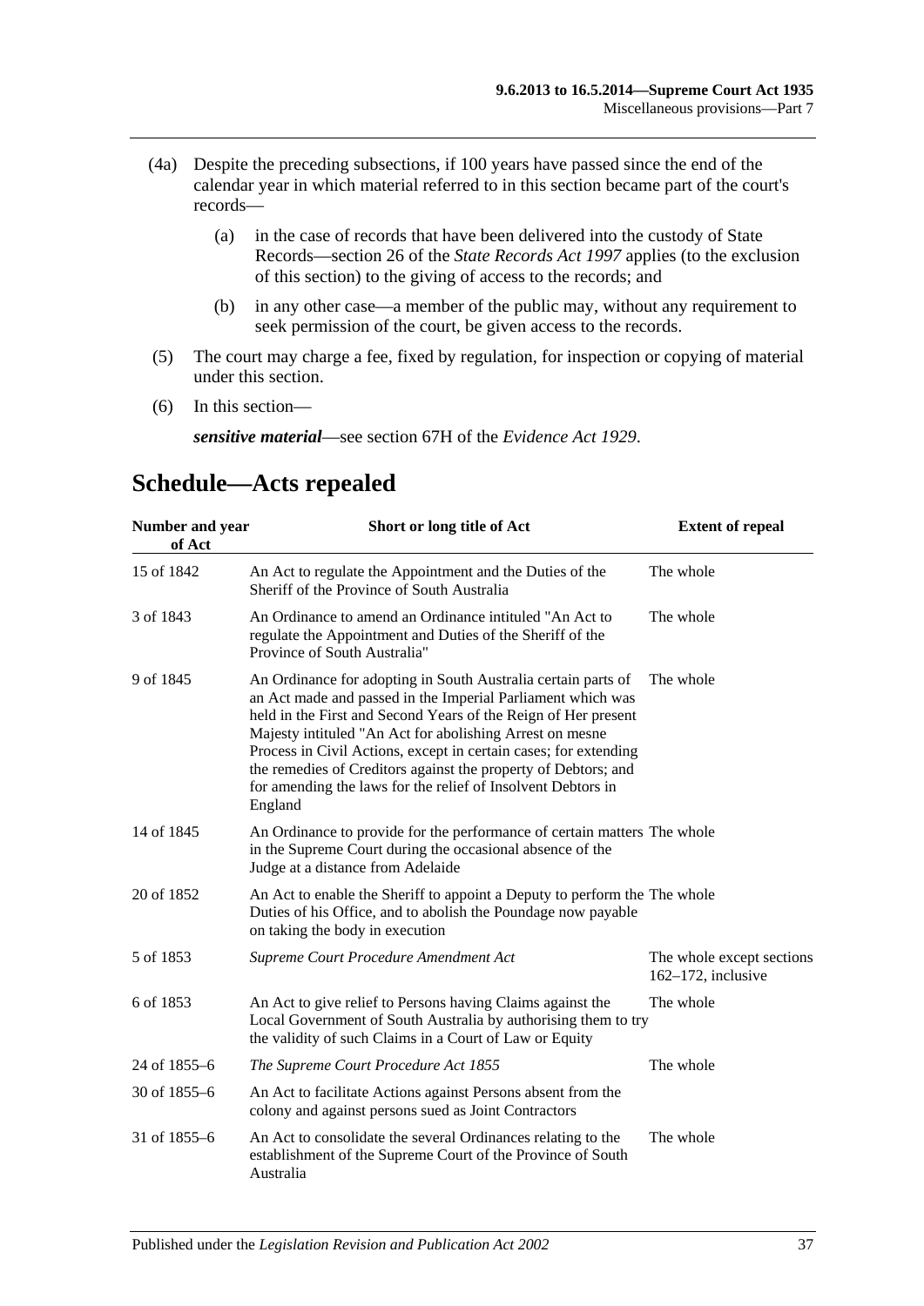(4a) Despite the preceding subsections, if 100 years have passed since the end of the calendar year in which material referred to in this section became part of the court's records—

(a) in the case of records that have been delivered into the custody of State Records—section 26 of the *State Records Act 1997* applies (to the exclusion of this section) to the giving of access to the records; and

(b) in any other case—a member of the public may, without any requirement to seek permission of the court, be given access to the records.

(5) The court may charge a fee, fixed by regulation, for inspection or copying of material under this section.

(6) In this section—

***sensitive material***—see section 67H of the *Evidence Act 1929*.

# Schedule—Acts repealed

| Number and year of Act | Short or long title of Act | Extent of repeal |
|---|---|---|
| 15 of 1842 | An Act to regulate the Appointment and the Duties of the Sheriff of the Province of South Australia | The whole |
| 3 of 1843 | An Ordinance to amend an Ordinance intituled "An Act to regulate the Appointment and Duties of the Sheriff of the Province of South Australia" | The whole |
| 9 of 1845 | An Ordinance for adopting in South Australia certain parts of an Act made and passed in the Imperial Parliament which was held in the First and Second Years of the Reign of Her present Majesty intituled "An Act for abolishing Arrest on mesne Process in Civil Actions, except in certain cases; for extending the remedies of Creditors against the property of Debtors; and for amending the laws for the relief of Insolvent Debtors in England | The whole |
| 14 of 1845 | An Ordinance to provide for the performance of certain matters in the Supreme Court during the occasional absence of the Judge at a distance from Adelaide | The whole |
| 20 of 1852 | An Act to enable the Sheriff to appoint a Deputy to perform the Duties of his Office, and to abolish the Poundage now payable on taking the body in execution | The whole |
| 5 of 1853 | *Supreme Court Procedure Amendment Act* | The whole except sections 162–172, inclusive |
| 6 of 1853 | An Act to give relief to Persons having Claims against the Local Government of South Australia by authorising them to try the validity of such Claims in a Court of Law or Equity | The whole |
| 24 of 1855–6 | *The Supreme Court Procedure Act 1855* | The whole |
| 30 of 1855–6 | An Act to facilitate Actions against Persons absent from the colony and against persons sued as Joint Contractors | |
| 31 of 1855–6 | An Act to consolidate the several Ordinances relating to the establishment of the Supreme Court of the Province of South Australia | The whole |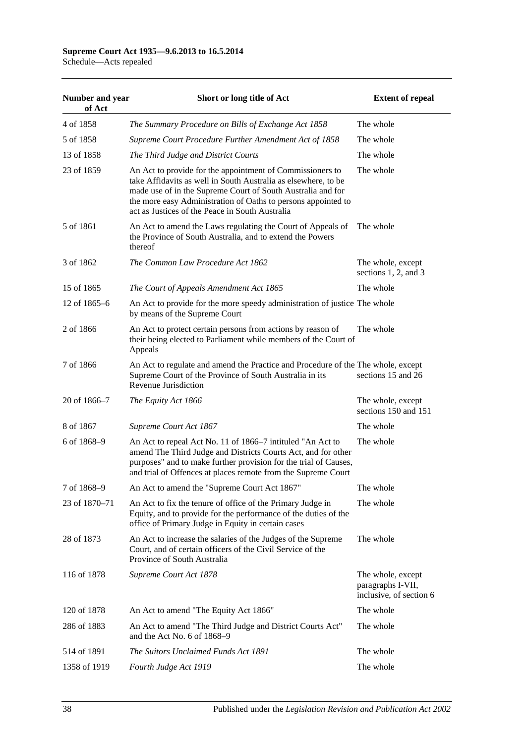| Number and year of Act | Short or long title of Act | Extent of repeal |
|---|---|---|
| 4 of 1858 | *The Summary Procedure on Bills of Exchange Act 1858* | The whole |
| 5 of 1858 | *Supreme Court Procedure Further Amendment Act of 1858* | The whole |
| 13 of 1858 | *The Third Judge and District Courts* | The whole |
| 23 of 1859 | An Act to provide for the appointment of Commissioners to take Affidavits as well in South Australia as elsewhere, to be made use of in the Supreme Court of South Australia and for the more easy Administration of Oaths to persons appointed to act as Justices of the Peace in South Australia | The whole |
| 5 of 1861 | An Act to amend the Laws regulating the Court of Appeals of the Province of South Australia, and to extend the Powers thereof | The whole |
| 3 of 1862 | *The Common Law Procedure Act 1862* | The whole, except sections 1, 2, and 3 |
| 15 of 1865 | *The Court of Appeals Amendment Act 1865* | The whole |
| 12 of 1865–6 | An Act to provide for the more speedy administration of justice by means of the Supreme Court | The whole |
| 2 of 1866 | An Act to protect certain persons from actions by reason of their being elected to Parliament while members of the Court of Appeals | The whole |
| 7 of 1866 | An Act to regulate and amend the Practice and Procedure of the Supreme Court of the Province of South Australia in its Revenue Jurisdiction | The whole, except sections 15 and 26 |
| 20 of 1866–7 | *The Equity Act 1866* | The whole, except sections 150 and 151 |
| 8 of 1867 | *Supreme Court Act 1867* | The whole |
| 6 of 1868–9 | An Act to repeal Act No. 11 of 1866–7 intituled "An Act to amend The Third Judge and Districts Courts Act, and for other purposes" and to make further provision for the trial of Causes, and trial of Offences at places remote from the Supreme Court | The whole |
| 7 of 1868–9 | An Act to amend the "Supreme Court Act 1867" | The whole |
| 23 of 1870–71 | An Act to fix the tenure of office of the Primary Judge in Equity, and to provide for the performance of the duties of the office of Primary Judge in Equity in certain cases | The whole |
| 28 of 1873 | An Act to increase the salaries of the Judges of the Supreme Court, and of certain officers of the Civil Service of the Province of South Australia | The whole |
| 116 of 1878 | *Supreme Court Act 1878* | The whole, except paragraphs I-VII, inclusive, of section 6 |
| 120 of 1878 | An Act to amend "The Equity Act 1866" | The whole |
| 286 of 1883 | An Act to amend "The Third Judge and District Courts Act" and the Act No. 6 of 1868–9 | The whole |
| 514 of 1891 | *The Suitors Unclaimed Funds Act 1891* | The whole |
| 1358 of 1919 | *Fourth Judge Act 1919* | The whole |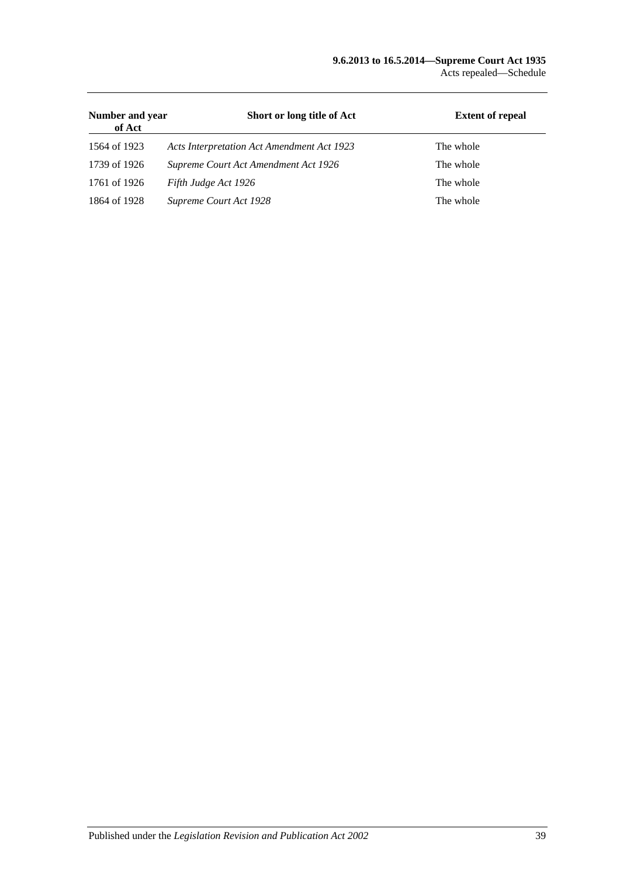| Number and year of Act | Short or long title of Act | Extent of repeal |
|---|---|---|
| 1564 of 1923 | *Acts Interpretation Act Amendment Act 1923* | The whole |
| 1739 of 1926 | *Supreme Court Act Amendment Act 1926* | The whole |
| 1761 of 1926 | *Fifth Judge Act 1926* | The whole |
| 1864 of 1928 | *Supreme Court Act 1928* | The whole |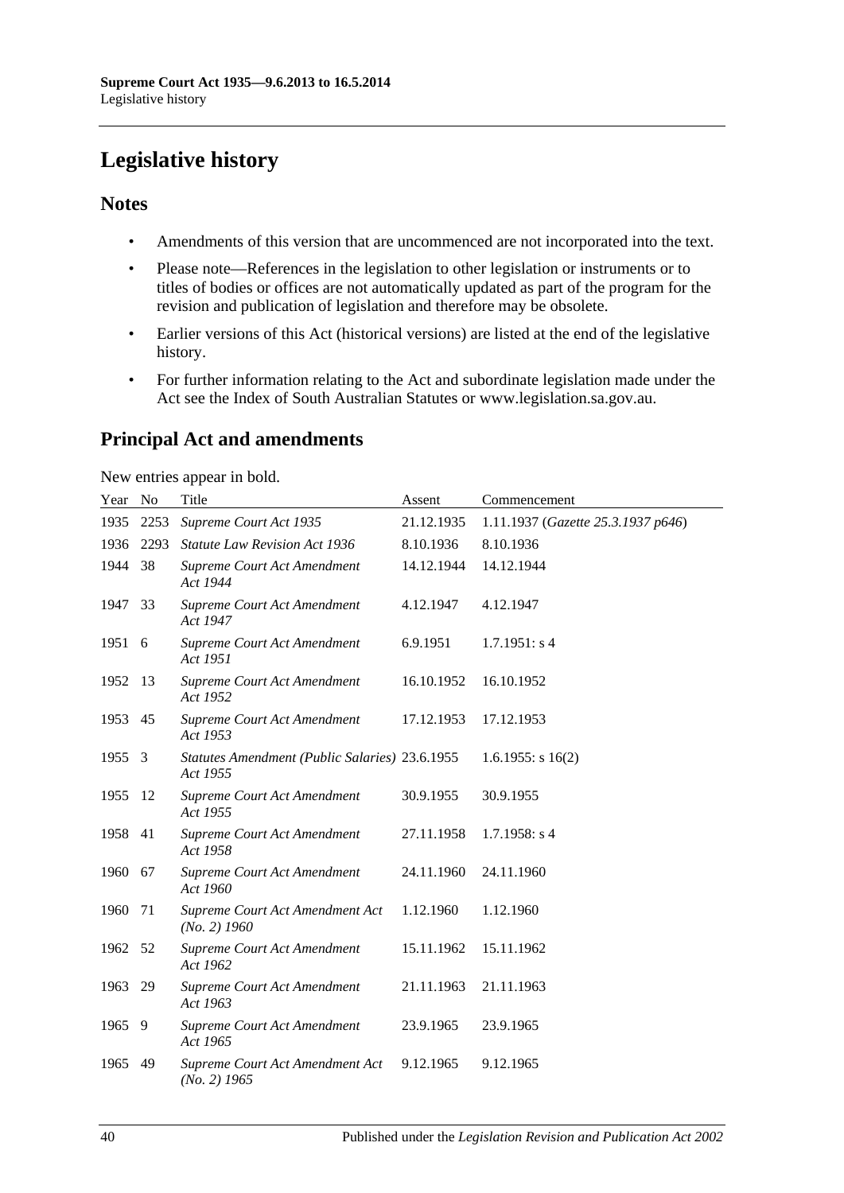# Legislative history

## Notes

- Amendments of this version that are uncommenced are not incorporated into the text.
- Please note—References in the legislation to other legislation or instruments or to titles of bodies or offices are not automatically updated as part of the program for the revision and publication of legislation and therefore may be obsolete.
- Earlier versions of this Act (historical versions) are listed at the end of the legislative history.
- For further information relating to the Act and subordinate legislation made under the Act see the Index of South Australian Statutes or www.legislation.sa.gov.au.

## Principal Act and amendments

New entries appear in bold.

| Year | No | Title | Assent | Commencement |
|---|---|---|---|---|
| 1935 | 2253 | *Supreme Court Act 1935* | 21.12.1935 | 1.11.1937 (*Gazette 25.3.1937 p646*) |
| 1936 | 2293 | *Statute Law Revision Act 1936* | 8.10.1936 | 8.10.1936 |
| 1944 | 38 | *Supreme Court Act Amendment Act 1944* | 14.12.1944 | 14.12.1944 |
| 1947 | 33 | *Supreme Court Act Amendment Act 1947* | 4.12.1947 | 4.12.1947 |
| 1951 | 6 | *Supreme Court Act Amendment Act 1951* | 6.9.1951 | 1.7.1951: s 4 |
| 1952 | 13 | *Supreme Court Act Amendment Act 1952* | 16.10.1952 | 16.10.1952 |
| 1953 | 45 | *Supreme Court Act Amendment Act 1953* | 17.12.1953 | 17.12.1953 |
| 1955 | 3 | *Statutes Amendment (Public Salaries) Act 1955* | 23.6.1955 | 1.6.1955: s 16(2) |
| 1955 | 12 | *Supreme Court Act Amendment Act 1955* | 30.9.1955 | 30.9.1955 |
| 1958 | 41 | *Supreme Court Act Amendment Act 1958* | 27.11.1958 | 1.7.1958: s 4 |
| 1960 | 67 | *Supreme Court Act Amendment Act 1960* | 24.11.1960 | 24.11.1960 |
| 1960 | 71 | *Supreme Court Act Amendment Act (No. 2) 1960* | 1.12.1960 | 1.12.1960 |
| 1962 | 52 | *Supreme Court Act Amendment Act 1962* | 15.11.1962 | 15.11.1962 |
| 1963 | 29 | *Supreme Court Act Amendment Act 1963* | 21.11.1963 | 21.11.1963 |
| 1965 | 9 | *Supreme Court Act Amendment Act 1965* | 23.9.1965 | 23.9.1965 |
| 1965 | 49 | *Supreme Court Act Amendment Act (No. 2) 1965* | 9.12.1965 | 9.12.1965 |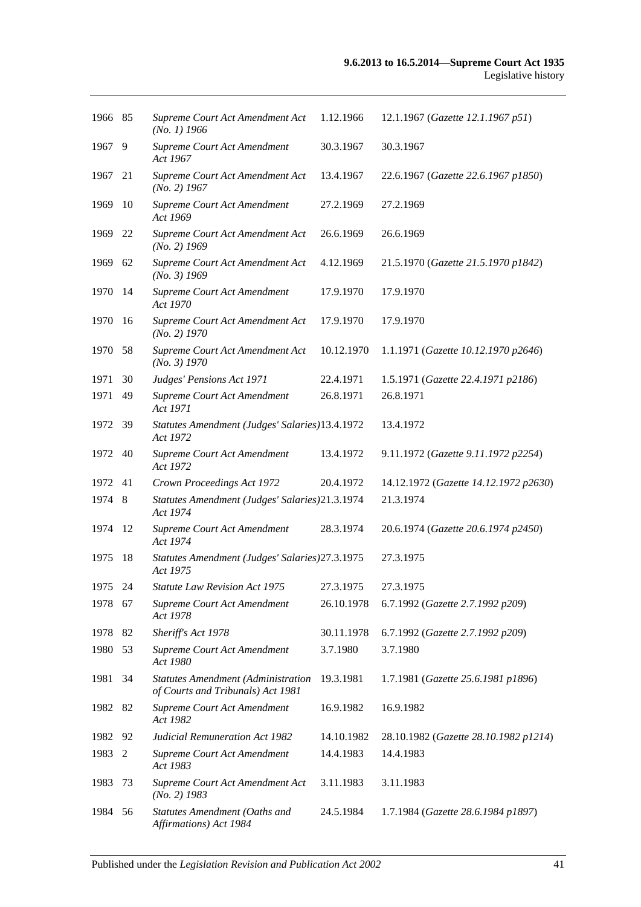| | | | | |
|---|---|---|---|---|
| 1966 | 85 | *Supreme Court Act Amendment Act (No. 1) 1966* | 1.12.1966 | 12.1.1967 (*Gazette 12.1.1967 p51*) |
| 1967 | 9 | *Supreme Court Act Amendment Act 1967* | 30.3.1967 | 30.3.1967 |
| 1967 | 21 | *Supreme Court Act Amendment Act (No. 2) 1967* | 13.4.1967 | 22.6.1967 (*Gazette 22.6.1967 p1850*) |
| 1969 | 10 | *Supreme Court Act Amendment Act 1969* | 27.2.1969 | 27.2.1969 |
| 1969 | 22 | *Supreme Court Act Amendment Act (No. 2) 1969* | 26.6.1969 | 26.6.1969 |
| 1969 | 62 | *Supreme Court Act Amendment Act (No. 3) 1969* | 4.12.1969 | 21.5.1970 (*Gazette 21.5.1970 p1842*) |
| 1970 | 14 | *Supreme Court Act Amendment Act 1970* | 17.9.1970 | 17.9.1970 |
| 1970 | 16 | *Supreme Court Act Amendment Act (No. 2) 1970* | 17.9.1970 | 17.9.1970 |
| 1970 | 58 | *Supreme Court Act Amendment Act (No. 3) 1970* | 10.12.1970 | 1.1.1971 (*Gazette 10.12.1970 p2646*) |
| 1971 | 30 | *Judges' Pensions Act 1971* | 22.4.1971 | 1.5.1971 (*Gazette 22.4.1971 p2186*) |
| 1971 | 49 | *Supreme Court Act Amendment Act 1971* | 26.8.1971 | 26.8.1971 |
| 1972 | 39 | *Statutes Amendment (Judges' Salaries) Act 1972* | 13.4.1972 | 13.4.1972 |
| 1972 | 40 | *Supreme Court Act Amendment Act 1972* | 13.4.1972 | 9.11.1972 (*Gazette 9.11.1972 p2254*) |
| 1972 | 41 | *Crown Proceedings Act 1972* | 20.4.1972 | 14.12.1972 (*Gazette 14.12.1972 p2630*) |
| 1974 | 8 | *Statutes Amendment (Judges' Salaries) Act 1974* | 21.3.1974 | 21.3.1974 |
| 1974 | 12 | *Supreme Court Act Amendment Act 1974* | 28.3.1974 | 20.6.1974 (*Gazette 20.6.1974 p2450*) |
| 1975 | 18 | *Statutes Amendment (Judges' Salaries) Act 1975* | 27.3.1975 | 27.3.1975 |
| 1975 | 24 | *Statute Law Revision Act 1975* | 27.3.1975 | 27.3.1975 |
| 1978 | 67 | *Supreme Court Act Amendment Act 1978* | 26.10.1978 | 6.7.1992 (*Gazette 2.7.1992 p209*) |
| 1978 | 82 | *Sheriff's Act 1978* | 30.11.1978 | 6.7.1992 (*Gazette 2.7.1992 p209*) |
| 1980 | 53 | *Supreme Court Act Amendment Act 1980* | 3.7.1980 | 3.7.1980 |
| 1981 | 34 | *Statutes Amendment (Administration of Courts and Tribunals) Act 1981* | 19.3.1981 | 1.7.1981 (*Gazette 25.6.1981 p1896*) |
| 1982 | 82 | *Supreme Court Act Amendment Act 1982* | 16.9.1982 | 16.9.1982 |
| 1982 | 92 | *Judicial Remuneration Act 1982* | 14.10.1982 | 28.10.1982 (*Gazette 28.10.1982 p1214*) |
| 1983 | 2 | *Supreme Court Act Amendment Act 1983* | 14.4.1983 | 14.4.1983 |
| 1983 | 73 | *Supreme Court Act Amendment Act (No. 2) 1983* | 3.11.1983 | 3.11.1983 |
| 1984 | 56 | *Statutes Amendment (Oaths and Affirmations) Act 1984* | 24.5.1984 | 1.7.1984 (*Gazette 28.6.1984 p1897*) |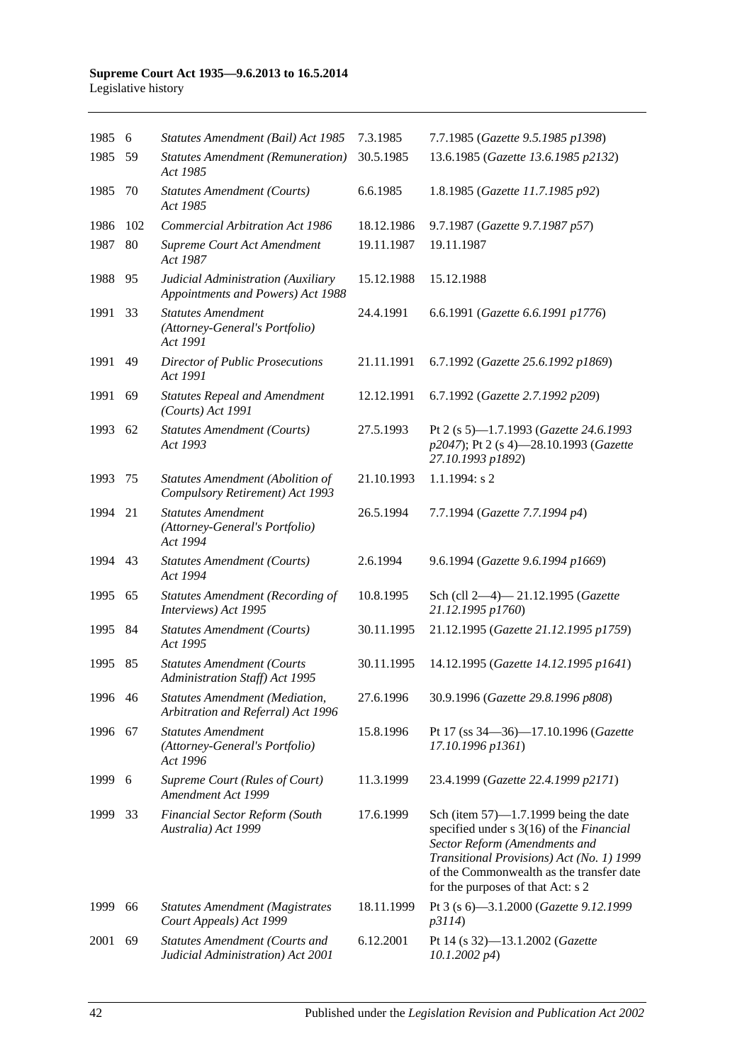| | | | | |
|---|---|---|---|---|
| 1985 | 6 | *Statutes Amendment (Bail) Act 1985* | 7.3.1985 | 7.7.1985 (*Gazette 9.5.1985 p1398*) |
| 1985 | 59 | *Statutes Amendment (Remuneration) Act 1985* | 30.5.1985 | 13.6.1985 (*Gazette 13.6.1985 p2132*) |
| 1985 | 70 | *Statutes Amendment (Courts) Act 1985* | 6.6.1985 | 1.8.1985 (*Gazette 11.7.1985 p92*) |
| 1986 | 102 | *Commercial Arbitration Act 1986* | 18.12.1986 | 9.7.1987 (*Gazette 9.7.1987 p57*) |
| 1987 | 80 | *Supreme Court Act Amendment Act 1987* | 19.11.1987 | 19.11.1987 |
| 1988 | 95 | *Judicial Administration (Auxiliary Appointments and Powers) Act 1988* | 15.12.1988 | 15.12.1988 |
| 1991 | 33 | *Statutes Amendment (Attorney-General's Portfolio) Act 1991* | 24.4.1991 | 6.6.1991 (*Gazette 6.6.1991 p1776*) |
| 1991 | 49 | *Director of Public Prosecutions Act 1991* | 21.11.1991 | 6.7.1992 (*Gazette 25.6.1992 p1869*) |
| 1991 | 69 | *Statutes Repeal and Amendment (Courts) Act 1991* | 12.12.1991 | 6.7.1992 (*Gazette 2.7.1992 p209*) |
| 1993 | 62 | *Statutes Amendment (Courts) Act 1993* | 27.5.1993 | Pt 2 (s 5)—1.7.1993 (*Gazette 24.6.1993 p2047*); Pt 2 (s 4)—28.10.1993 (*Gazette 27.10.1993 p1892*) |
| 1993 | 75 | *Statutes Amendment (Abolition of Compulsory Retirement) Act 1993* | 21.10.1993 | 1.1.1994: s 2 |
| 1994 | 21 | *Statutes Amendment (Attorney-General's Portfolio) Act 1994* | 26.5.1994 | 7.7.1994 (*Gazette 7.7.1994 p4*) |
| 1994 | 43 | *Statutes Amendment (Courts) Act 1994* | 2.6.1994 | 9.6.1994 (*Gazette 9.6.1994 p1669*) |
| 1995 | 65 | *Statutes Amendment (Recording of Interviews) Act 1995* | 10.8.1995 | Sch (cll 2—4)— 21.12.1995 (*Gazette 21.12.1995 p1760*) |
| 1995 | 84 | *Statutes Amendment (Courts) Act 1995* | 30.11.1995 | 21.12.1995 (*Gazette 21.12.1995 p1759*) |
| 1995 | 85 | *Statutes Amendment (Courts Administration Staff) Act 1995* | 30.11.1995 | 14.12.1995 (*Gazette 14.12.1995 p1641*) |
| 1996 | 46 | *Statutes Amendment (Mediation, Arbitration and Referral) Act 1996* | 27.6.1996 | 30.9.1996 (*Gazette 29.8.1996 p808*) |
| 1996 | 67 | *Statutes Amendment (Attorney-General's Portfolio) Act 1996* | 15.8.1996 | Pt 17 (ss 34—36)—17.10.1996 (*Gazette 17.10.1996 p1361*) |
| 1999 | 6 | *Supreme Court (Rules of Court) Amendment Act 1999* | 11.3.1999 | 23.4.1999 (*Gazette 22.4.1999 p2171*) |
| 1999 | 33 | *Financial Sector Reform (South Australia) Act 1999* | 17.6.1999 | Sch (item 57)—1.7.1999 being the date specified under s 3(16) of the *Financial Sector Reform (Amendments and Transitional Provisions) Act (No. 1) 1999* of the Commonwealth as the transfer date for the purposes of that Act: s 2 |
| 1999 | 66 | *Statutes Amendment (Magistrates Court Appeals) Act 1999* | 18.11.1999 | Pt 3 (s 6)—3.1.2000 (*Gazette 9.12.1999 p3114*) |
| 2001 | 69 | *Statutes Amendment (Courts and Judicial Administration) Act 2001* | 6.12.2001 | Pt 14 (s 32)—13.1.2002 (*Gazette 10.1.2002 p4*) |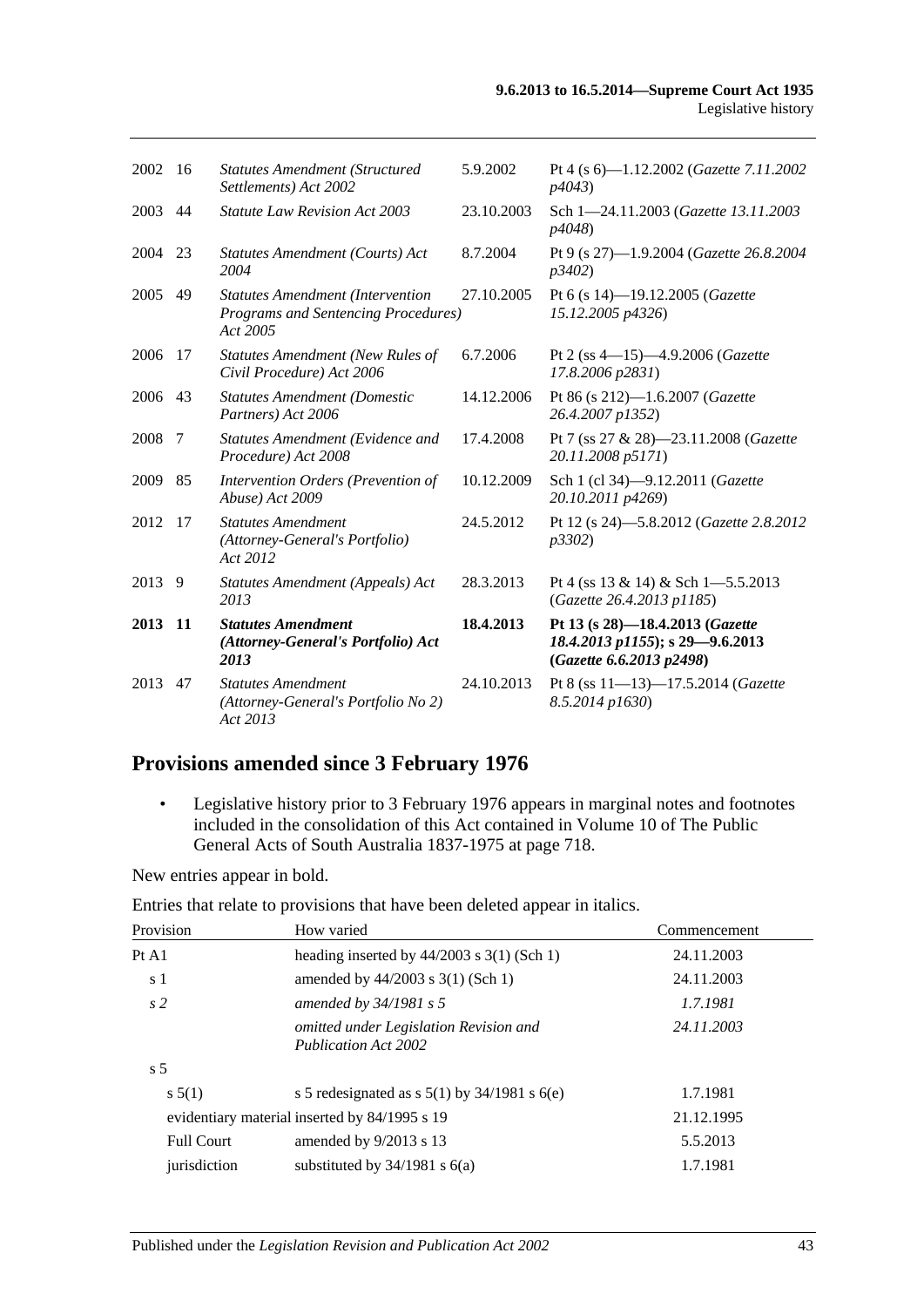| | | | | |
|---|---|---|---|---|
| 2002 | 16 | *Statutes Amendment (Structured Settlements) Act 2002* | 5.9.2002 | Pt 4 (s 6)—1.12.2002 (*Gazette 7.11.2002 p4043*) |
| 2003 | 44 | *Statute Law Revision Act 2003* | 23.10.2003 | Sch 1—24.11.2003 (*Gazette 13.11.2003 p4048*) |
| 2004 | 23 | *Statutes Amendment (Courts) Act 2004* | 8.7.2004 | Pt 9 (s 27)—1.9.2004 (*Gazette 26.8.2004 p3402*) |
| 2005 | 49 | *Statutes Amendment (Intervention Programs and Sentencing Procedures) Act 2005* | 27.10.2005 | Pt 6 (s 14)—19.12.2005 (*Gazette 15.12.2005 p4326*) |
| 2006 | 17 | *Statutes Amendment (New Rules of Civil Procedure) Act 2006* | 6.7.2006 | Pt 2 (ss 4—15)—4.9.2006 (*Gazette 17.8.2006 p2831*) |
| 2006 | 43 | *Statutes Amendment (Domestic Partners) Act 2006* | 14.12.2006 | Pt 86 (s 212)—1.6.2007 (*Gazette 26.4.2007 p1352*) |
| 2008 | 7 | *Statutes Amendment (Evidence and Procedure) Act 2008* | 17.4.2008 | Pt 7 (ss 27 & 28)—23.11.2008 (*Gazette 20.11.2008 p5171*) |
| 2009 | 85 | *Intervention Orders (Prevention of Abuse) Act 2009* | 10.12.2009 | Sch 1 (cl 34)—9.12.2011 (*Gazette 20.10.2011 p4269*) |
| 2012 | 17 | *Statutes Amendment (Attorney-General's Portfolio) Act 2012* | 24.5.2012 | Pt 12 (s 24)—5.8.2012 (*Gazette 2.8.2012 p3302*) |
| 2013 | 9 | *Statutes Amendment (Appeals) Act 2013* | 28.3.2013 | Pt 4 (ss 13 & 14) & Sch 1—5.5.2013 (*Gazette 26.4.2013 p1185*) |
| **2013** | **11** | ***Statutes Amendment (Attorney-General's Portfolio) Act 2013*** | **18.4.2013** | **Pt 13 (s 28)—18.4.2013 (*Gazette 18.4.2013 p1155*); s 29—9.6.2013 (*Gazette 6.6.2013 p2498*)** |
| 2013 | 47 | *Statutes Amendment (Attorney-General's Portfolio No 2) Act 2013* | 24.10.2013 | Pt 8 (ss 11—13)—17.5.2014 (*Gazette 8.5.2014 p1630*) |

## Provisions amended since 3 February 1976

- Legislative history prior to 3 February 1976 appears in marginal notes and footnotes included in the consolidation of this Act contained in Volume 10 of The Public General Acts of South Australia 1837-1975 at page 718.

New entries appear in bold.

Entries that relate to provisions that have been deleted appear in italics.

| Provision | How varied | Commencement |
|---|---|---|
| Pt A1 | heading inserted by 44/2003 s 3(1) (Sch 1) | 24.11.2003 |
| s 1 | amended by 44/2003 s 3(1) (Sch 1) | 24.11.2003 |
| *s 2* | *amended by 34/1981 s 5* | *1.7.1981* |
| | *omitted under Legislation Revision and Publication Act 2002* | *24.11.2003* |
| s 5 | | |
| s 5(1) | s 5 redesignated as s 5(1) by 34/1981 s 6(e) | 1.7.1981 |
| evidentiary material inserted by 84/1995 s 19 | | 21.12.1995 |
| Full Court | amended by 9/2013 s 13 | 5.5.2013 |
| jurisdiction | substituted by 34/1981 s 6(a) | 1.7.1981 |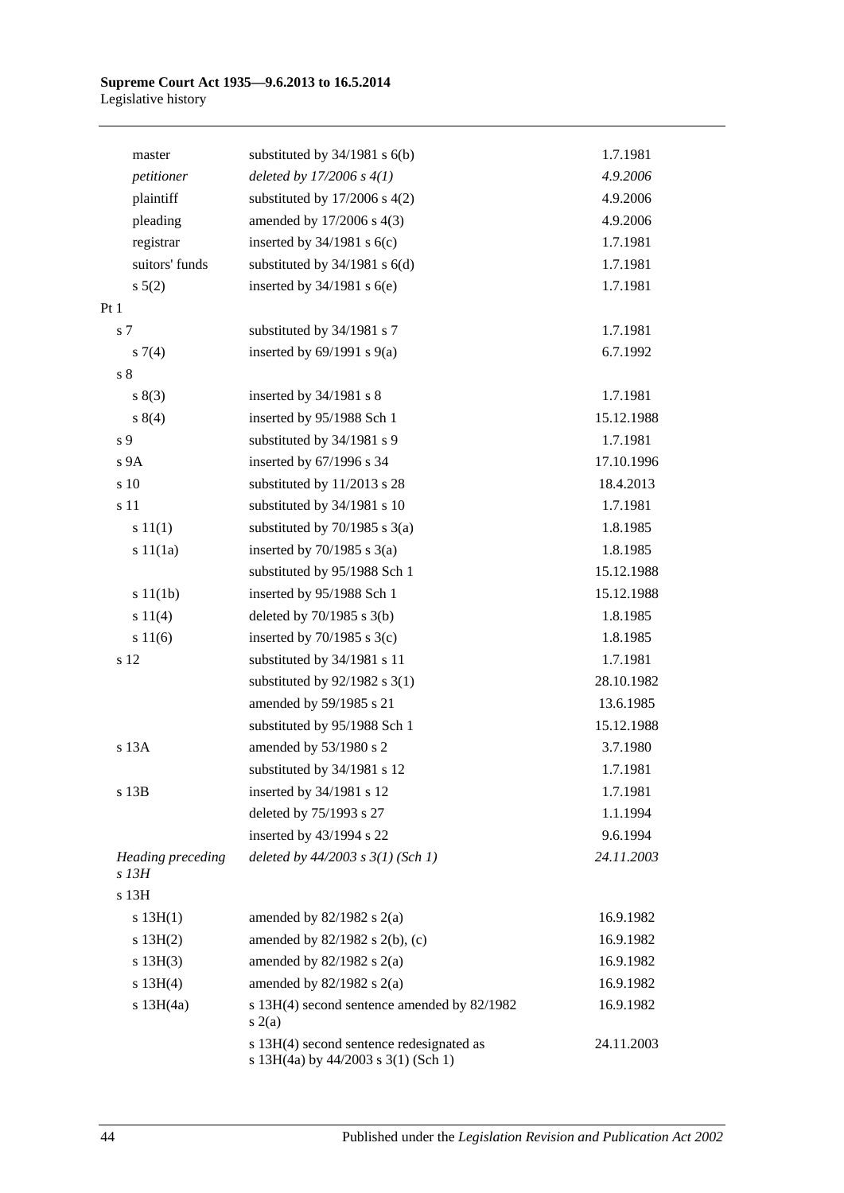| | | |
|---|---|---|
| master | substituted by 34/1981 s 6(b) | 1.7.1981 |
| *petitioner* | *deleted by 17/2006 s 4(1)* | *4.9.2006* |
| plaintiff | substituted by 17/2006 s 4(2) | 4.9.2006 |
| pleading | amended by 17/2006 s 4(3) | 4.9.2006 |
| registrar | inserted by 34/1981 s 6(c) | 1.7.1981 |
| suitors' funds | substituted by 34/1981 s 6(d) | 1.7.1981 |
| s 5(2) | inserted by 34/1981 s 6(e) | 1.7.1981 |
| Pt 1 | | |
| s 7 | substituted by 34/1981 s 7 | 1.7.1981 |
| s 7(4) | inserted by 69/1991 s 9(a) | 6.7.1992 |
| s 8 | | |
| s 8(3) | inserted by 34/1981 s 8 | 1.7.1981 |
| s 8(4) | inserted by 95/1988 Sch 1 | 15.12.1988 |
| s 9 | substituted by 34/1981 s 9 | 1.7.1981 |
| s 9A | inserted by 67/1996 s 34 | 17.10.1996 |
| s 10 | substituted by 11/2013 s 28 | 18.4.2013 |
| s 11 | substituted by 34/1981 s 10 | 1.7.1981 |
| s 11(1) | substituted by 70/1985 s 3(a) | 1.8.1985 |
| s 11(1a) | inserted by 70/1985 s 3(a) | 1.8.1985 |
| | substituted by 95/1988 Sch 1 | 15.12.1988 |
| s 11(1b) | inserted by 95/1988 Sch 1 | 15.12.1988 |
| s 11(4) | deleted by 70/1985 s 3(b) | 1.8.1985 |
| s 11(6) | inserted by 70/1985 s 3(c) | 1.8.1985 |
| s 12 | substituted by 34/1981 s 11 | 1.7.1981 |
| | substituted by 92/1982 s 3(1) | 28.10.1982 |
| | amended by 59/1985 s 21 | 13.6.1985 |
| | substituted by 95/1988 Sch 1 | 15.12.1988 |
| s 13A | amended by 53/1980 s 2 | 3.7.1980 |
| | substituted by 34/1981 s 12 | 1.7.1981 |
| s 13B | inserted by 34/1981 s 12 | 1.7.1981 |
| | deleted by 75/1993 s 27 | 1.1.1994 |
| | inserted by 43/1994 s 22 | 9.6.1994 |
| *Heading preceding s 13H* | *deleted by 44/2003 s 3(1) (Sch 1)* | *24.11.2003* |
| s 13H | | |
| s 13H(1) | amended by 82/1982 s 2(a) | 16.9.1982 |
| s 13H(2) | amended by 82/1982 s 2(b), (c) | 16.9.1982 |
| s 13H(3) | amended by 82/1982 s 2(a) | 16.9.1982 |
| s 13H(4) | amended by 82/1982 s 2(a) | 16.9.1982 |
| s 13H(4a) | s 13H(4) second sentence amended by 82/1982 s 2(a) | 16.9.1982 |
| | s 13H(4) second sentence redesignated as s 13H(4a) by 44/2003 s 3(1) (Sch 1) | 24.11.2003 |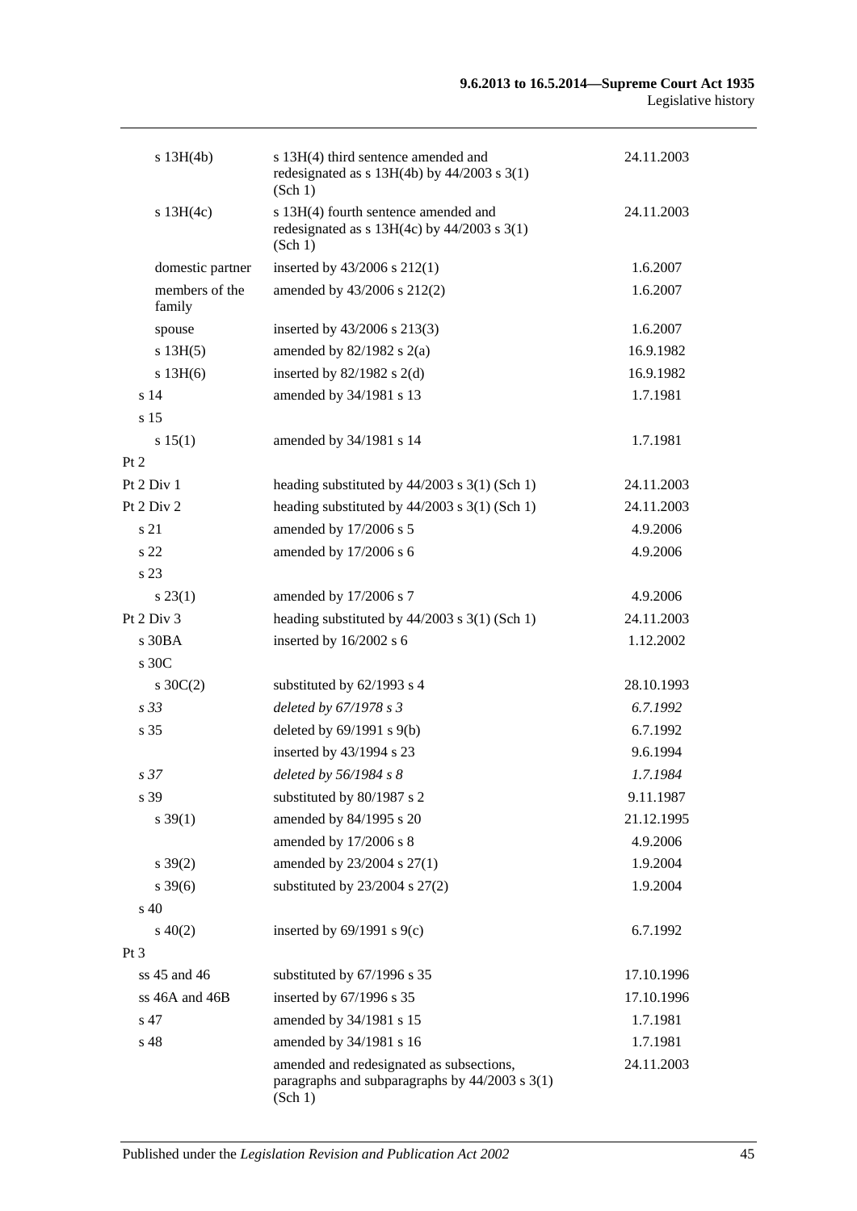| | | |
|---|---|---|
| s 13H(4b) | s 13H(4) third sentence amended and redesignated as s 13H(4b) by 44/2003 s 3(1) (Sch 1) | 24.11.2003 |
| s 13H(4c) | s 13H(4) fourth sentence amended and redesignated as s 13H(4c) by 44/2003 s 3(1) (Sch 1) | 24.11.2003 |
| domestic partner | inserted by 43/2006 s 212(1) | 1.6.2007 |
| members of the family | amended by 43/2006 s 212(2) | 1.6.2007 |
| spouse | inserted by 43/2006 s 213(3) | 1.6.2007 |
| s 13H(5) | amended by 82/1982 s 2(a) | 16.9.1982 |
| s 13H(6) | inserted by 82/1982 s 2(d) | 16.9.1982 |
| s 14 | amended by 34/1981 s 13 | 1.7.1981 |
| s 15 | | |
| s 15(1) | amended by 34/1981 s 14 | 1.7.1981 |
| Pt 2 | | |
| Pt 2 Div 1 | heading substituted by 44/2003 s 3(1) (Sch 1) | 24.11.2003 |
| Pt 2 Div 2 | heading substituted by 44/2003 s 3(1) (Sch 1) | 24.11.2003 |
| s 21 | amended by 17/2006 s 5 | 4.9.2006 |
| s 22 | amended by 17/2006 s 6 | 4.9.2006 |
| s 23 | | |
| s 23(1) | amended by 17/2006 s 7 | 4.9.2006 |
| Pt 2 Div 3 | heading substituted by 44/2003 s 3(1) (Sch 1) | 24.11.2003 |
| s 30BA | inserted by 16/2002 s 6 | 1.12.2002 |
| s 30C | | |
| s 30C(2) | substituted by 62/1993 s 4 | 28.10.1993 |
| *s 33* | *deleted by 67/1978 s 3* | *6.7.1992* |
| s 35 | deleted by 69/1991 s 9(b) | 6.7.1992 |
| | inserted by 43/1994 s 23 | 9.6.1994 |
| *s 37* | *deleted by 56/1984 s 8* | *1.7.1984* |
| s 39 | substituted by 80/1987 s 2 | 9.11.1987 |
| s 39(1) | amended by 84/1995 s 20 | 21.12.1995 |
| | amended by 17/2006 s 8 | 4.9.2006 |
| s 39(2) | amended by 23/2004 s 27(1) | 1.9.2004 |
| s 39(6) | substituted by 23/2004 s 27(2) | 1.9.2004 |
| s 40 | | |
| s 40(2) | inserted by 69/1991 s 9(c) | 6.7.1992 |
| Pt 3 | | |
| ss 45 and 46 | substituted by 67/1996 s 35 | 17.10.1996 |
| ss 46A and 46B | inserted by 67/1996 s 35 | 17.10.1996 |
| s 47 | amended by 34/1981 s 15 | 1.7.1981 |
| s 48 | amended by 34/1981 s 16 | 1.7.1981 |
| | amended and redesignated as subsections, paragraphs and subparagraphs by 44/2003 s 3(1) (Sch 1) | 24.11.2003 |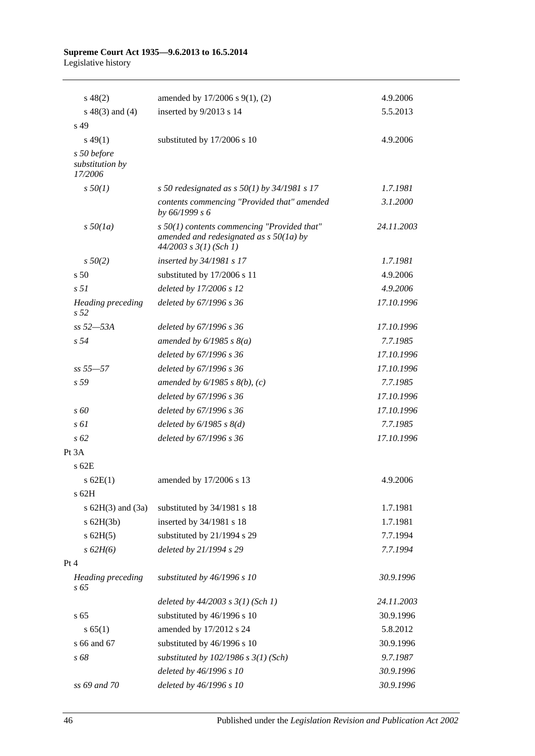| | | |
|---|---|---|
| s 48(2) | amended by 17/2006 s 9(1), (2) | 4.9.2006 |
| s 48(3) and (4) | inserted by 9/2013 s 14 | 5.5.2013 |
| s 49 | | |
| s 49(1) | substituted by 17/2006 s 10 | 4.9.2006 |
| *s 50 before substitution by 17/2006* | | |
| *s 50(1)* | *s 50 redesignated as s 50(1) by 34/1981 s 17* | *1.7.1981* |
| | *contents commencing "Provided that" amended by 66/1999 s 6* | *3.1.2000* |
| *s 50(1a)* | *s 50(1) contents commencing "Provided that" amended and redesignated as s 50(1a) by 44/2003 s 3(1) (Sch 1)* | *24.11.2003* |
| *s 50(2)* | *inserted by 34/1981 s 17* | *1.7.1981* |
| s 50 | substituted by 17/2006 s 11 | 4.9.2006 |
| *s 51* | *deleted by 17/2006 s 12* | *4.9.2006* |
| *Heading preceding s 52* | *deleted by 67/1996 s 36* | *17.10.1996* |
| *ss 52—53A* | *deleted by 67/1996 s 36* | *17.10.1996* |
| *s 54* | *amended by 6/1985 s 8(a)* | *7.7.1985* |
| | *deleted by 67/1996 s 36* | *17.10.1996* |
| *ss 55—57* | *deleted by 67/1996 s 36* | *17.10.1996* |
| *s 59* | *amended by 6/1985 s 8(b), (c)* | *7.7.1985* |
| | *deleted by 67/1996 s 36* | *17.10.1996* |
| *s 60* | *deleted by 67/1996 s 36* | *17.10.1996* |
| *s 61* | *deleted by 6/1985 s 8(d)* | *7.7.1985* |
| *s 62* | *deleted by 67/1996 s 36* | *17.10.1996* |
| Pt 3A | | |
| s 62E | | |
| s 62E(1) | amended by 17/2006 s 13 | 4.9.2006 |
| s 62H | | |
| s 62H(3) and (3a) | substituted by 34/1981 s 18 | 1.7.1981 |
| s 62H(3b) | inserted by 34/1981 s 18 | 1.7.1981 |
| s 62H(5) | substituted by 21/1994 s 29 | 7.7.1994 |
| *s 62H(6)* | *deleted by 21/1994 s 29* | *7.7.1994* |
| Pt 4 | | |
| *Heading preceding s 65* | *substituted by 46/1996 s 10* | *30.9.1996* |
| | *deleted by 44/2003 s 3(1) (Sch 1)* | *24.11.2003* |
| s 65 | substituted by 46/1996 s 10 | 30.9.1996 |
| s 65(1) | amended by 17/2012 s 24 | 5.8.2012 |
| s 66 and 67 | substituted by 46/1996 s 10 | 30.9.1996 |
| *s 68* | *substituted by 102/1986 s 3(1) (Sch)* | *9.7.1987* |
| | *deleted by 46/1996 s 10* | *30.9.1996* |
| *ss 69 and 70* | *deleted by 46/1996 s 10* | *30.9.1996* |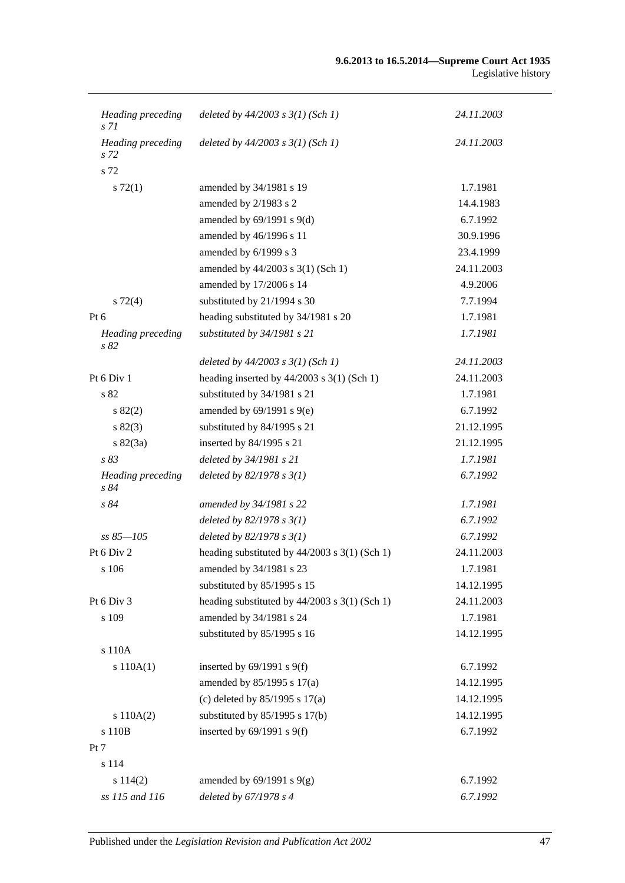| | | |
|---|---|---|
| *Heading preceding s 71* | *deleted by 44/2003 s 3(1) (Sch 1)* | *24.11.2003* |
| *Heading preceding s 72* | *deleted by 44/2003 s 3(1) (Sch 1)* | *24.11.2003* |
| s 72 | | |
| s 72(1) | amended by 34/1981 s 19 | 1.7.1981 |
| | amended by 2/1983 s 2 | 14.4.1983 |
| | amended by 69/1991 s 9(d) | 6.7.1992 |
| | amended by 46/1996 s 11 | 30.9.1996 |
| | amended by 6/1999 s 3 | 23.4.1999 |
| | amended by 44/2003 s 3(1) (Sch 1) | 24.11.2003 |
| | amended by 17/2006 s 14 | 4.9.2006 |
| s 72(4) | substituted by 21/1994 s 30 | 7.7.1994 |
| Pt 6 | heading substituted by 34/1981 s 20 | 1.7.1981 |
| *Heading preceding s 82* | *substituted by 34/1981 s 21* | *1.7.1981* |
| | *deleted by 44/2003 s 3(1) (Sch 1)* | *24.11.2003* |
| Pt 6 Div 1 | heading inserted by 44/2003 s 3(1) (Sch 1) | 24.11.2003 |
| s 82 | substituted by 34/1981 s 21 | 1.7.1981 |
| s 82(2) | amended by 69/1991 s 9(e) | 6.7.1992 |
| s 82(3) | substituted by 84/1995 s 21 | 21.12.1995 |
| s 82(3a) | inserted by 84/1995 s 21 | 21.12.1995 |
| *s 83* | *deleted by 34/1981 s 21* | *1.7.1981* |
| *Heading preceding s 84* | *deleted by 82/1978 s 3(1)* | *6.7.1992* |
| *s 84* | *amended by 34/1981 s 22* | *1.7.1981* |
| | *deleted by 82/1978 s 3(1)* | *6.7.1992* |
| *ss 85—105* | *deleted by 82/1978 s 3(1)* | *6.7.1992* |
| Pt 6 Div 2 | heading substituted by 44/2003 s 3(1) (Sch 1) | 24.11.2003 |
| s 106 | amended by 34/1981 s 23 | 1.7.1981 |
| | substituted by 85/1995 s 15 | 14.12.1995 |
| Pt 6 Div 3 | heading substituted by 44/2003 s 3(1) (Sch 1) | 24.11.2003 |
| s 109 | amended by 34/1981 s 24 | 1.7.1981 |
| | substituted by 85/1995 s 16 | 14.12.1995 |
| s 110A | | |
| s 110A(1) | inserted by 69/1991 s 9(f) | 6.7.1992 |
| | amended by 85/1995 s 17(a) | 14.12.1995 |
| | (c) deleted by 85/1995 s 17(a) | 14.12.1995 |
| s 110A(2) | substituted by 85/1995 s 17(b) | 14.12.1995 |
| s 110B | inserted by 69/1991 s 9(f) | 6.7.1992 |
| Pt 7 | | |
| s 114 | | |
| s 114(2) | amended by 69/1991 s 9(g) | 6.7.1992 |
| *ss 115 and 116* | *deleted by 67/1978 s 4* | *6.7.1992* |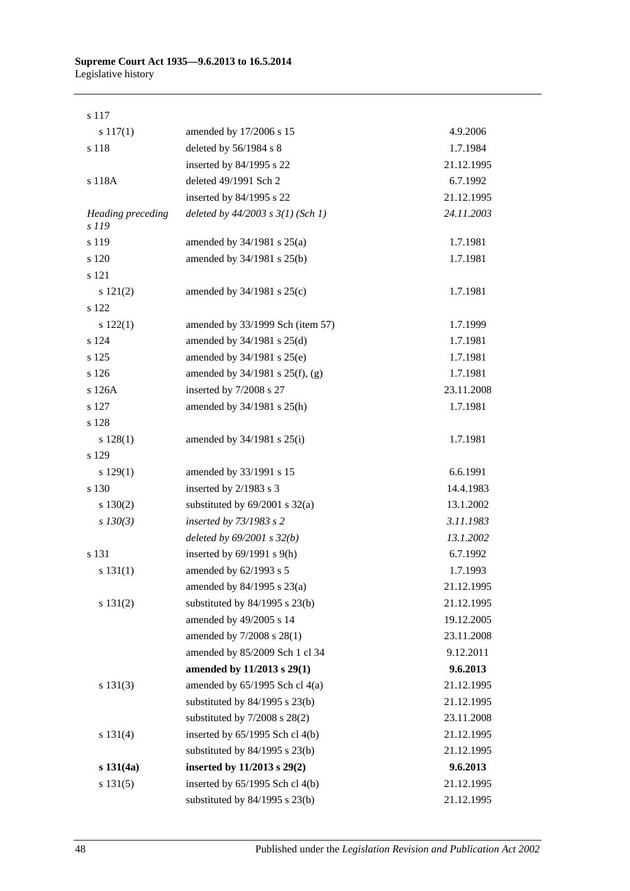| | | |
|---|---|---|
| s 117 | | |
| s 117(1) | amended by 17/2006 s 15 | 4.9.2006 |
| s 118 | deleted by 56/1984 s 8 | 1.7.1984 |
| | inserted by 84/1995 s 22 | 21.12.1995 |
| s 118A | deleted 49/1991 Sch 2 | 6.7.1992 |
| | inserted by 84/1995 s 22 | 21.12.1995 |
| *Heading preceding s 119* | *deleted by 44/2003 s 3(1) (Sch 1)* | *24.11.2003* |
| s 119 | amended by 34/1981 s 25(a) | 1.7.1981 |
| s 120 | amended by 34/1981 s 25(b) | 1.7.1981 |
| s 121 | | |
| s 121(2) | amended by 34/1981 s 25(c) | 1.7.1981 |
| s 122 | | |
| s 122(1) | amended by 33/1999 Sch (item 57) | 1.7.1999 |
| s 124 | amended by 34/1981 s 25(d) | 1.7.1981 |
| s 125 | amended by 34/1981 s 25(e) | 1.7.1981 |
| s 126 | amended by 34/1981 s 25(f), (g) | 1.7.1981 |
| s 126A | inserted by 7/2008 s 27 | 23.11.2008 |
| s 127 | amended by 34/1981 s 25(h) | 1.7.1981 |
| s 128 | | |
| s 128(1) | amended by 34/1981 s 25(i) | 1.7.1981 |
| s 129 | | |
| s 129(1) | amended by 33/1991 s 15 | 6.6.1991 |
| s 130 | inserted by 2/1983 s 3 | 14.4.1983 |
| s 130(2) | substituted by 69/2001 s 32(a) | 13.1.2002 |
| *s 130(3)* | *inserted by 73/1983 s 2* | *3.11.1983* |
| | *deleted by 69/2001 s 32(b)* | *13.1.2002* |
| s 131 | inserted by 69/1991 s 9(h) | 6.7.1992 |
| s 131(1) | amended by 62/1993 s 5 | 1.7.1993 |
| | amended by 84/1995 s 23(a) | 21.12.1995 |
| s 131(2) | substituted by 84/1995 s 23(b) | 21.12.1995 |
| | amended by 49/2005 s 14 | 19.12.2005 |
| | amended by 7/2008 s 28(1) | 23.11.2008 |
| | amended by 85/2009 Sch 1 cl 34 | 9.12.2011 |
| | **amended by 11/2013 s 29(1)** | **9.6.2013** |
| s 131(3) | amended by 65/1995 Sch cl 4(a) | 21.12.1995 |
| | substituted by 84/1995 s 23(b) | 21.12.1995 |
| | substituted by 7/2008 s 28(2) | 23.11.2008 |
| s 131(4) | inserted by 65/1995 Sch cl 4(b) | 21.12.1995 |
| | substituted by 84/1995 s 23(b) | 21.12.1995 |
| **s 131(4a)** | **inserted by 11/2013 s 29(2)** | **9.6.2013** |
| s 131(5) | inserted by 65/1995 Sch cl 4(b) | 21.12.1995 |
| | substituted by 84/1995 s 23(b) | 21.12.1995 |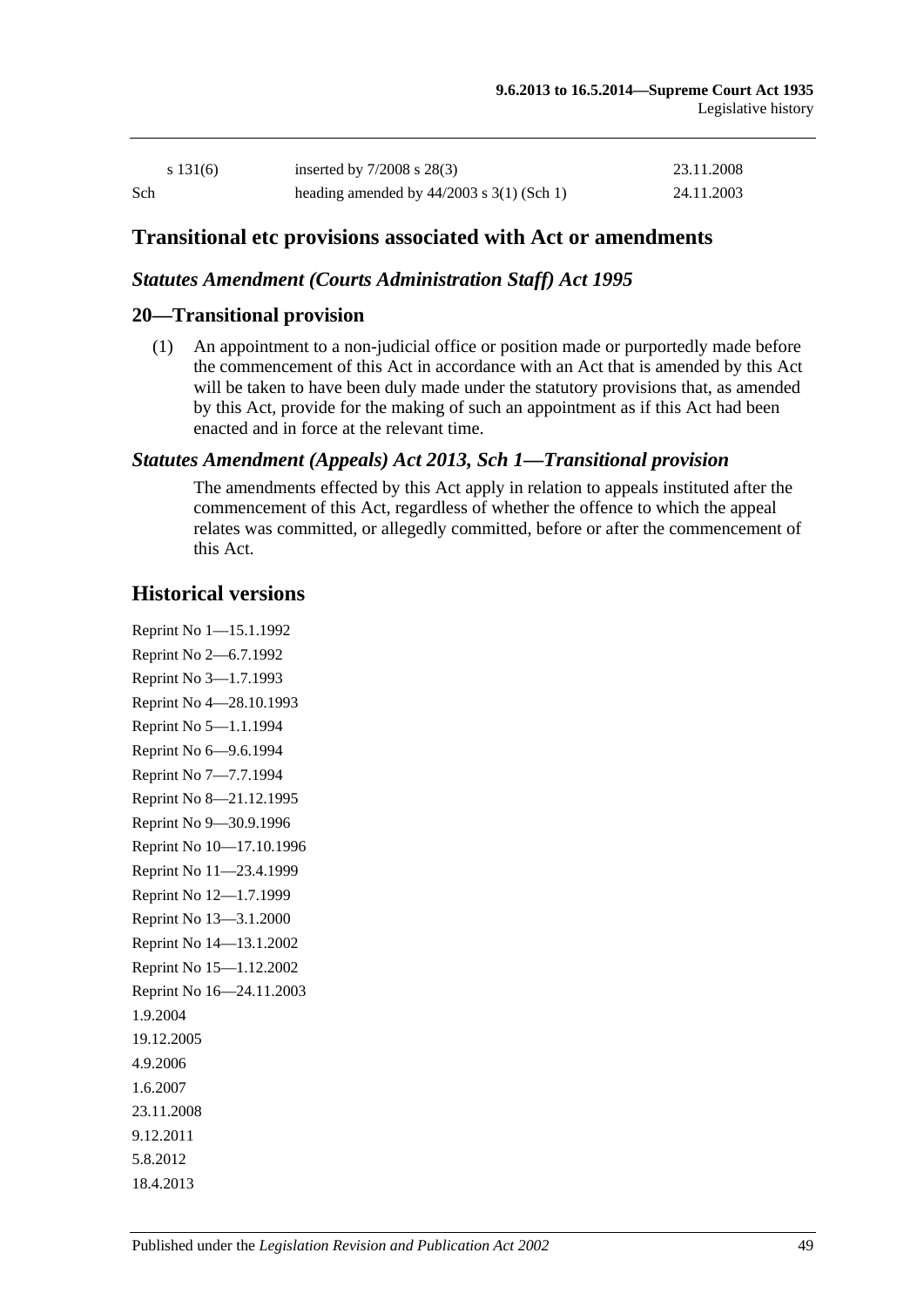| | | |
|---|---|---|
| s 131(6) | inserted by 7/2008 s 28(3) | 23.11.2008 |
| Sch | heading amended by 44/2003 s 3(1) (Sch 1) | 24.11.2003 |

## Transitional etc provisions associated with Act or amendments

### *Statutes Amendment (Courts Administration Staff) Act 1995*

### 20—Transitional provision

(1) An appointment to a non-judicial office or position made or purportedly made before the commencement of this Act in accordance with an Act that is amended by this Act will be taken to have been duly made under the statutory provisions that, as amended by this Act, provide for the making of such an appointment as if this Act had been enacted and in force at the relevant time.

### *Statutes Amendment (Appeals) Act 2013, Sch 1—Transitional provision*

The amendments effected by this Act apply in relation to appeals instituted after the commencement of this Act, regardless of whether the offence to which the appeal relates was committed, or allegedly committed, before or after the commencement of this Act.

## Historical versions

Reprint No 1—15.1.1992
Reprint No 2—6.7.1992
Reprint No 3—1.7.1993
Reprint No 4—28.10.1993
Reprint No 5—1.1.1994
Reprint No 6—9.6.1994
Reprint No 7—7.7.1994
Reprint No 8—21.12.1995
Reprint No 9—30.9.1996
Reprint No 10—17.10.1996
Reprint No 11—23.4.1999
Reprint No 12—1.7.1999
Reprint No 13—3.1.2000
Reprint No 14—13.1.2002
Reprint No 15—1.12.2002
Reprint No 16—24.11.2003
1.9.2004
19.12.2005
4.9.2006
1.6.2007
23.11.2008
9.12.2011
5.8.2012
18.4.2013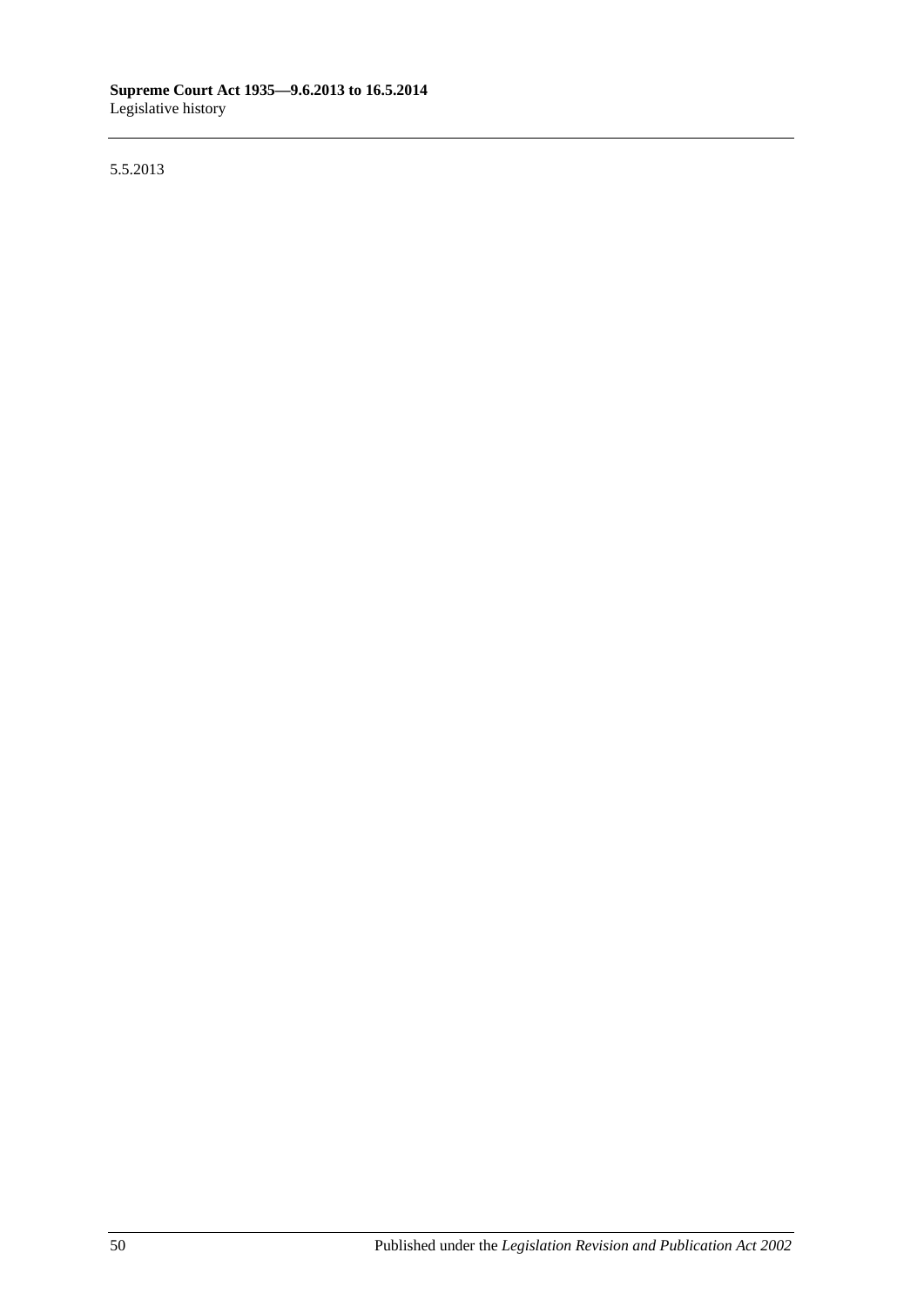5.5.2013